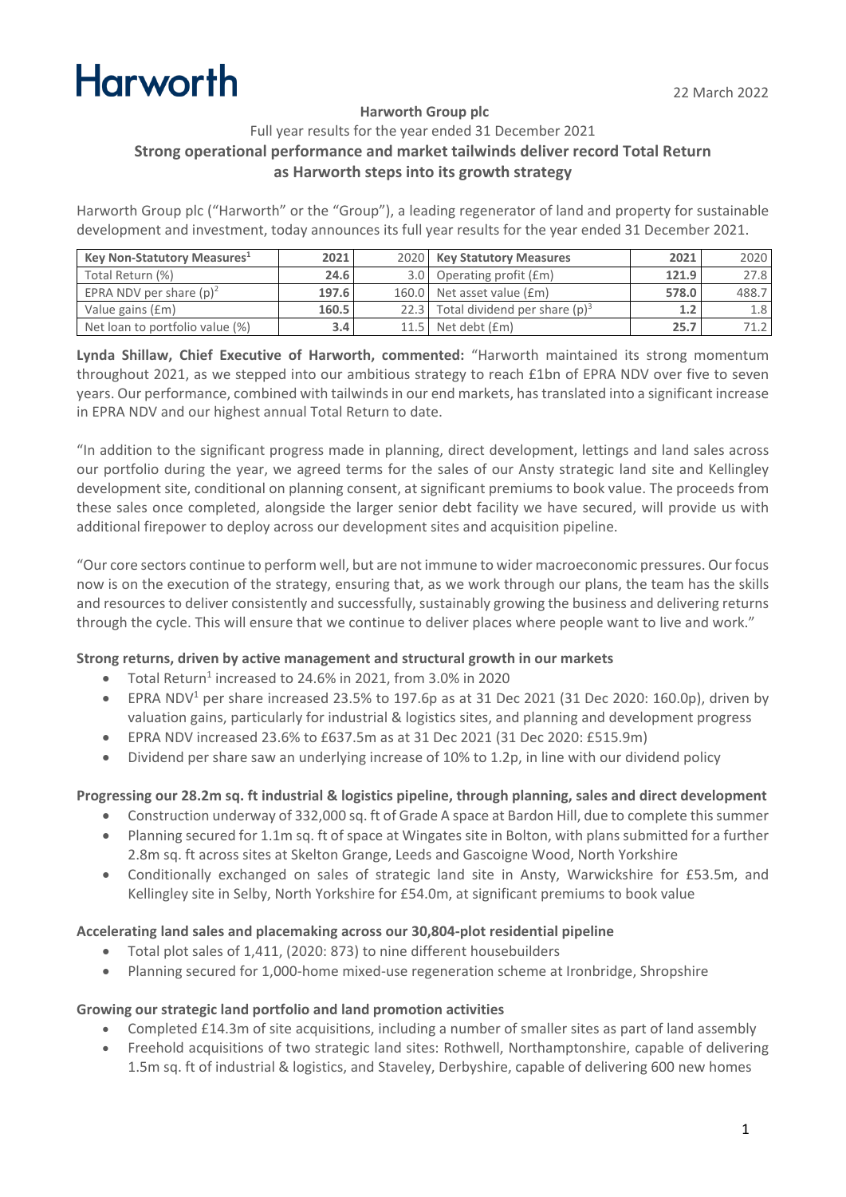Harworth

22 March 2022

**Harworth Group plc**

Full year results for the year ended 31 December 2021

**Strong operational performance and market tailwinds deliver record Total Return as Harworth steps into its growth strategy**

Harworth Group plc ("Harworth" or the "Group"), a leading regenerator of land and property for sustainable development and investment, today announces its full year results for the year ended 31 December 2021.

| Key Non-Statutory Measures[1] | 2021 | 2020 | Key Statutory Measures | 2021 | 2020 |
|---|---|---|---|---|---|
| Total Return (%) | **24.6** | 3.0 | Operating profit (£m) | **121.9** | 27.8 |
| EPRA NDV per share (p)[2] | **197.6** | 160.0 | Net asset value (£m) | **578.0** | 488.7 |
| Value gains (£m) | **160.5** | 22.3 | Total dividend per share (p)[3] | **1.2** | 1.8 |
| Net loan to portfolio value (%) | **3.4** | 11.5 | Net debt (£m) | **25.7** | 71.2 |

**Lynda Shillaw, Chief Executive of Harworth, commented:** "Harworth maintained its strong momentum throughout 2021, as we stepped into our ambitious strategy to reach £1bn of EPRA NDV over five to seven years. Our performance, combined with tailwinds in our end markets, has translated into a significant increase in EPRA NDV and our highest annual Total Return to date.

"In addition to the significant progress made in planning, direct development, lettings and land sales across our portfolio during the year, we agreed terms for the sales of our Ansty strategic land site and Kellingley development site, conditional on planning consent, at significant premiums to book value. The proceeds from these sales once completed, alongside the larger senior debt facility we have secured, will provide us with additional firepower to deploy across our development sites and acquisition pipeline.

"Our core sectors continue to perform well, but are not immune to wider macroeconomic pressures. Our focus now is on the execution of the strategy, ensuring that, as we work through our plans, the team has the skills and resources to deliver consistently and successfully, sustainably growing the business and delivering returns through the cycle. This will ensure that we continue to deliver places where people want to live and work."

**Strong returns, driven by active management and structural growth in our markets**

- Total Return[1] increased to 24.6% in 2021, from 3.0% in 2020
- EPRA NDV[1] per share increased 23.5% to 197.6p as at 31 Dec 2021 (31 Dec 2020: 160.0p), driven by valuation gains, particularly for industrial & logistics sites, and planning and development progress
- EPRA NDV increased 23.6% to £637.5m as at 31 Dec 2021 (31 Dec 2020: £515.9m)
- Dividend per share saw an underlying increase of 10% to 1.2p, in line with our dividend policy

**Progressing our 28.2m sq. ft industrial & logistics pipeline, through planning, sales and direct development**

- Construction underway of 332,000 sq. ft of Grade A space at Bardon Hill, due to complete this summer
- Planning secured for 1.1m sq. ft of space at Wingates site in Bolton, with plans submitted for a further 2.8m sq. ft across sites at Skelton Grange, Leeds and Gascoigne Wood, North Yorkshire
- Conditionally exchanged on sales of strategic land site in Ansty, Warwickshire for £53.5m, and Kellingley site in Selby, North Yorkshire for £54.0m, at significant premiums to book value

**Accelerating land sales and placemaking across our 30,804-plot residential pipeline**

- Total plot sales of 1,411, (2020: 873) to nine different housebuilders
- Planning secured for 1,000-home mixed-use regeneration scheme at Ironbridge, Shropshire

**Growing our strategic land portfolio and land promotion activities**

- Completed £14.3m of site acquisitions, including a number of smaller sites as part of land assembly
- Freehold acquisitions of two strategic land sites: Rothwell, Northamptonshire, capable of delivering 1.5m sq. ft of industrial & logistics, and Staveley, Derbyshire, capable of delivering 600 new homes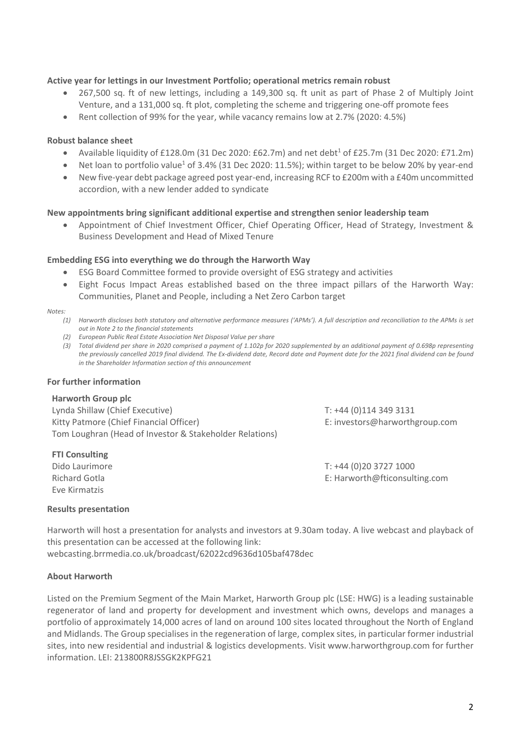**Active year for lettings in our Investment Portfolio; operational metrics remain robust**

- 267,500 sq. ft of new lettings, including a 149,300 sq. ft unit as part of Phase 2 of Multiply Joint Venture, and a 131,000 sq. ft plot, completing the scheme and triggering one-off promote fees
- Rent collection of 99% for the year, while vacancy remains low at 2.7% (2020: 4.5%)

**Robust balance sheet**

- Available liquidity of £128.0m (31 Dec 2020: £62.7m) and net debt[1] of £25.7m (31 Dec 2020: £71.2m)
- Net loan to portfolio value[1] of 3.4% (31 Dec 2020: 11.5%); within target to be below 20% by year-end
- New five-year debt package agreed post year-end, increasing RCF to £200m with a £40m uncommitted accordion, with a new lender added to syndicate

**New appointments bring significant additional expertise and strengthen senior leadership team**

- Appointment of Chief Investment Officer, Chief Operating Officer, Head of Strategy, Investment & Business Development and Head of Mixed Tenure

**Embedding ESG into everything we do through the Harworth Way**

- ESG Board Committee formed to provide oversight of ESG strategy and activities
- Eight Focus Impact Areas established based on the three impact pillars of the Harworth Way: Communities, Planet and People, including a Net Zero Carbon target

*Notes:*

*(1) Harworth discloses both statutory and alternative performance measures ('APMs'). A full description and reconciliation to the APMs is set out in Note 2 to the financial statements*

*(2) European Public Real Estate Association Net Disposal Value per share*

*(3) Total dividend per share in 2020 comprised a payment of 1.102p for 2020 supplemented by an additional payment of 0.698p representing the previously cancelled 2019 final dividend. The Ex-dividend date, Record date and Payment date for the 2021 final dividend can be found in the Shareholder Information section of this announcement*

**For further information**

**Harworth Group plc**

Lynda Shillaw (Chief Executive)
Kitty Patmore (Chief Financial Officer)
Tom Loughran (Head of Investor & Stakeholder Relations)

T: +44 (0)114 349 3131
E: investors@harworthgroup.com

**FTI Consulting**

Dido Laurimore
Richard Gotla
Eve Kirmatzis

T: +44 (0)20 3727 1000
E: Harworth@fticonsulting.com

**Results presentation**

Harworth will host a presentation for analysts and investors at 9.30am today. A live webcast and playback of this presentation can be accessed at the following link:
webcasting.brrmedia.co.uk/broadcast/62022cd9636d105baf478dec

**About Harworth**

Listed on the Premium Segment of the Main Market, Harworth Group plc (LSE: HWG) is a leading sustainable regenerator of land and property for development and investment which owns, develops and manages a portfolio of approximately 14,000 acres of land on around 100 sites located throughout the North of England and Midlands. The Group specialises in the regeneration of large, complex sites, in particular former industrial sites, into new residential and industrial & logistics developments. Visit www.harworthgroup.com for further information. LEI: 213800R8JSSGK2KPFG21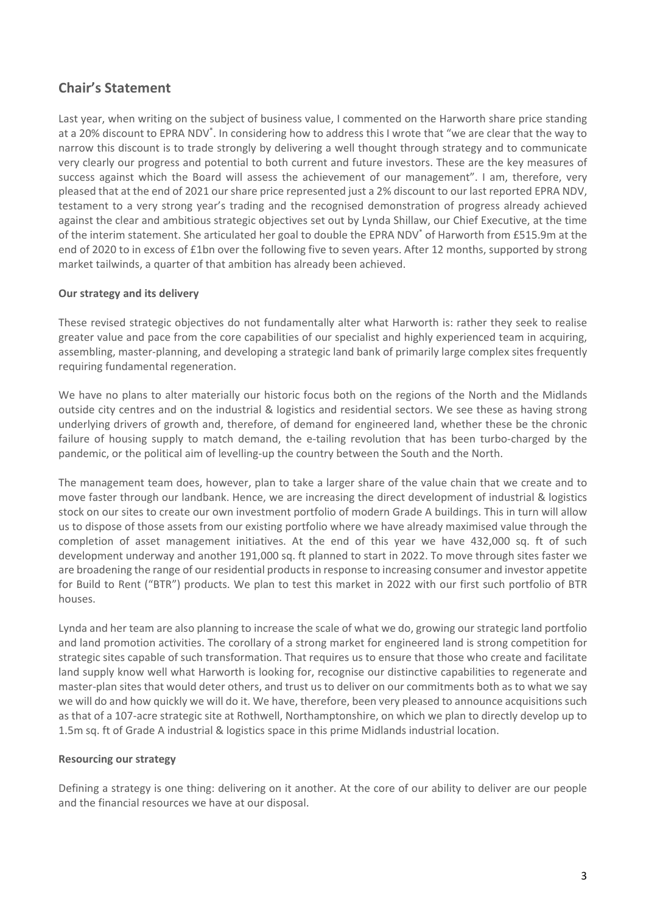## Chair's Statement

Last year, when writing on the subject of business value, I commented on the Harworth share price standing at a 20% discount to EPRA NDV*. In considering how to address this I wrote that "we are clear that the way to narrow this discount is to trade strongly by delivering a well thought through strategy and to communicate very clearly our progress and potential to both current and future investors. These are the key measures of success against which the Board will assess the achievement of our management". I am, therefore, very pleased that at the end of 2021 our share price represented just a 2% discount to our last reported EPRA NDV, testament to a very strong year's trading and the recognised demonstration of progress already achieved against the clear and ambitious strategic objectives set out by Lynda Shillaw, our Chief Executive, at the time of the interim statement. She articulated her goal to double the EPRA NDV* of Harworth from £515.9m at the end of 2020 to in excess of £1bn over the following five to seven years. After 12 months, supported by strong market tailwinds, a quarter of that ambition has already been achieved.

**Our strategy and its delivery**

These revised strategic objectives do not fundamentally alter what Harworth is: rather they seek to realise greater value and pace from the core capabilities of our specialist and highly experienced team in acquiring, assembling, master-planning, and developing a strategic land bank of primarily large complex sites frequently requiring fundamental regeneration.

We have no plans to alter materially our historic focus both on the regions of the North and the Midlands outside city centres and on the industrial & logistics and residential sectors. We see these as having strong underlying drivers of growth and, therefore, of demand for engineered land, whether these be the chronic failure of housing supply to match demand, the e-tailing revolution that has been turbo-charged by the pandemic, or the political aim of levelling-up the country between the South and the North.

The management team does, however, plan to take a larger share of the value chain that we create and to move faster through our landbank. Hence, we are increasing the direct development of industrial & logistics stock on our sites to create our own investment portfolio of modern Grade A buildings. This in turn will allow us to dispose of those assets from our existing portfolio where we have already maximised value through the completion of asset management initiatives. At the end of this year we have 432,000 sq. ft of such development underway and another 191,000 sq. ft planned to start in 2022. To move through sites faster we are broadening the range of our residential products in response to increasing consumer and investor appetite for Build to Rent ("BTR") products. We plan to test this market in 2022 with our first such portfolio of BTR houses.

Lynda and her team are also planning to increase the scale of what we do, growing our strategic land portfolio and land promotion activities. The corollary of a strong market for engineered land is strong competition for strategic sites capable of such transformation. That requires us to ensure that those who create and facilitate land supply know well what Harworth is looking for, recognise our distinctive capabilities to regenerate and master-plan sites that would deter others, and trust us to deliver on our commitments both as to what we say we will do and how quickly we will do it. We have, therefore, been very pleased to announce acquisitions such as that of a 107-acre strategic site at Rothwell, Northamptonshire, on which we plan to directly develop up to 1.5m sq. ft of Grade A industrial & logistics space in this prime Midlands industrial location.

**Resourcing our strategy**

Defining a strategy is one thing: delivering on it another. At the core of our ability to deliver are our people and the financial resources we have at our disposal.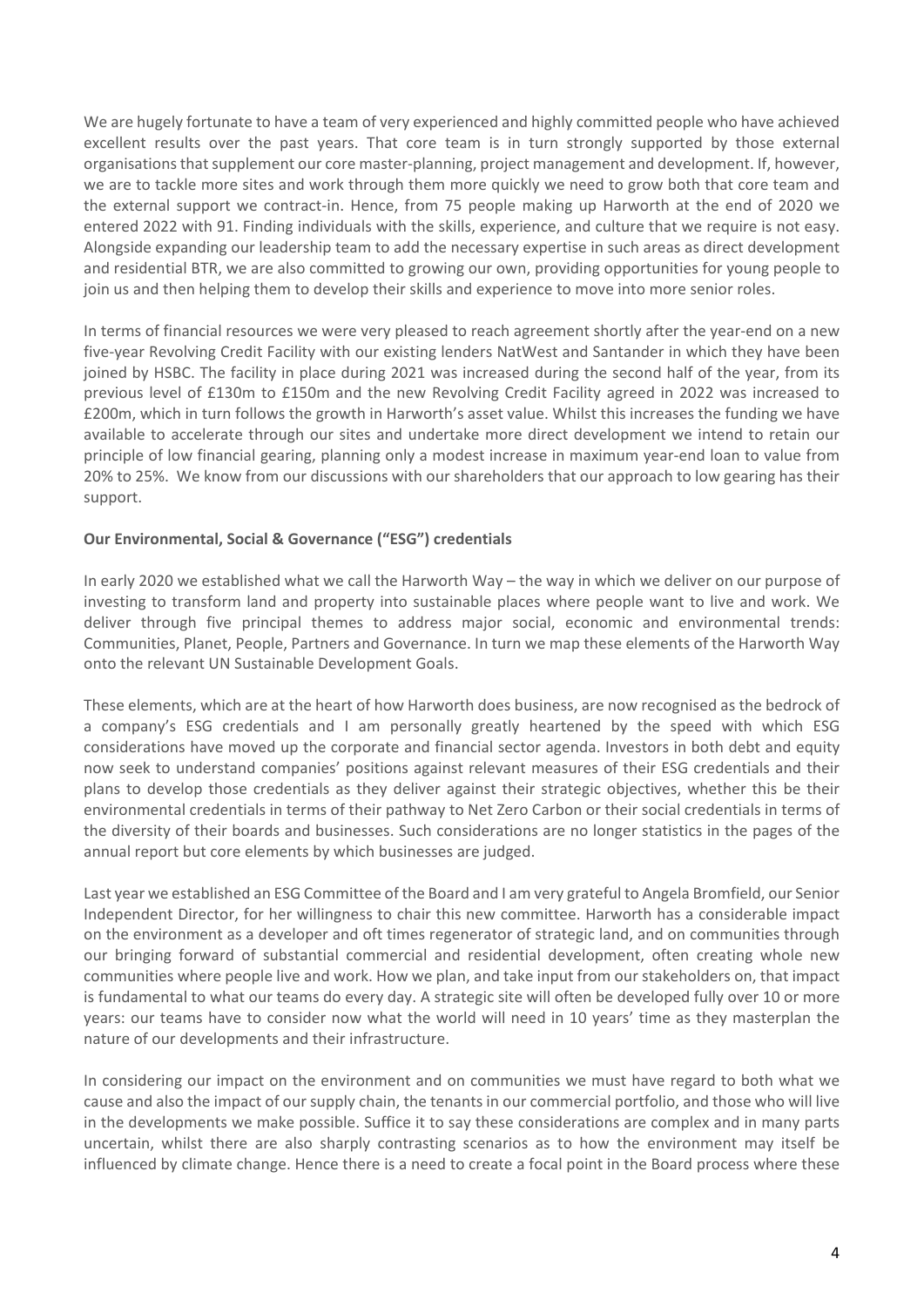We are hugely fortunate to have a team of very experienced and highly committed people who have achieved excellent results over the past years. That core team is in turn strongly supported by those external organisations that supplement our core master-planning, project management and development. If, however, we are to tackle more sites and work through them more quickly we need to grow both that core team and the external support we contract-in. Hence, from 75 people making up Harworth at the end of 2020 we entered 2022 with 91. Finding individuals with the skills, experience, and culture that we require is not easy. Alongside expanding our leadership team to add the necessary expertise in such areas as direct development and residential BTR, we are also committed to growing our own, providing opportunities for young people to join us and then helping them to develop their skills and experience to move into more senior roles.

In terms of financial resources we were very pleased to reach agreement shortly after the year-end on a new five-year Revolving Credit Facility with our existing lenders NatWest and Santander in which they have been joined by HSBC. The facility in place during 2021 was increased during the second half of the year, from its previous level of £130m to £150m and the new Revolving Credit Facility agreed in 2022 was increased to £200m, which in turn follows the growth in Harworth's asset value. Whilst this increases the funding we have available to accelerate through our sites and undertake more direct development we intend to retain our principle of low financial gearing, planning only a modest increase in maximum year-end loan to value from 20% to 25%. We know from our discussions with our shareholders that our approach to low gearing has their support.

**Our Environmental, Social & Governance ("ESG") credentials**

In early 2020 we established what we call the Harworth Way – the way in which we deliver on our purpose of investing to transform land and property into sustainable places where people want to live and work. We deliver through five principal themes to address major social, economic and environmental trends: Communities, Planet, People, Partners and Governance. In turn we map these elements of the Harworth Way onto the relevant UN Sustainable Development Goals.

These elements, which are at the heart of how Harworth does business, are now recognised as the bedrock of a company's ESG credentials and I am personally greatly heartened by the speed with which ESG considerations have moved up the corporate and financial sector agenda. Investors in both debt and equity now seek to understand companies' positions against relevant measures of their ESG credentials and their plans to develop those credentials as they deliver against their strategic objectives, whether this be their environmental credentials in terms of their pathway to Net Zero Carbon or their social credentials in terms of the diversity of their boards and businesses. Such considerations are no longer statistics in the pages of the annual report but core elements by which businesses are judged.

Last year we established an ESG Committee of the Board and I am very grateful to Angela Bromfield, our Senior Independent Director, for her willingness to chair this new committee. Harworth has a considerable impact on the environment as a developer and oft times regenerator of strategic land, and on communities through our bringing forward of substantial commercial and residential development, often creating whole new communities where people live and work. How we plan, and take input from our stakeholders on, that impact is fundamental to what our teams do every day. A strategic site will often be developed fully over 10 or more years: our teams have to consider now what the world will need in 10 years' time as they masterplan the nature of our developments and their infrastructure.

In considering our impact on the environment and on communities we must have regard to both what we cause and also the impact of our supply chain, the tenants in our commercial portfolio, and those who will live in the developments we make possible. Suffice it to say these considerations are complex and in many parts uncertain, whilst there are also sharply contrasting scenarios as to how the environment may itself be influenced by climate change. Hence there is a need to create a focal point in the Board process where these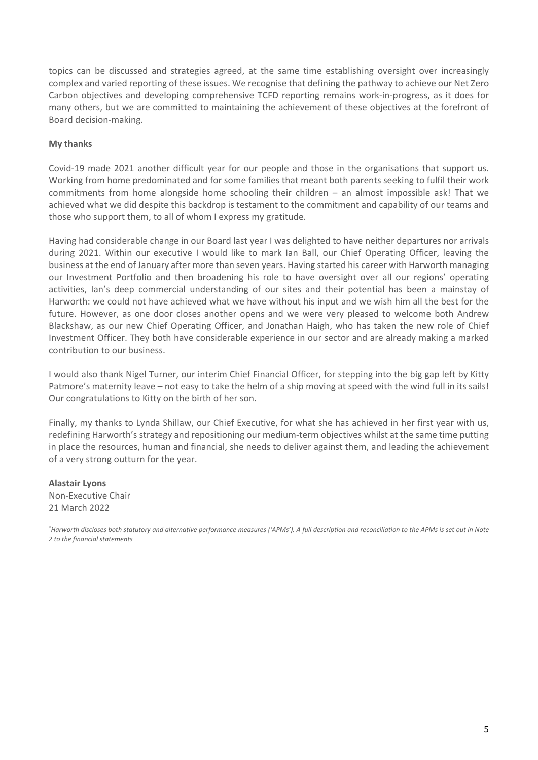topics can be discussed and strategies agreed, at the same time establishing oversight over increasingly complex and varied reporting of these issues. We recognise that defining the pathway to achieve our Net Zero Carbon objectives and developing comprehensive TCFD reporting remains work-in-progress, as it does for many others, but we are committed to maintaining the achievement of these objectives at the forefront of Board decision-making.

**My thanks**

Covid-19 made 2021 another difficult year for our people and those in the organisations that support us. Working from home predominated and for some families that meant both parents seeking to fulfil their work commitments from home alongside home schooling their children – an almost impossible ask! That we achieved what we did despite this backdrop is testament to the commitment and capability of our teams and those who support them, to all of whom I express my gratitude.

Having had considerable change in our Board last year I was delighted to have neither departures nor arrivals during 2021. Within our executive I would like to mark Ian Ball, our Chief Operating Officer, leaving the business at the end of January after more than seven years. Having started his career with Harworth managing our Investment Portfolio and then broadening his role to have oversight over all our regions' operating activities, Ian's deep commercial understanding of our sites and their potential has been a mainstay of Harworth: we could not have achieved what we have without his input and we wish him all the best for the future. However, as one door closes another opens and we were very pleased to welcome both Andrew Blackshaw, as our new Chief Operating Officer, and Jonathan Haigh, who has taken the new role of Chief Investment Officer. They both have considerable experience in our sector and are already making a marked contribution to our business.

I would also thank Nigel Turner, our interim Chief Financial Officer, for stepping into the big gap left by Kitty Patmore's maternity leave – not easy to take the helm of a ship moving at speed with the wind full in its sails! Our congratulations to Kitty on the birth of her son.

Finally, my thanks to Lynda Shillaw, our Chief Executive, for what she has achieved in her first year with us, redefining Harworth's strategy and repositioning our medium-term objectives whilst at the same time putting in place the resources, human and financial, she needs to deliver against them, and leading the achievement of a very strong outturn for the year.

**Alastair Lyons**
Non-Executive Chair
21 March 2022

*[*] Harworth discloses both statutory and alternative performance measures ('APMs'). A full description and reconciliation to the APMs is set out in Note 2 to the financial statements*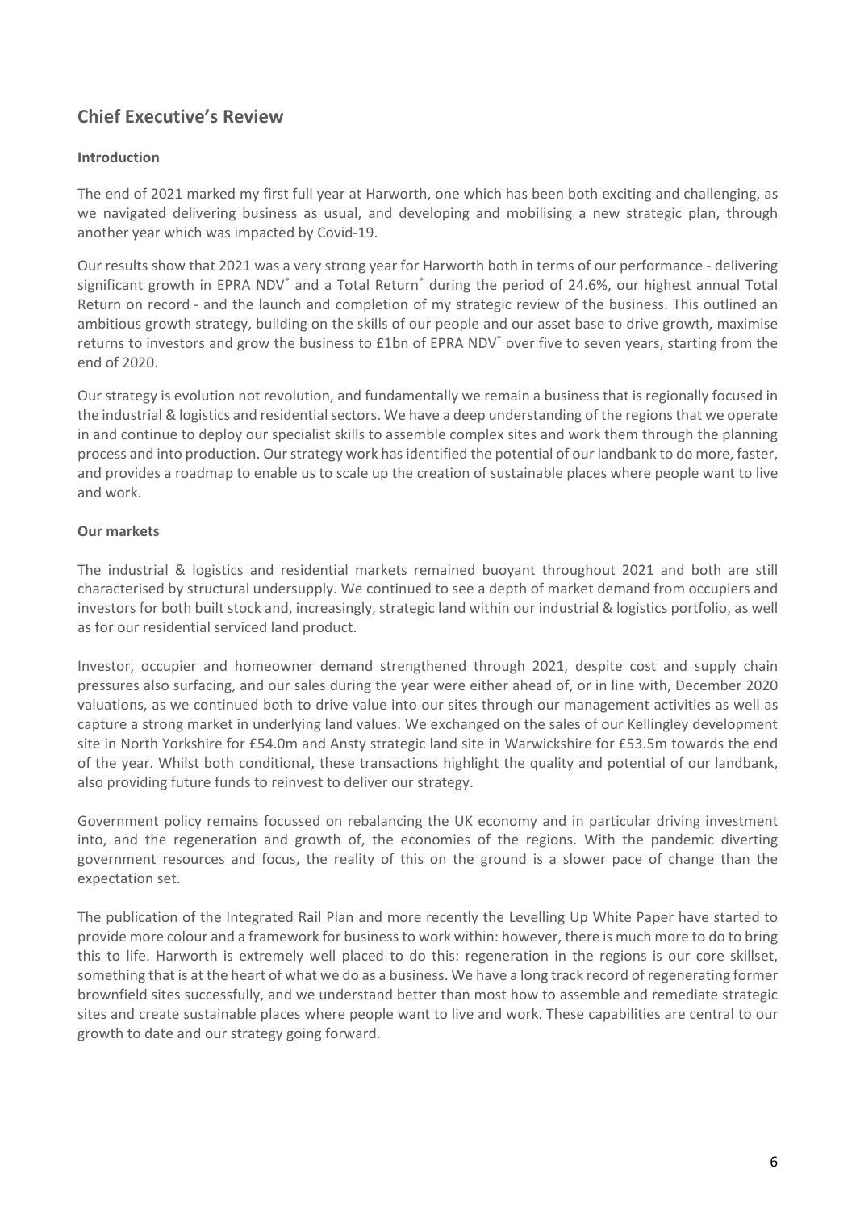## Chief Executive's Review

**Introduction**

The end of 2021 marked my first full year at Harworth, one which has been both exciting and challenging, as we navigated delivering business as usual, and developing and mobilising a new strategic plan, through another year which was impacted by Covid-19.

Our results show that 2021 was a very strong year for Harworth both in terms of our performance - delivering significant growth in EPRA NDV* and a Total Return* during the period of 24.6%, our highest annual Total Return on record - and the launch and completion of my strategic review of the business. This outlined an ambitious growth strategy, building on the skills of our people and our asset base to drive growth, maximise returns to investors and grow the business to £1bn of EPRA NDV* over five to seven years, starting from the end of 2020.

Our strategy is evolution not revolution, and fundamentally we remain a business that is regionally focused in the industrial & logistics and residential sectors. We have a deep understanding of the regions that we operate in and continue to deploy our specialist skills to assemble complex sites and work them through the planning process and into production. Our strategy work has identified the potential of our landbank to do more, faster, and provides a roadmap to enable us to scale up the creation of sustainable places where people want to live and work.

**Our markets**

The industrial & logistics and residential markets remained buoyant throughout 2021 and both are still characterised by structural undersupply. We continued to see a depth of market demand from occupiers and investors for both built stock and, increasingly, strategic land within our industrial & logistics portfolio, as well as for our residential serviced land product.

Investor, occupier and homeowner demand strengthened through 2021, despite cost and supply chain pressures also surfacing, and our sales during the year were either ahead of, or in line with, December 2020 valuations, as we continued both to drive value into our sites through our management activities as well as capture a strong market in underlying land values. We exchanged on the sales of our Kellingley development site in North Yorkshire for £54.0m and Ansty strategic land site in Warwickshire for £53.5m towards the end of the year. Whilst both conditional, these transactions highlight the quality and potential of our landbank, also providing future funds to reinvest to deliver our strategy.

Government policy remains focussed on rebalancing the UK economy and in particular driving investment into, and the regeneration and growth of, the economies of the regions. With the pandemic diverting government resources and focus, the reality of this on the ground is a slower pace of change than the expectation set.

The publication of the Integrated Rail Plan and more recently the Levelling Up White Paper have started to provide more colour and a framework for business to work within: however, there is much more to do to bring this to life. Harworth is extremely well placed to do this: regeneration in the regions is our core skillset, something that is at the heart of what we do as a business. We have a long track record of regenerating former brownfield sites successfully, and we understand better than most how to assemble and remediate strategic sites and create sustainable places where people want to live and work. These capabilities are central to our growth to date and our strategy going forward.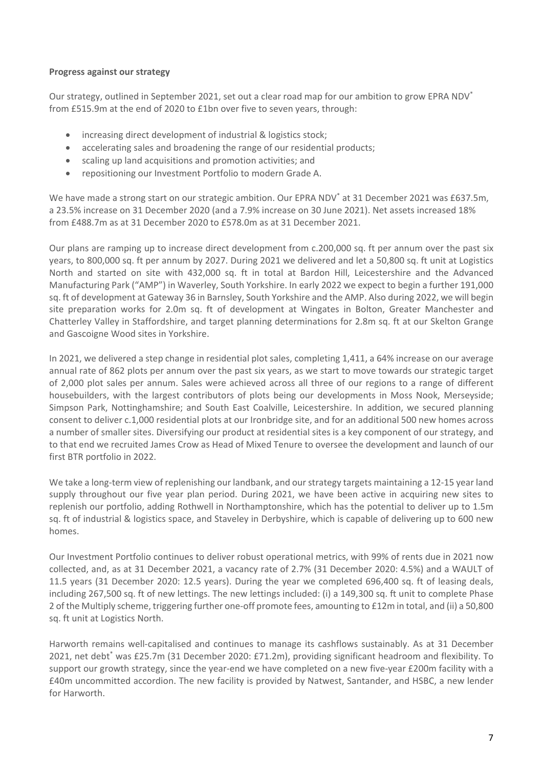**Progress against our strategy**

Our strategy, outlined in September 2021, set out a clear road map for our ambition to grow EPRA NDV* from £515.9m at the end of 2020 to £1bn over five to seven years, through:

- increasing direct development of industrial & logistics stock;
- accelerating sales and broadening the range of our residential products;
- scaling up land acquisitions and promotion activities; and
- repositioning our Investment Portfolio to modern Grade A.

We have made a strong start on our strategic ambition. Our EPRA NDV* at 31 December 2021 was £637.5m, a 23.5% increase on 31 December 2020 (and a 7.9% increase on 30 June 2021). Net assets increased 18% from £488.7m as at 31 December 2020 to £578.0m as at 31 December 2021.

Our plans are ramping up to increase direct development from c.200,000 sq. ft per annum over the past six years, to 800,000 sq. ft per annum by 2027. During 2021 we delivered and let a 50,800 sq. ft unit at Logistics North and started on site with 432,000 sq. ft in total at Bardon Hill, Leicestershire and the Advanced Manufacturing Park ("AMP") in Waverley, South Yorkshire. In early 2022 we expect to begin a further 191,000 sq. ft of development at Gateway 36 in Barnsley, South Yorkshire and the AMP. Also during 2022, we will begin site preparation works for 2.0m sq. ft of development at Wingates in Bolton, Greater Manchester and Chatterley Valley in Staffordshire, and target planning determinations for 2.8m sq. ft at our Skelton Grange and Gascoigne Wood sites in Yorkshire.

In 2021, we delivered a step change in residential plot sales, completing 1,411, a 64% increase on our average annual rate of 862 plots per annum over the past six years, as we start to move towards our strategic target of 2,000 plot sales per annum. Sales were achieved across all three of our regions to a range of different housebuilders, with the largest contributors of plots being our developments in Moss Nook, Merseyside; Simpson Park, Nottinghamshire; and South East Coalville, Leicestershire. In addition, we secured planning consent to deliver c.1,000 residential plots at our Ironbridge site, and for an additional 500 new homes across a number of smaller sites. Diversifying our product at residential sites is a key component of our strategy, and to that end we recruited James Crow as Head of Mixed Tenure to oversee the development and launch of our first BTR portfolio in 2022.

We take a long-term view of replenishing our landbank, and our strategy targets maintaining a 12-15 year land supply throughout our five year plan period. During 2021, we have been active in acquiring new sites to replenish our portfolio, adding Rothwell in Northamptonshire, which has the potential to deliver up to 1.5m sq. ft of industrial & logistics space, and Staveley in Derbyshire, which is capable of delivering up to 600 new homes.

Our Investment Portfolio continues to deliver robust operational metrics, with 99% of rents due in 2021 now collected, and, as at 31 December 2021, a vacancy rate of 2.7% (31 December 2020: 4.5%) and a WAULT of 11.5 years (31 December 2020: 12.5 years). During the year we completed 696,400 sq. ft of leasing deals, including 267,500 sq. ft of new lettings. The new lettings included: (i) a 149,300 sq. ft unit to complete Phase 2 of the Multiply scheme, triggering further one-off promote fees, amounting to £12m in total, and (ii) a 50,800 sq. ft unit at Logistics North.

Harworth remains well-capitalised and continues to manage its cashflows sustainably. As at 31 December 2021, net debt* was £25.7m (31 December 2020: £71.2m), providing significant headroom and flexibility. To support our growth strategy, since the year-end we have completed on a new five-year £200m facility with a £40m uncommitted accordion. The new facility is provided by Natwest, Santander, and HSBC, a new lender for Harworth.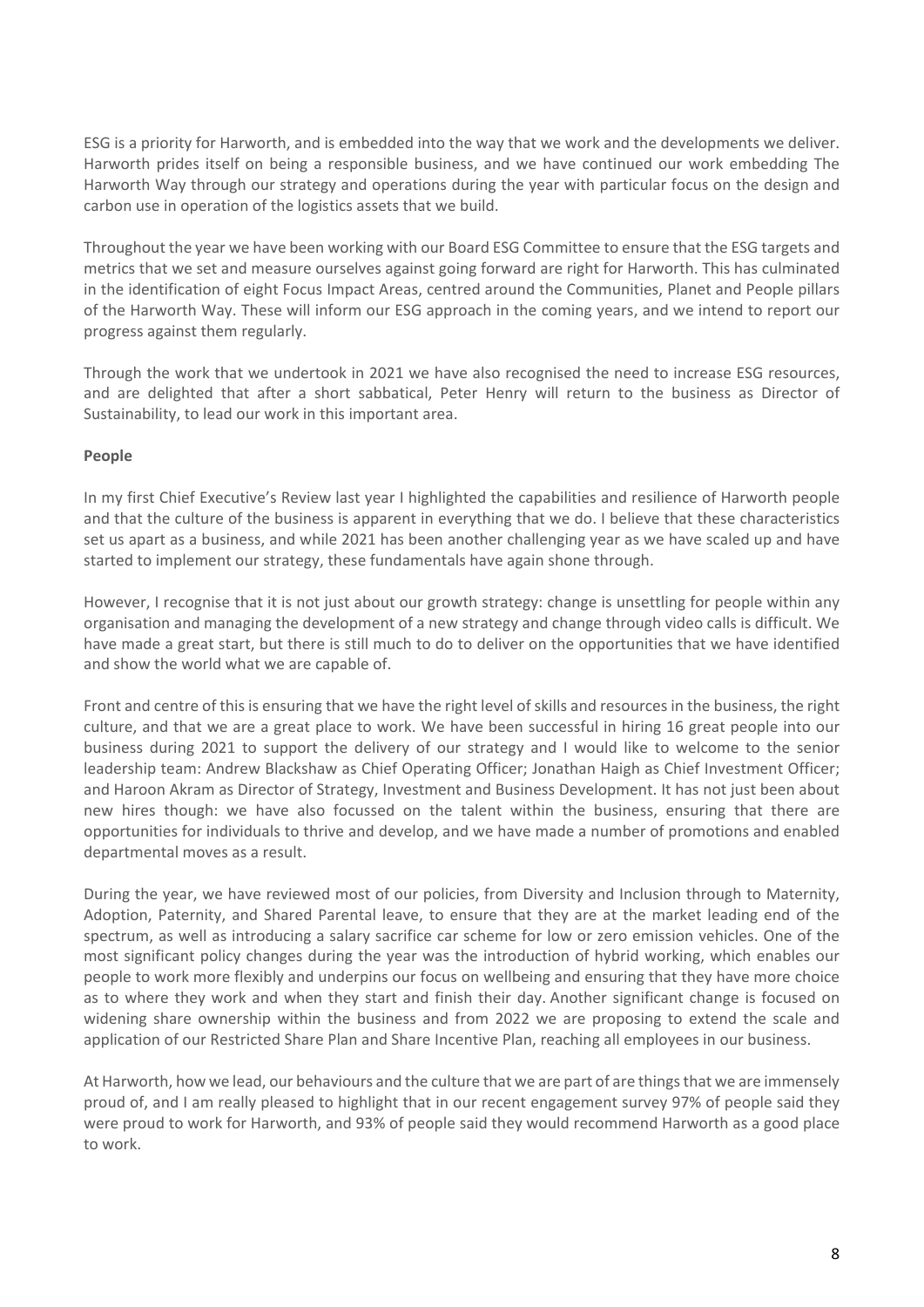ESG is a priority for Harworth, and is embedded into the way that we work and the developments we deliver. Harworth prides itself on being a responsible business, and we have continued our work embedding The Harworth Way through our strategy and operations during the year with particular focus on the design and carbon use in operation of the logistics assets that we build.

Throughout the year we have been working with our Board ESG Committee to ensure that the ESG targets and metrics that we set and measure ourselves against going forward are right for Harworth. This has culminated in the identification of eight Focus Impact Areas, centred around the Communities, Planet and People pillars of the Harworth Way. These will inform our ESG approach in the coming years, and we intend to report our progress against them regularly.

Through the work that we undertook in 2021 we have also recognised the need to increase ESG resources, and are delighted that after a short sabbatical, Peter Henry will return to the business as Director of Sustainability, to lead our work in this important area.

**People**

In my first Chief Executive's Review last year I highlighted the capabilities and resilience of Harworth people and that the culture of the business is apparent in everything that we do. I believe that these characteristics set us apart as a business, and while 2021 has been another challenging year as we have scaled up and have started to implement our strategy, these fundamentals have again shone through.

However, I recognise that it is not just about our growth strategy: change is unsettling for people within any organisation and managing the development of a new strategy and change through video calls is difficult. We have made a great start, but there is still much to do to deliver on the opportunities that we have identified and show the world what we are capable of.

Front and centre of this is ensuring that we have the right level of skills and resources in the business, the right culture, and that we are a great place to work. We have been successful in hiring 16 great people into our business during 2021 to support the delivery of our strategy and I would like to welcome to the senior leadership team: Andrew Blackshaw as Chief Operating Officer; Jonathan Haigh as Chief Investment Officer; and Haroon Akram as Director of Strategy, Investment and Business Development. It has not just been about new hires though: we have also focussed on the talent within the business, ensuring that there are opportunities for individuals to thrive and develop, and we have made a number of promotions and enabled departmental moves as a result.

During the year, we have reviewed most of our policies, from Diversity and Inclusion through to Maternity, Adoption, Paternity, and Shared Parental leave, to ensure that they are at the market leading end of the spectrum, as well as introducing a salary sacrifice car scheme for low or zero emission vehicles. One of the most significant policy changes during the year was the introduction of hybrid working, which enables our people to work more flexibly and underpins our focus on wellbeing and ensuring that they have more choice as to where they work and when they start and finish their day. Another significant change is focused on widening share ownership within the business and from 2022 we are proposing to extend the scale and application of our Restricted Share Plan and Share Incentive Plan, reaching all employees in our business.

At Harworth, how we lead, our behaviours and the culture that we are part of are things that we are immensely proud of, and I am really pleased to highlight that in our recent engagement survey 97% of people said they were proud to work for Harworth, and 93% of people said they would recommend Harworth as a good place to work.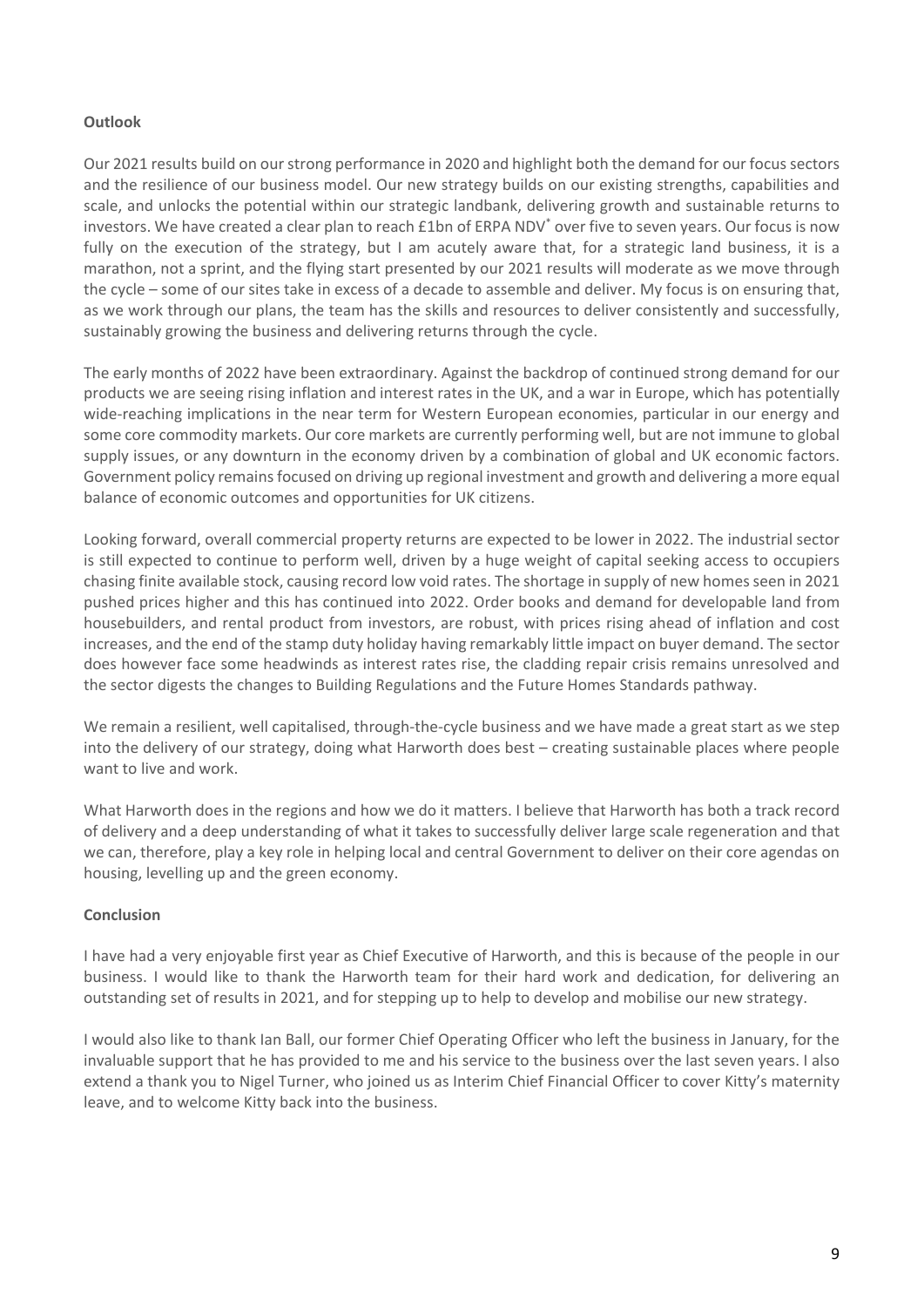**Outlook**

Our 2021 results build on our strong performance in 2020 and highlight both the demand for our focus sectors and the resilience of our business model. Our new strategy builds on our existing strengths, capabilities and scale, and unlocks the potential within our strategic landbank, delivering growth and sustainable returns to investors. We have created a clear plan to reach £1bn of ERPA NDV* over five to seven years. Our focus is now fully on the execution of the strategy, but I am acutely aware that, for a strategic land business, it is a marathon, not a sprint, and the flying start presented by our 2021 results will moderate as we move through the cycle – some of our sites take in excess of a decade to assemble and deliver. My focus is on ensuring that, as we work through our plans, the team has the skills and resources to deliver consistently and successfully, sustainably growing the business and delivering returns through the cycle.

The early months of 2022 have been extraordinary. Against the backdrop of continued strong demand for our products we are seeing rising inflation and interest rates in the UK, and a war in Europe, which has potentially wide-reaching implications in the near term for Western European economies, particular in our energy and some core commodity markets. Our core markets are currently performing well, but are not immune to global supply issues, or any downturn in the economy driven by a combination of global and UK economic factors. Government policy remains focused on driving up regional investment and growth and delivering a more equal balance of economic outcomes and opportunities for UK citizens.

Looking forward, overall commercial property returns are expected to be lower in 2022. The industrial sector is still expected to continue to perform well, driven by a huge weight of capital seeking access to occupiers chasing finite available stock, causing record low void rates. The shortage in supply of new homes seen in 2021 pushed prices higher and this has continued into 2022. Order books and demand for developable land from housebuilders, and rental product from investors, are robust, with prices rising ahead of inflation and cost increases, and the end of the stamp duty holiday having remarkably little impact on buyer demand. The sector does however face some headwinds as interest rates rise, the cladding repair crisis remains unresolved and the sector digests the changes to Building Regulations and the Future Homes Standards pathway.

We remain a resilient, well capitalised, through-the-cycle business and we have made a great start as we step into the delivery of our strategy, doing what Harworth does best – creating sustainable places where people want to live and work.

What Harworth does in the regions and how we do it matters. I believe that Harworth has both a track record of delivery and a deep understanding of what it takes to successfully deliver large scale regeneration and that we can, therefore, play a key role in helping local and central Government to deliver on their core agendas on housing, levelling up and the green economy.

**Conclusion**

I have had a very enjoyable first year as Chief Executive of Harworth, and this is because of the people in our business. I would like to thank the Harworth team for their hard work and dedication, for delivering an outstanding set of results in 2021, and for stepping up to help to develop and mobilise our new strategy.

I would also like to thank Ian Ball, our former Chief Operating Officer who left the business in January, for the invaluable support that he has provided to me and his service to the business over the last seven years. I also extend a thank you to Nigel Turner, who joined us as Interim Chief Financial Officer to cover Kitty's maternity leave, and to welcome Kitty back into the business.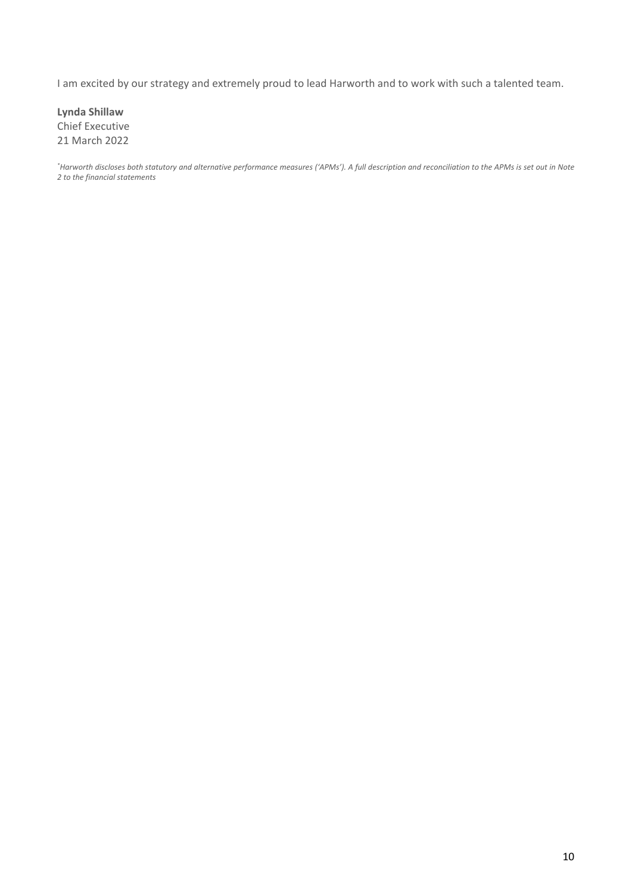I am excited by our strategy and extremely proud to lead Harworth and to work with such a talented team.

**Lynda Shillaw**
Chief Executive
21 March 2022

*Harworth discloses both statutory and alternative performance measures ('APMs'). A full description and reconciliation to the APMs is set out in Note 2 to the financial statements*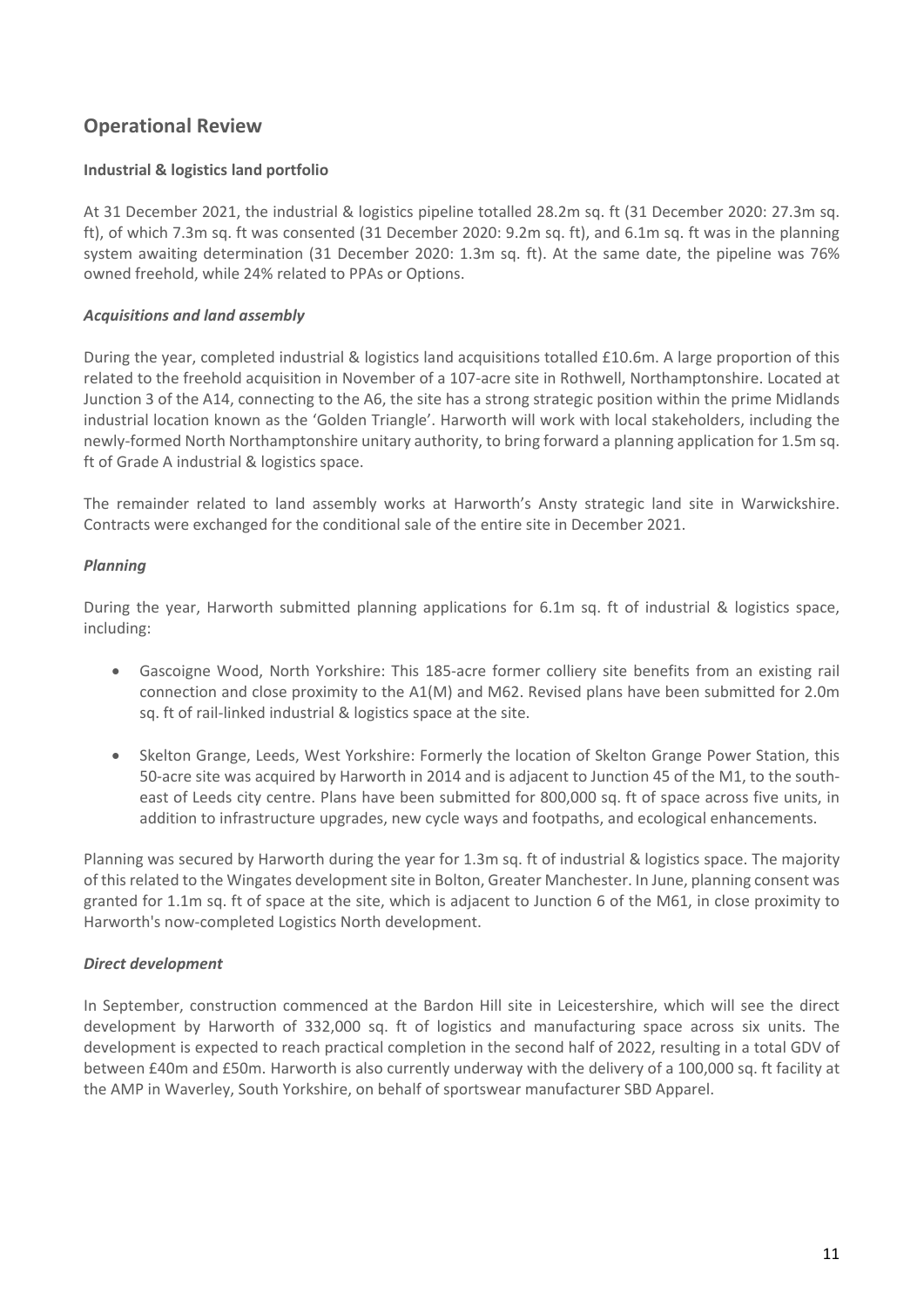## Operational Review

**Industrial & logistics land portfolio**

At 31 December 2021, the industrial & logistics pipeline totalled 28.2m sq. ft (31 December 2020: 27.3m sq. ft), of which 7.3m sq. ft was consented (31 December 2020: 9.2m sq. ft), and 6.1m sq. ft was in the planning system awaiting determination (31 December 2020: 1.3m sq. ft). At the same date, the pipeline was 76% owned freehold, while 24% related to PPAs or Options.

***Acquisitions and land assembly***

During the year, completed industrial & logistics land acquisitions totalled £10.6m. A large proportion of this related to the freehold acquisition in November of a 107-acre site in Rothwell, Northamptonshire. Located at Junction 3 of the A14, connecting to the A6, the site has a strong strategic position within the prime Midlands industrial location known as the 'Golden Triangle'. Harworth will work with local stakeholders, including the newly-formed North Northamptonshire unitary authority, to bring forward a planning application for 1.5m sq. ft of Grade A industrial & logistics space.

The remainder related to land assembly works at Harworth's Ansty strategic land site in Warwickshire. Contracts were exchanged for the conditional sale of the entire site in December 2021.

***Planning***

During the year, Harworth submitted planning applications for 6.1m sq. ft of industrial & logistics space, including:

- Gascoigne Wood, North Yorkshire: This 185-acre former colliery site benefits from an existing rail connection and close proximity to the A1(M) and M62. Revised plans have been submitted for 2.0m sq. ft of rail-linked industrial & logistics space at the site.
- Skelton Grange, Leeds, West Yorkshire: Formerly the location of Skelton Grange Power Station, this 50-acre site was acquired by Harworth in 2014 and is adjacent to Junction 45 of the M1, to the south-east of Leeds city centre. Plans have been submitted for 800,000 sq. ft of space across five units, in addition to infrastructure upgrades, new cycle ways and footpaths, and ecological enhancements.

Planning was secured by Harworth during the year for 1.3m sq. ft of industrial & logistics space. The majority of this related to the Wingates development site in Bolton, Greater Manchester. In June, planning consent was granted for 1.1m sq. ft of space at the site, which is adjacent to Junction 6 of the M61, in close proximity to Harworth's now-completed Logistics North development.

***Direct development***

In September, construction commenced at the Bardon Hill site in Leicestershire, which will see the direct development by Harworth of 332,000 sq. ft of logistics and manufacturing space across six units. The development is expected to reach practical completion in the second half of 2022, resulting in a total GDV of between £40m and £50m. Harworth is also currently underway with the delivery of a 100,000 sq. ft facility at the AMP in Waverley, South Yorkshire, on behalf of sportswear manufacturer SBD Apparel.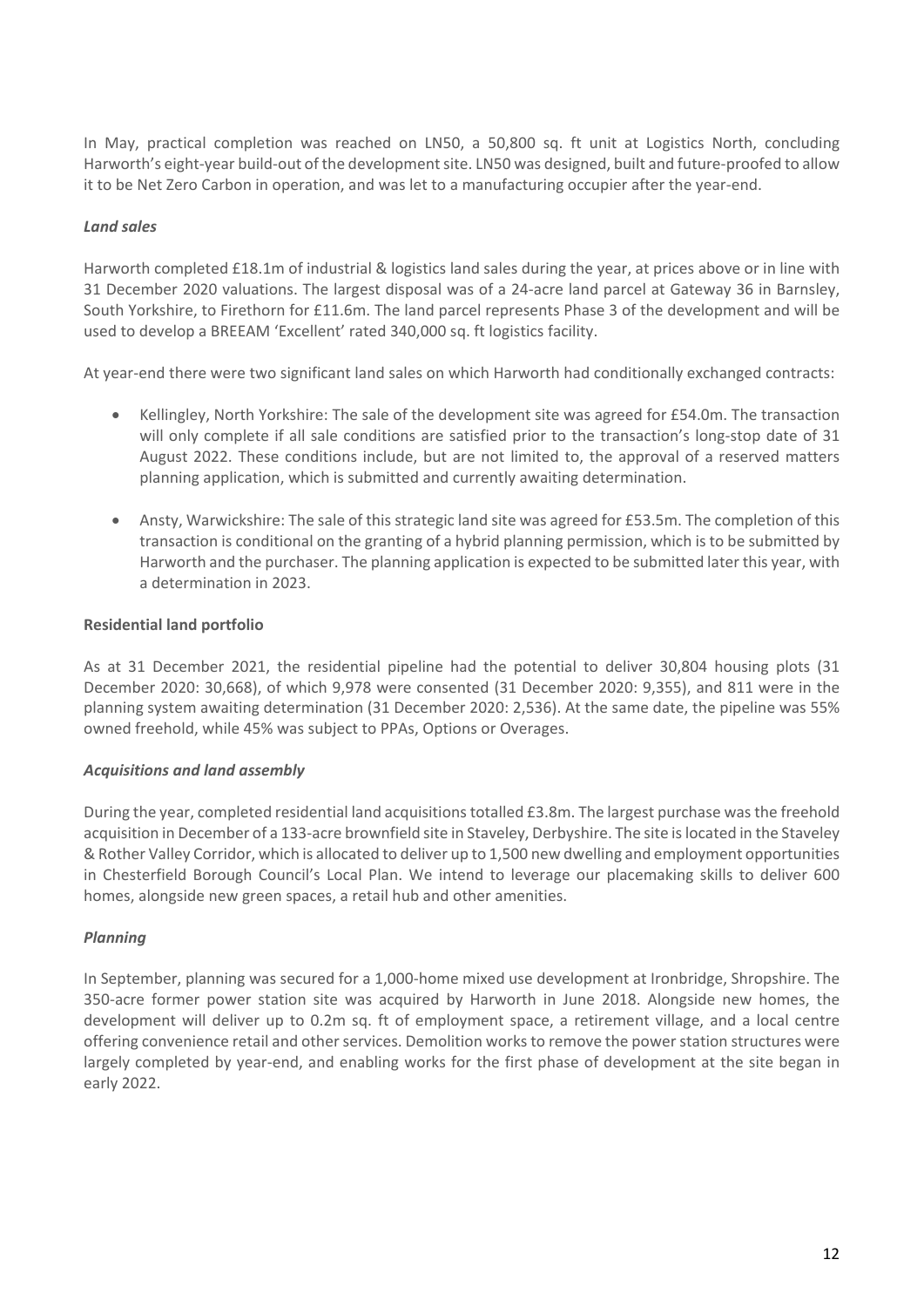In May, practical completion was reached on LN50, a 50,800 sq. ft unit at Logistics North, concluding Harworth's eight-year build-out of the development site. LN50 was designed, built and future-proofed to allow it to be Net Zero Carbon in operation, and was let to a manufacturing occupier after the year-end.

***Land sales***

Harworth completed £18.1m of industrial & logistics land sales during the year, at prices above or in line with 31 December 2020 valuations. The largest disposal was of a 24-acre land parcel at Gateway 36 in Barnsley, South Yorkshire, to Firethorn for £11.6m. The land parcel represents Phase 3 of the development and will be used to develop a BREEAM 'Excellent' rated 340,000 sq. ft logistics facility.

At year-end there were two significant land sales on which Harworth had conditionally exchanged contracts:

- Kellingley, North Yorkshire: The sale of the development site was agreed for £54.0m. The transaction will only complete if all sale conditions are satisfied prior to the transaction's long-stop date of 31 August 2022. These conditions include, but are not limited to, the approval of a reserved matters planning application, which is submitted and currently awaiting determination.
- Ansty, Warwickshire: The sale of this strategic land site was agreed for £53.5m. The completion of this transaction is conditional on the granting of a hybrid planning permission, which is to be submitted by Harworth and the purchaser. The planning application is expected to be submitted later this year, with a determination in 2023.

**Residential land portfolio**

As at 31 December 2021, the residential pipeline had the potential to deliver 30,804 housing plots (31 December 2020: 30,668), of which 9,978 were consented (31 December 2020: 9,355), and 811 were in the planning system awaiting determination (31 December 2020: 2,536). At the same date, the pipeline was 55% owned freehold, while 45% was subject to PPAs, Options or Overages.

***Acquisitions and land assembly***

During the year, completed residential land acquisitions totalled £3.8m. The largest purchase was the freehold acquisition in December of a 133-acre brownfield site in Staveley, Derbyshire. The site is located in the Staveley & Rother Valley Corridor, which is allocated to deliver up to 1,500 new dwelling and employment opportunities in Chesterfield Borough Council's Local Plan. We intend to leverage our placemaking skills to deliver 600 homes, alongside new green spaces, a retail hub and other amenities.

***Planning***

In September, planning was secured for a 1,000-home mixed use development at Ironbridge, Shropshire. The 350-acre former power station site was acquired by Harworth in June 2018. Alongside new homes, the development will deliver up to 0.2m sq. ft of employment space, a retirement village, and a local centre offering convenience retail and other services. Demolition works to remove the power station structures were largely completed by year-end, and enabling works for the first phase of development at the site began in early 2022.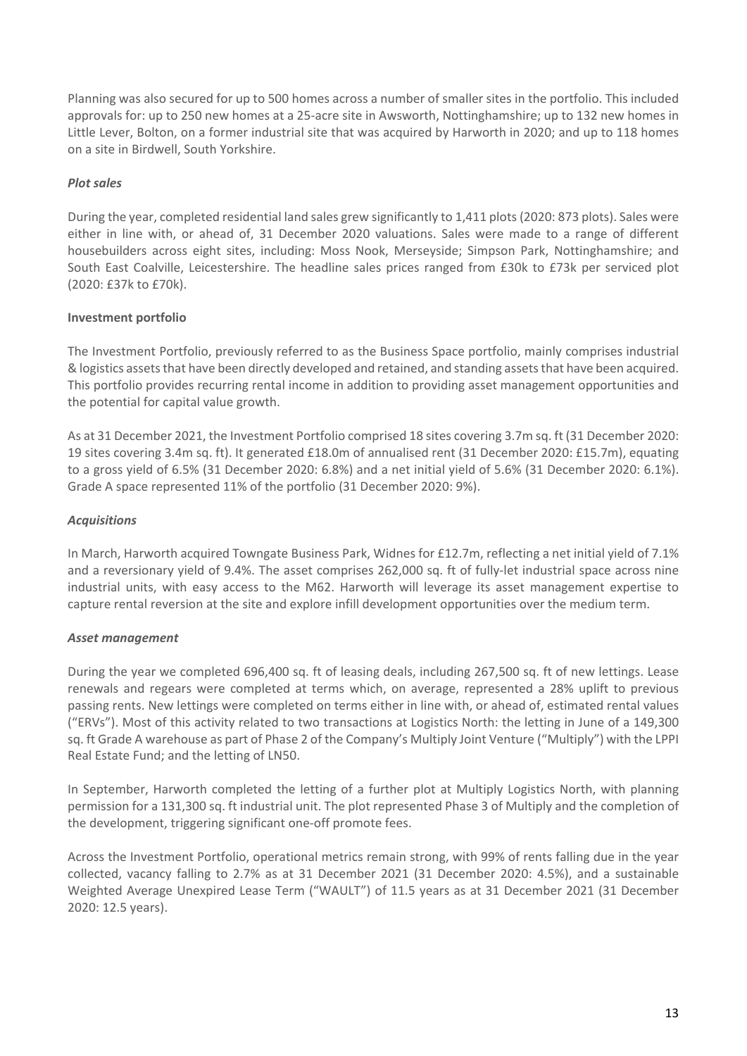Planning was also secured for up to 500 homes across a number of smaller sites in the portfolio. This included approvals for: up to 250 new homes at a 25-acre site in Awsworth, Nottinghamshire; up to 132 new homes in Little Lever, Bolton, on a former industrial site that was acquired by Harworth in 2020; and up to 118 homes on a site in Birdwell, South Yorkshire.

***Plot sales***

During the year, completed residential land sales grew significantly to 1,411 plots (2020: 873 plots). Sales were either in line with, or ahead of, 31 December 2020 valuations. Sales were made to a range of different housebuilders across eight sites, including: Moss Nook, Merseyside; Simpson Park, Nottinghamshire; and South East Coalville, Leicestershire. The headline sales prices ranged from £30k to £73k per serviced plot (2020: £37k to £70k).

**Investment portfolio**

The Investment Portfolio, previously referred to as the Business Space portfolio, mainly comprises industrial & logistics assets that have been directly developed and retained, and standing assets that have been acquired. This portfolio provides recurring rental income in addition to providing asset management opportunities and the potential for capital value growth.

As at 31 December 2021, the Investment Portfolio comprised 18 sites covering 3.7m sq. ft (31 December 2020: 19 sites covering 3.4m sq. ft). It generated £18.0m of annualised rent (31 December 2020: £15.7m), equating to a gross yield of 6.5% (31 December 2020: 6.8%) and a net initial yield of 5.6% (31 December 2020: 6.1%). Grade A space represented 11% of the portfolio (31 December 2020: 9%).

***Acquisitions***

In March, Harworth acquired Towngate Business Park, Widnes for £12.7m, reflecting a net initial yield of 7.1% and a reversionary yield of 9.4%. The asset comprises 262,000 sq. ft of fully-let industrial space across nine industrial units, with easy access to the M62. Harworth will leverage its asset management expertise to capture rental reversion at the site and explore infill development opportunities over the medium term.

***Asset management***

During the year we completed 696,400 sq. ft of leasing deals, including 267,500 sq. ft of new lettings. Lease renewals and regears were completed at terms which, on average, represented a 28% uplift to previous passing rents. New lettings were completed on terms either in line with, or ahead of, estimated rental values ("ERVs"). Most of this activity related to two transactions at Logistics North: the letting in June of a 149,300 sq. ft Grade A warehouse as part of Phase 2 of the Company's Multiply Joint Venture ("Multiply") with the LPPI Real Estate Fund; and the letting of LN50.

In September, Harworth completed the letting of a further plot at Multiply Logistics North, with planning permission for a 131,300 sq. ft industrial unit. The plot represented Phase 3 of Multiply and the completion of the development, triggering significant one-off promote fees.

Across the Investment Portfolio, operational metrics remain strong, with 99% of rents falling due in the year collected, vacancy falling to 2.7% as at 31 December 2021 (31 December 2020: 4.5%), and a sustainable Weighted Average Unexpired Lease Term ("WAULT") of 11.5 years as at 31 December 2021 (31 December 2020: 12.5 years).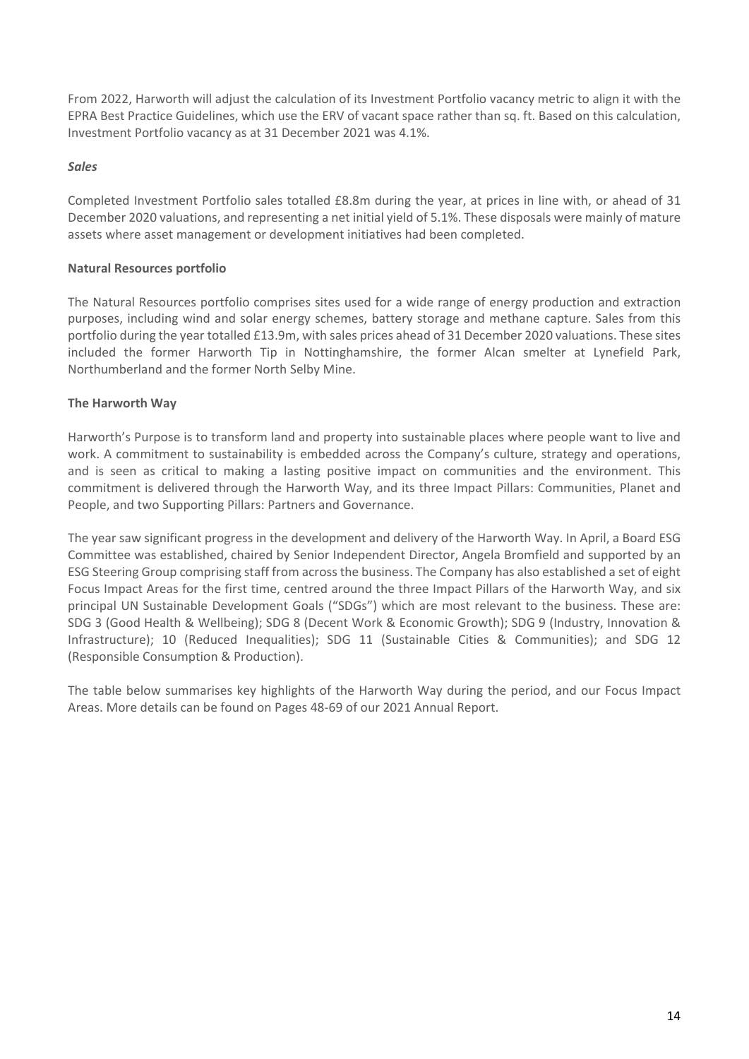From 2022, Harworth will adjust the calculation of its Investment Portfolio vacancy metric to align it with the EPRA Best Practice Guidelines, which use the ERV of vacant space rather than sq. ft. Based on this calculation, Investment Portfolio vacancy as at 31 December 2021 was 4.1%.

***Sales***

Completed Investment Portfolio sales totalled £8.8m during the year, at prices in line with, or ahead of 31 December 2020 valuations, and representing a net initial yield of 5.1%. These disposals were mainly of mature assets where asset management or development initiatives had been completed.

**Natural Resources portfolio**

The Natural Resources portfolio comprises sites used for a wide range of energy production and extraction purposes, including wind and solar energy schemes, battery storage and methane capture. Sales from this portfolio during the year totalled £13.9m, with sales prices ahead of 31 December 2020 valuations. These sites included the former Harworth Tip in Nottinghamshire, the former Alcan smelter at Lynefield Park, Northumberland and the former North Selby Mine.

**The Harworth Way**

Harworth's Purpose is to transform land and property into sustainable places where people want to live and work. A commitment to sustainability is embedded across the Company's culture, strategy and operations, and is seen as critical to making a lasting positive impact on communities and the environment. This commitment is delivered through the Harworth Way, and its three Impact Pillars: Communities, Planet and People, and two Supporting Pillars: Partners and Governance.

The year saw significant progress in the development and delivery of the Harworth Way. In April, a Board ESG Committee was established, chaired by Senior Independent Director, Angela Bromfield and supported by an ESG Steering Group comprising staff from across the business. The Company has also established a set of eight Focus Impact Areas for the first time, centred around the three Impact Pillars of the Harworth Way, and six principal UN Sustainable Development Goals ("SDGs") which are most relevant to the business. These are: SDG 3 (Good Health & Wellbeing); SDG 8 (Decent Work & Economic Growth); SDG 9 (Industry, Innovation & Infrastructure); 10 (Reduced Inequalities); SDG 11 (Sustainable Cities & Communities); and SDG 12 (Responsible Consumption & Production).

The table below summarises key highlights of the Harworth Way during the period, and our Focus Impact Areas. More details can be found on Pages 48-69 of our 2021 Annual Report.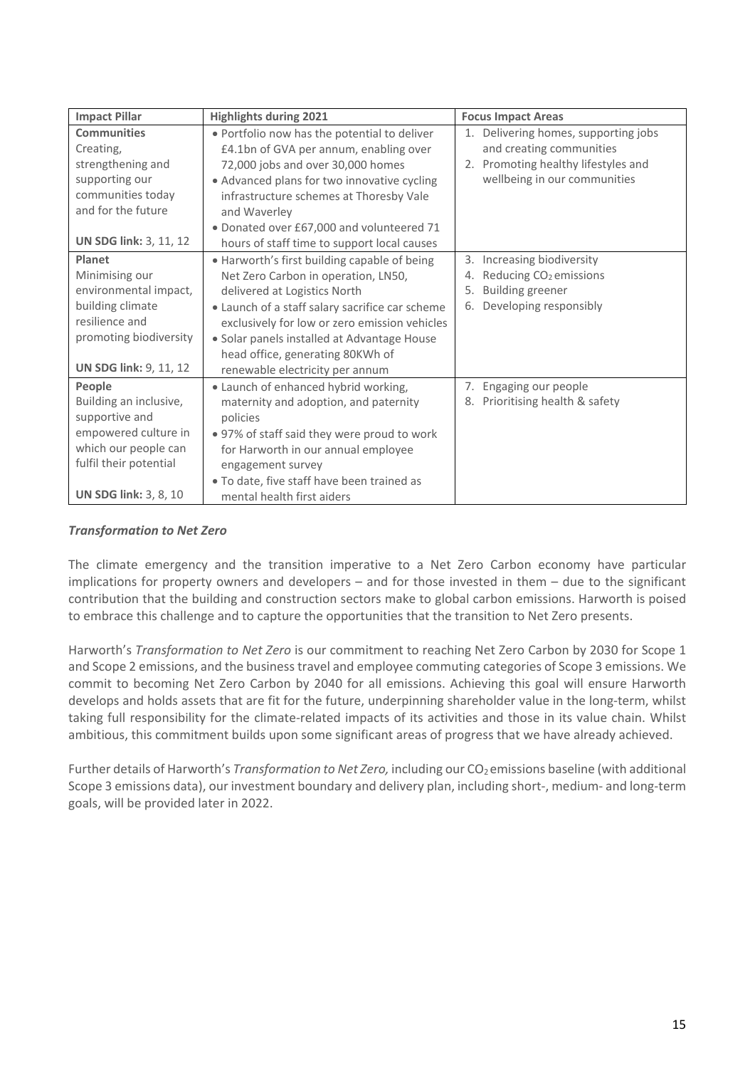| Impact Pillar | Highlights during 2021 | Focus Impact Areas |
| --- | --- | --- |
| **Communities**<br>Creating, strengthening and supporting our communities today and for the future<br><br>**UN SDG link:** 3, 11, 12 | • Portfolio now has the potential to deliver £4.1bn of GVA per annum, enabling over 72,000 jobs and over 30,000 homes<br>• Advanced plans for two innovative cycling infrastructure schemes at Thoresby Vale and Waverley<br>• Donated over £67,000 and volunteered 71 hours of staff time to support local causes | 1. Delivering homes, supporting jobs and creating communities<br>2. Promoting healthy lifestyles and wellbeing in our communities |
| **Planet**<br>Minimising our environmental impact, building climate resilience and promoting biodiversity<br><br>**UN SDG link:** 9, 11, 12 | • Harworth's first building capable of being Net Zero Carbon in operation, LN50, delivered at Logistics North<br>• Launch of a staff salary sacrifice car scheme exclusively for low or zero emission vehicles<br>• Solar panels installed at Advantage House head office, generating 80KWh of renewable electricity per annum | 3. Increasing biodiversity<br>4. Reducing $CO_2$ emissions<br>5. Building greener<br>6. Developing responsibly |
| **People**<br>Building an inclusive, supportive and empowered culture in which our people can fulfil their potential<br><br>**UN SDG link:** 3, 8, 10 | • Launch of enhanced hybrid working, maternity and adoption, and paternity policies<br>• 97% of staff said they were proud to work for Harworth in our annual employee engagement survey<br>• To date, five staff have been trained as mental health first aiders | 7. Engaging our people<br>8. Prioritising health & safety |

***Transformation to Net Zero***

The climate emergency and the transition imperative to a Net Zero Carbon economy have particular implications for property owners and developers – and for those invested in them – due to the significant contribution that the building and construction sectors make to global carbon emissions. Harworth is poised to embrace this challenge and to capture the opportunities that the transition to Net Zero presents.

Harworth's *Transformation to Net Zero* is our commitment to reaching Net Zero Carbon by 2030 for Scope 1 and Scope 2 emissions, and the business travel and employee commuting categories of Scope 3 emissions. We commit to becoming Net Zero Carbon by 2040 for all emissions. Achieving this goal will ensure Harworth develops and holds assets that are fit for the future, underpinning shareholder value in the long-term, whilst taking full responsibility for the climate-related impacts of its activities and those in its value chain. Whilst ambitious, this commitment builds upon some significant areas of progress that we have already achieved.

Further details of Harworth's *Transformation to Net Zero,* including our $CO_2$ emissions baseline (with additional Scope 3 emissions data), our investment boundary and delivery plan, including short-, medium- and long-term goals, will be provided later in 2022.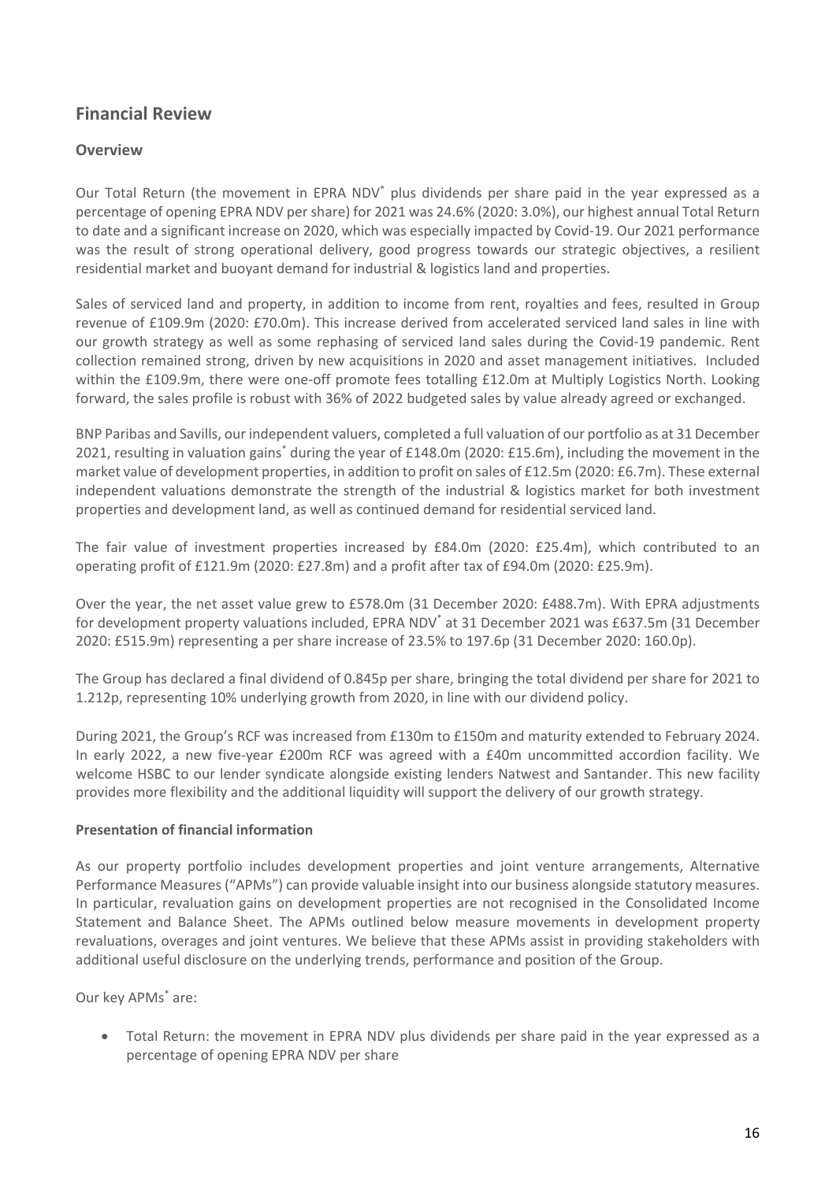## Financial Review

### Overview

Our Total Return (the movement in EPRA NDV* plus dividends per share paid in the year expressed as a percentage of opening EPRA NDV per share) for 2021 was 24.6% (2020: 3.0%), our highest annual Total Return to date and a significant increase on 2020, which was especially impacted by Covid-19. Our 2021 performance was the result of strong operational delivery, good progress towards our strategic objectives, a resilient residential market and buoyant demand for industrial & logistics land and properties.

Sales of serviced land and property, in addition to income from rent, royalties and fees, resulted in Group revenue of £109.9m (2020: £70.0m). This increase derived from accelerated serviced land sales in line with our growth strategy as well as some rephasing of serviced land sales during the Covid-19 pandemic. Rent collection remained strong, driven by new acquisitions in 2020 and asset management initiatives. Included within the £109.9m, there were one-off promote fees totalling £12.0m at Multiply Logistics North. Looking forward, the sales profile is robust with 36% of 2022 budgeted sales by value already agreed or exchanged.

BNP Paribas and Savills, our independent valuers, completed a full valuation of our portfolio as at 31 December 2021, resulting in valuation gains* during the year of £148.0m (2020: £15.6m), including the movement in the market value of development properties, in addition to profit on sales of £12.5m (2020: £6.7m). These external independent valuations demonstrate the strength of the industrial & logistics market for both investment properties and development land, as well as continued demand for residential serviced land.

The fair value of investment properties increased by £84.0m (2020: £25.4m), which contributed to an operating profit of £121.9m (2020: £27.8m) and a profit after tax of £94.0m (2020: £25.9m).

Over the year, the net asset value grew to £578.0m (31 December 2020: £488.7m). With EPRA adjustments for development property valuations included, EPRA NDV* at 31 December 2021 was £637.5m (31 December 2020: £515.9m) representing a per share increase of 23.5% to 197.6p (31 December 2020: 160.0p).

The Group has declared a final dividend of 0.845p per share, bringing the total dividend per share for 2021 to 1.212p, representing 10% underlying growth from 2020, in line with our dividend policy.

During 2021, the Group's RCF was increased from £130m to £150m and maturity extended to February 2024. In early 2022, a new five-year £200m RCF was agreed with a £40m uncommitted accordion facility. We welcome HSBC to our lender syndicate alongside existing lenders Natwest and Santander. This new facility provides more flexibility and the additional liquidity will support the delivery of our growth strategy.

**Presentation of financial information**

As our property portfolio includes development properties and joint venture arrangements, Alternative Performance Measures ("APMs") can provide valuable insight into our business alongside statutory measures. In particular, revaluation gains on development properties are not recognised in the Consolidated Income Statement and Balance Sheet. The APMs outlined below measure movements in development property revaluations, overages and joint ventures. We believe that these APMs assist in providing stakeholders with additional useful disclosure on the underlying trends, performance and position of the Group.

Our key APMs* are:

- Total Return: the movement in EPRA NDV plus dividends per share paid in the year expressed as a percentage of opening EPRA NDV per share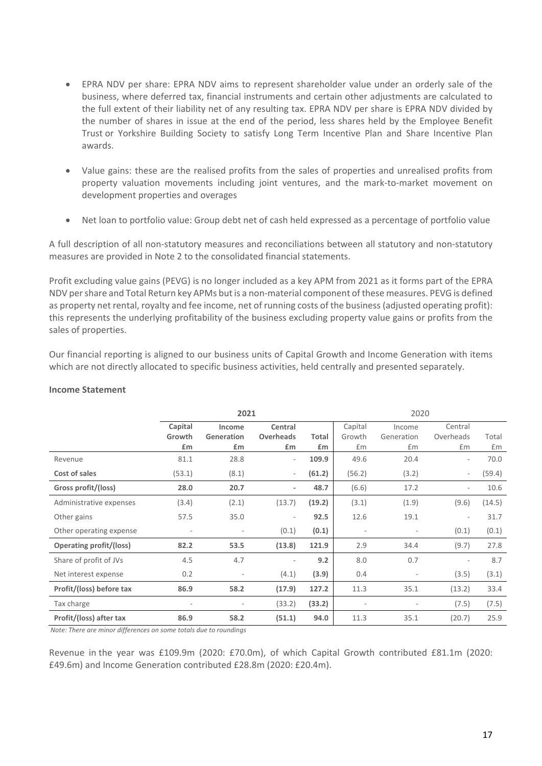- EPRA NDV per share: EPRA NDV aims to represent shareholder value under an orderly sale of the business, where deferred tax, financial instruments and certain other adjustments are calculated to the full extent of their liability net of any resulting tax. EPRA NDV per share is EPRA NDV divided by the number of shares in issue at the end of the period, less shares held by the Employee Benefit Trust or Yorkshire Building Society to satisfy Long Term Incentive Plan and Share Incentive Plan awards.

- Value gains: these are the realised profits from the sales of properties and unrealised profits from property valuation movements including joint ventures, and the mark-to-market movement on development properties and overages

- Net loan to portfolio value: Group debt net of cash held expressed as a percentage of portfolio value

A full description of all non-statutory measures and reconciliations between all statutory and non-statutory measures are provided in Note 2 to the consolidated financial statements.

Profit excluding value gains (PEVG) is no longer included as a key APM from 2021 as it forms part of the EPRA NDV per share and Total Return key APMs but is a non-material component of these measures. PEVG is defined as property net rental, royalty and fee income, net of running costs of the business (adjusted operating profit): this represents the underlying profitability of the business excluding property value gains or profits from the sales of properties.

Our financial reporting is aligned to our business units of Capital Growth and Income Generation with items which are not directly allocated to specific business activities, held centrally and presented separately.

**Income Statement**

| | **2021** | | | | 2020 | | | |
|---|---|---|---|---|---|---|---|---|
| | **Capital Growth £m** | **Income Generation £m** | **Central Overheads £m** | **Total £m** | Capital Growth £m | Income Generation £m | Central Overheads £m | Total £m |
| Revenue | 81.1 | 28.8 | - | **109.9** | 49.6 | 20.4 | - | 70.0 |
| **Cost of sales** | (53.1) | (8.1) | - | **(61.2)** | (56.2) | (3.2) | - | (59.4) |
| **Gross profit/(loss)** | **28.0** | **20.7** | **-** | **48.7** | (6.6) | 17.2 | - | 10.6 |
| Administrative expenses | (3.4) | (2.1) | (13.7) | **(19.2)** | (3.1) | (1.9) | (9.6) | (14.5) |
| Other gains | 57.5 | 35.0 | - | **92.5** | 12.6 | 19.1 | - | 31.7 |
| Other operating expense | - | - | (0.1) | **(0.1)** | - | - | (0.1) | (0.1) |
| **Operating profit/(loss)** | **82.2** | **53.5** | **(13.8)** | **121.9** | 2.9 | 34.4 | (9.7) | 27.8 |
| Share of profit of JVs | 4.5 | 4.7 | - | **9.2** | 8.0 | 0.7 | - | 8.7 |
| Net interest expense | 0.2 | - | (4.1) | **(3.9)** | 0.4 | - | (3.5) | (3.1) |
| **Profit/(loss) before tax** | **86.9** | **58.2** | **(17.9)** | **127.2** | 11.3 | 35.1 | (13.2) | 33.4 |
| Tax charge | - | - | (33.2) | **(33.2)** | - | - | (7.5) | (7.5) |
| **Profit/(loss) after tax** | **86.9** | **58.2** | **(51.1)** | **94.0** | 11.3 | 35.1 | (20.7) | 25.9 |

*Note: There are minor differences on some totals due to roundings*

Revenue in the year was £109.9m (2020: £70.0m), of which Capital Growth contributed £81.1m (2020: £49.6m) and Income Generation contributed £28.8m (2020: £20.4m).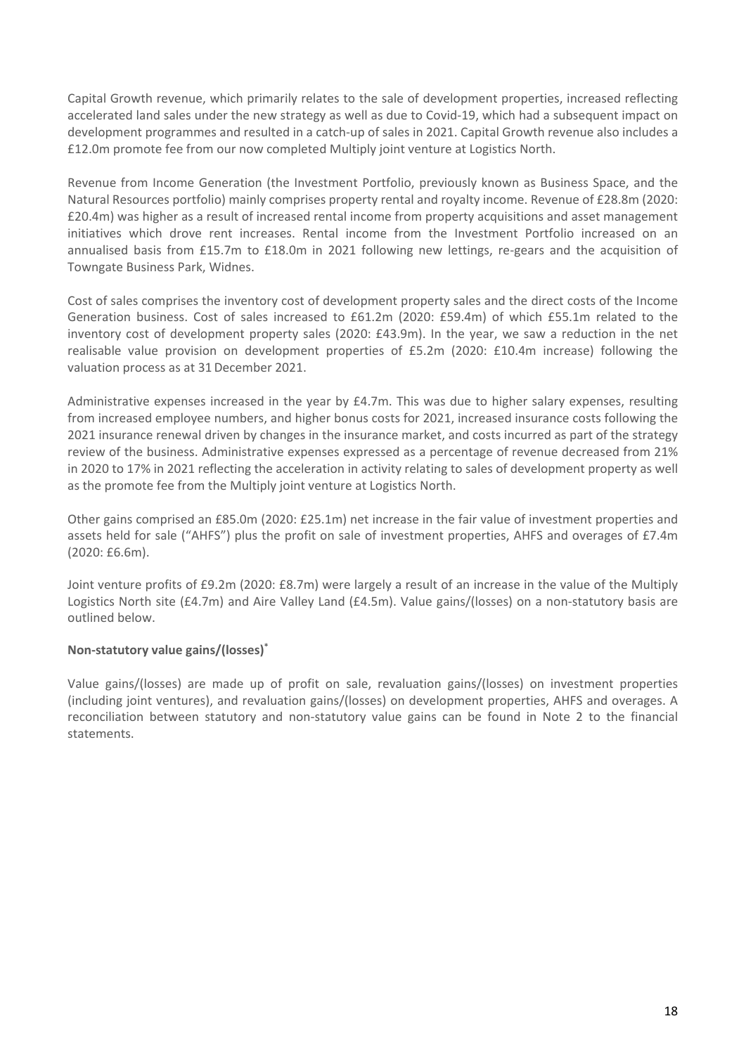Capital Growth revenue, which primarily relates to the sale of development properties, increased reflecting accelerated land sales under the new strategy as well as due to Covid-19, which had a subsequent impact on development programmes and resulted in a catch-up of sales in 2021. Capital Growth revenue also includes a £12.0m promote fee from our now completed Multiply joint venture at Logistics North.

Revenue from Income Generation (the Investment Portfolio, previously known as Business Space, and the Natural Resources portfolio) mainly comprises property rental and royalty income. Revenue of £28.8m (2020: £20.4m) was higher as a result of increased rental income from property acquisitions and asset management initiatives which drove rent increases. Rental income from the Investment Portfolio increased on an annualised basis from £15.7m to £18.0m in 2021 following new lettings, re-gears and the acquisition of Towngate Business Park, Widnes.

Cost of sales comprises the inventory cost of development property sales and the direct costs of the Income Generation business. Cost of sales increased to £61.2m (2020: £59.4m) of which £55.1m related to the inventory cost of development property sales (2020: £43.9m). In the year, we saw a reduction in the net realisable value provision on development properties of £5.2m (2020: £10.4m increase) following the valuation process as at 31 December 2021.

Administrative expenses increased in the year by £4.7m. This was due to higher salary expenses, resulting from increased employee numbers, and higher bonus costs for 2021, increased insurance costs following the 2021 insurance renewal driven by changes in the insurance market, and costs incurred as part of the strategy review of the business. Administrative expenses expressed as a percentage of revenue decreased from 21% in 2020 to 17% in 2021 reflecting the acceleration in activity relating to sales of development property as well as the promote fee from the Multiply joint venture at Logistics North.

Other gains comprised an £85.0m (2020: £25.1m) net increase in the fair value of investment properties and assets held for sale ("AHFS") plus the profit on sale of investment properties, AHFS and overages of £7.4m (2020: £6.6m).

Joint venture profits of £9.2m (2020: £8.7m) were largely a result of an increase in the value of the Multiply Logistics North site (£4.7m) and Aire Valley Land (£4.5m). Value gains/(losses) on a non-statutory basis are outlined below.

**Non-statutory value gains/(losses)***

Value gains/(losses) are made up of profit on sale, revaluation gains/(losses) on investment properties (including joint ventures), and revaluation gains/(losses) on development properties, AHFS and overages. A reconciliation between statutory and non-statutory value gains can be found in Note 2 to the financial statements.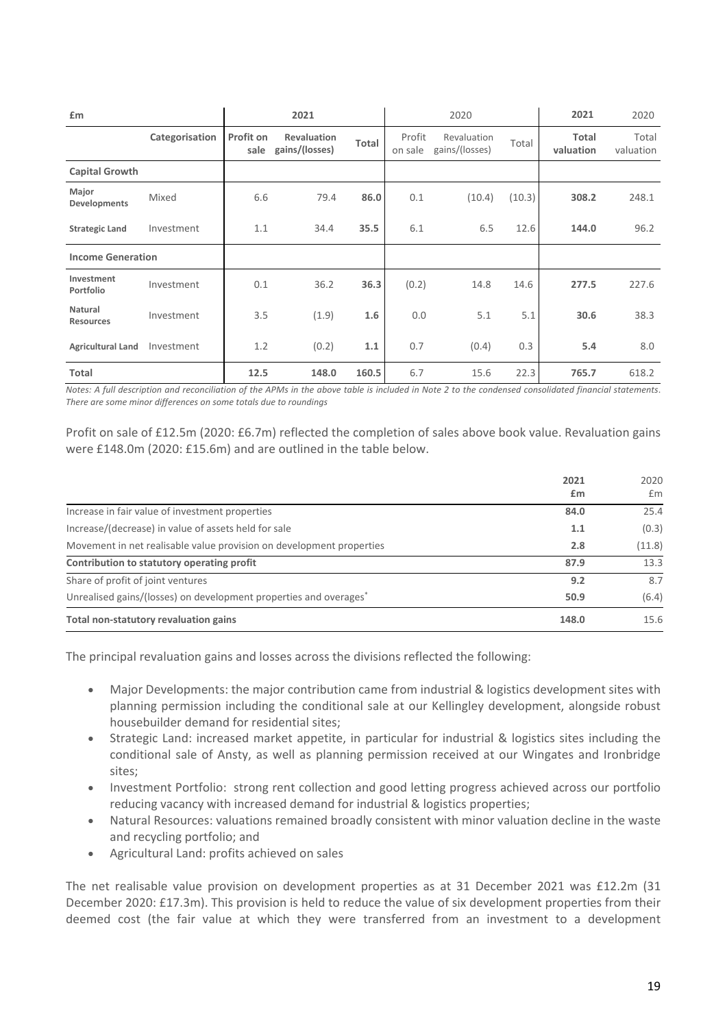| £m | | 2021 | | | 2020 | | | 2021 | 2020 |
|---|---|---|---|---|---|---|---|---|---|
| | Categorisation | Profit on sale | Revaluation gains/(losses) | Total | Profit on sale | Revaluation gains/(losses) | Total | Total valuation | Total valuation |
| **Capital Growth** | | | | | | | | | |
| **Major Developments** | Mixed | 6.6 | 79.4 | **86.0** | 0.1 | (10.4) | (10.3) | **308.2** | 248.1 |
| **Strategic Land** | Investment | 1.1 | 34.4 | **35.5** | 6.1 | 6.5 | 12.6 | **144.0** | 96.2 |
| **Income Generation** | | | | | | | | | |
| **Investment Portfolio** | Investment | 0.1 | 36.2 | **36.3** | (0.2) | 14.8 | 14.6 | **277.5** | 227.6 |
| **Natural Resources** | Investment | 3.5 | (1.9) | **1.6** | 0.0 | 5.1 | 5.1 | **30.6** | 38.3 |
| **Agricultural Land** | Investment | 1.2 | (0.2) | **1.1** | 0.7 | (0.4) | 0.3 | **5.4** | 8.0 |
| **Total** | | **12.5** | **148.0** | **160.5** | 6.7 | 15.6 | 22.3 | **765.7** | 618.2 |

*Notes: A full description and reconciliation of the APMs in the above table is included in Note 2 to the condensed consolidated financial statements. There are some minor differences on some totals due to roundings*

Profit on sale of £12.5m (2020: £6.7m) reflected the completion of sales above book value. Revaluation gains were £148.0m (2020: £15.6m) and are outlined in the table below.

| | 2021 £m | 2020 £m |
|---|---|---|
| Increase in fair value of investment properties | **84.0** | 25.4 |
| Increase/(decrease) in value of assets held for sale | **1.1** | (0.3) |
| Movement in net realisable value provision on development properties | **2.8** | (11.8) |
| **Contribution to statutory operating profit** | **87.9** | 13.3 |
| Share of profit of joint ventures | **9.2** | 8.7 |
| Unrealised gains/(losses) on development properties and overages* | **50.9** | (6.4) |
| **Total non-statutory revaluation gains** | **148.0** | 15.6 |

The principal revaluation gains and losses across the divisions reflected the following:

- Major Developments: the major contribution came from industrial & logistics development sites with planning permission including the conditional sale at our Kellingley development, alongside robust housebuilder demand for residential sites;
- Strategic Land: increased market appetite, in particular for industrial & logistics sites including the conditional sale of Ansty, as well as planning permission received at our Wingates and Ironbridge sites;
- Investment Portfolio: strong rent collection and good letting progress achieved across our portfolio reducing vacancy with increased demand for industrial & logistics properties;
- Natural Resources: valuations remained broadly consistent with minor valuation decline in the waste and recycling portfolio; and
- Agricultural Land: profits achieved on sales

The net realisable value provision on development properties as at 31 December 2021 was £12.2m (31 December 2020: £17.3m). This provision is held to reduce the value of six development properties from their deemed cost (the fair value at which they were transferred from an investment to a development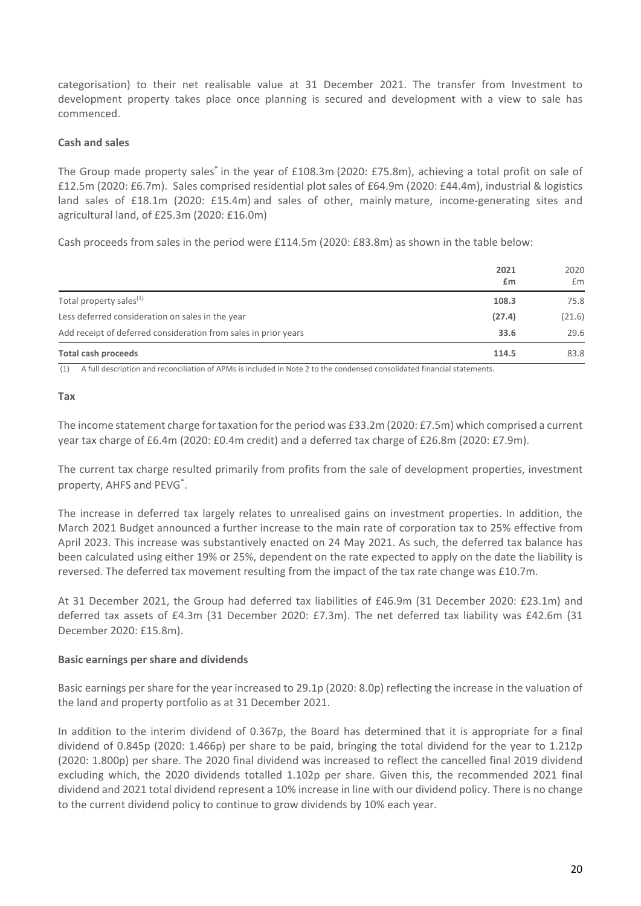categorisation) to their net realisable value at 31 December 2021. The transfer from Investment to development property takes place once planning is secured and development with a view to sale has commenced.

**Cash and sales**

The Group made property sales* in the year of £108.3m (2020: £75.8m), achieving a total profit on sale of £12.5m (2020: £6.7m). Sales comprised residential plot sales of £64.9m (2020: £44.4m), industrial & logistics land sales of £18.1m (2020: £15.4m) and sales of other, mainly mature, income-generating sites and agricultural land, of £25.3m (2020: £16.0m)

Cash proceeds from sales in the period were £114.5m (2020: £83.8m) as shown in the table below:

| | **2021 £m** | 2020 £m |
|---|---|---|
| Total property sales[1] | **108.3** | 75.8 |
| Less deferred consideration on sales in the year | **(27.4)** | (21.6) |
| Add receipt of deferred consideration from sales in prior years | **33.6** | 29.6 |
| **Total cash proceeds** | **114.5** | 83.8 |

(1) A full description and reconciliation of APMs is included in Note 2 to the condensed consolidated financial statements.

**Tax**

The income statement charge for taxation for the period was £33.2m (2020: £7.5m) which comprised a current year tax charge of £6.4m (2020: £0.4m credit) and a deferred tax charge of £26.8m (2020: £7.9m).

The current tax charge resulted primarily from profits from the sale of development properties, investment property, AHFS and PEVG*.

The increase in deferred tax largely relates to unrealised gains on investment properties. In addition, the March 2021 Budget announced a further increase to the main rate of corporation tax to 25% effective from April 2023. This increase was substantively enacted on 24 May 2021. As such, the deferred tax balance has been calculated using either 19% or 25%, dependent on the rate expected to apply on the date the liability is reversed. The deferred tax movement resulting from the impact of the tax rate change was £10.7m.

At 31 December 2021, the Group had deferred tax liabilities of £46.9m (31 December 2020: £23.1m) and deferred tax assets of £4.3m (31 December 2020: £7.3m). The net deferred tax liability was £42.6m (31 December 2020: £15.8m).

**Basic earnings per share and dividends**

Basic earnings per share for the year increased to 29.1p (2020: 8.0p) reflecting the increase in the valuation of the land and property portfolio as at 31 December 2021.

In addition to the interim dividend of 0.367p, the Board has determined that it is appropriate for a final dividend of 0.845p (2020: 1.466p) per share to be paid, bringing the total dividend for the year to 1.212p (2020: 1.800p) per share. The 2020 final dividend was increased to reflect the cancelled final 2019 dividend excluding which, the 2020 dividends totalled 1.102p per share. Given this, the recommended 2021 final dividend and 2021 total dividend represent a 10% increase in line with our dividend policy. There is no change to the current dividend policy to continue to grow dividends by 10% each year.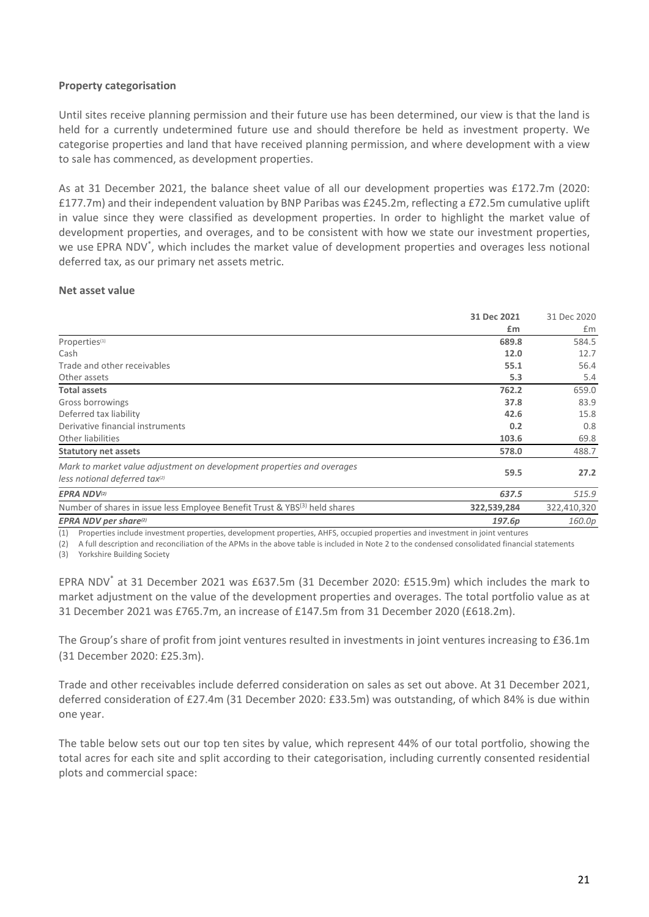**Property categorisation**

Until sites receive planning permission and their future use has been determined, our view is that the land is held for a currently undetermined future use and should therefore be held as investment property. We categorise properties and land that have received planning permission, and where development with a view to sale has commenced, as development properties.

As at 31 December 2021, the balance sheet value of all our development properties was £172.7m (2020: £177.7m) and their independent valuation by BNP Paribas was £245.2m, reflecting a £72.5m cumulative uplift in value since they were classified as development properties. In order to highlight the market value of development properties, and overages, and to be consistent with how we state our investment properties, we use EPRA NDV*, which includes the market value of development properties and overages less notional deferred tax, as our primary net assets metric.

**Net asset value**

| | **31 Dec 2021** | 31 Dec 2020 |
|---|---|---|
| | **£m** | £m |
| Properties[(1)] | **689.8** | 584.5 |
| Cash | **12.0** | 12.7 |
| Trade and other receivables | **55.1** | 56.4 |
| Other assets | **5.3** | 5.4 |
| **Total assets** | **762.2** | 659.0 |
| Gross borrowings | **37.8** | 83.9 |
| Deferred tax liability | **42.6** | 15.8 |
| Derivative financial instruments | **0.2** | 0.8 |
| Other liabilities | **103.6** | 69.8 |
| **Statutory net assets** | **578.0** | 488.7 |
| *Mark to market value adjustment on development properties and overages less notional deferred tax[(2)]* | **59.5** | **27.2** |
| ***EPRA NDV[(2)]*** | ***637.5*** | *515.9* |
| Number of shares in issue less Employee Benefit Trust & YBS[(3)] held shares | **322,539,284** | 322,410,320 |
| ***EPRA NDV per share[(2)]*** | ***197.6p*** | *160.0p* |

(1) Properties include investment properties, development properties, AHFS, occupied properties and investment in joint ventures
(2) A full description and reconciliation of the APMs in the above table is included in Note 2 to the condensed consolidated financial statements
(3) Yorkshire Building Society

EPRA NDV* at 31 December 2021 was £637.5m (31 December 2020: £515.9m) which includes the mark to market adjustment on the value of the development properties and overages. The total portfolio value as at 31 December 2021 was £765.7m, an increase of £147.5m from 31 December 2020 (£618.2m).

The Group's share of profit from joint ventures resulted in investments in joint ventures increasing to £36.1m (31 December 2020: £25.3m).

Trade and other receivables include deferred consideration on sales as set out above. At 31 December 2021, deferred consideration of £27.4m (31 December 2020: £33.5m) was outstanding, of which 84% is due within one year.

The table below sets out our top ten sites by value, which represent 44% of our total portfolio, showing the total acres for each site and split according to their categorisation, including currently consented residential plots and commercial space: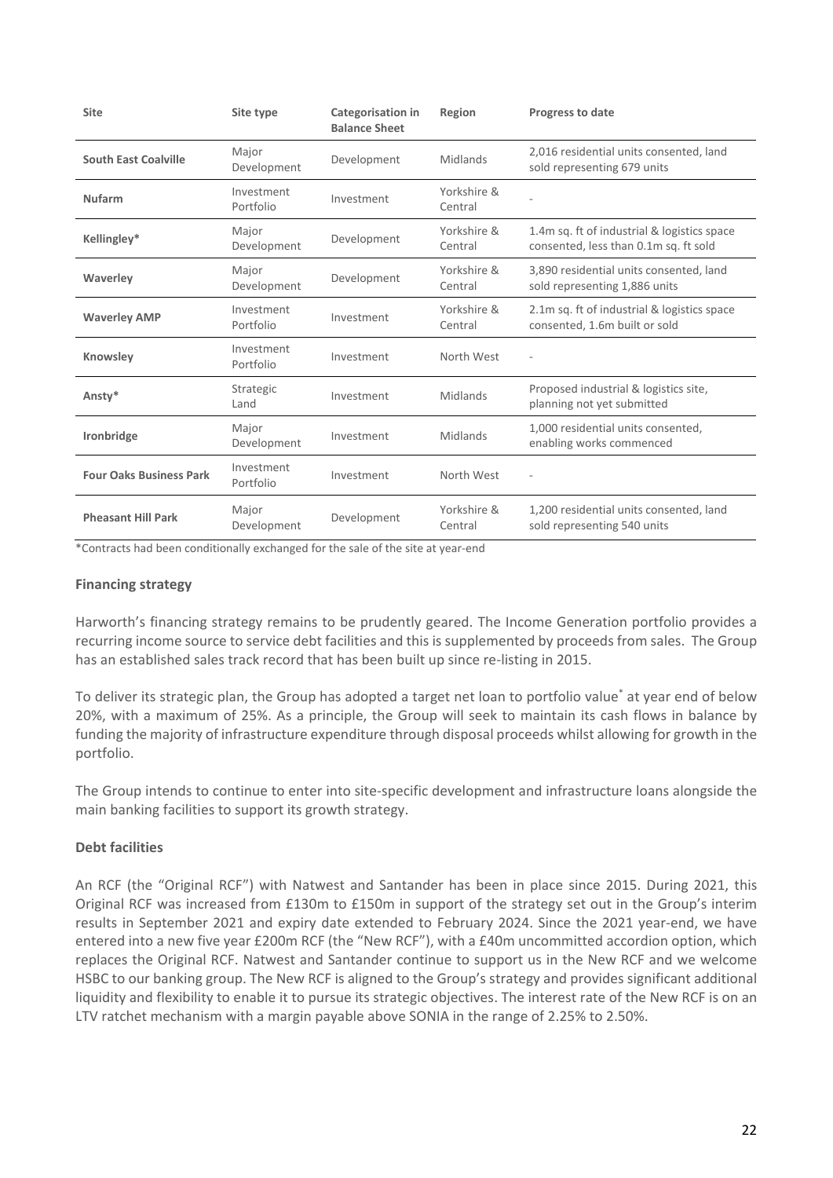| Site | Site type | Categorisation in Balance Sheet | Region | Progress to date |
|---|---|---|---|---|
| **South East Coalville** | Major Development | Development | Midlands | 2,016 residential units consented, land sold representing 679 units |
| **Nufarm** | Investment Portfolio | Investment | Yorkshire & Central | - |
| **Kellingley*** | Major Development | Development | Yorkshire & Central | 1.4m sq. ft of industrial & logistics space consented, less than 0.1m sq. ft sold |
| **Waverley** | Major Development | Development | Yorkshire & Central | 3,890 residential units consented, land sold representing 1,886 units |
| **Waverley AMP** | Investment Portfolio | Investment | Yorkshire & Central | 2.1m sq. ft of industrial & logistics space consented, 1.6m built or sold |
| **Knowsley** | Investment Portfolio | Investment | North West | - |
| **Ansty*** | Strategic Land | Investment | Midlands | Proposed industrial & logistics site, planning not yet submitted |
| **Ironbridge** | Major Development | Investment | Midlands | 1,000 residential units consented, enabling works commenced |
| **Four Oaks Business Park** | Investment Portfolio | Investment | North West | - |
| **Pheasant Hill Park** | Major Development | Development | Yorkshire & Central | 1,200 residential units consented, land sold representing 540 units |

*Contracts had been conditionally exchanged for the sale of the site at year-end

### Financing strategy

Harworth's financing strategy remains to be prudently geared. The Income Generation portfolio provides a recurring income source to service debt facilities and this is supplemented by proceeds from sales. The Group has an established sales track record that has been built up since re-listing in 2015.

To deliver its strategic plan, the Group has adopted a target net loan to portfolio value* at year end of below 20%, with a maximum of 25%. As a principle, the Group will seek to maintain its cash flows in balance by funding the majority of infrastructure expenditure through disposal proceeds whilst allowing for growth in the portfolio.

The Group intends to continue to enter into site-specific development and infrastructure loans alongside the main banking facilities to support its growth strategy.

### Debt facilities

An RCF (the "Original RCF") with Natwest and Santander has been in place since 2015. During 2021, this Original RCF was increased from £130m to £150m in support of the strategy set out in the Group's interim results in September 2021 and expiry date extended to February 2024. Since the 2021 year-end, we have entered into a new five year £200m RCF (the "New RCF"), with a £40m uncommitted accordion option, which replaces the Original RCF. Natwest and Santander continue to support us in the New RCF and we welcome HSBC to our banking group. The New RCF is aligned to the Group's strategy and provides significant additional liquidity and flexibility to enable it to pursue its strategic objectives. The interest rate of the New RCF is on an LTV ratchet mechanism with a margin payable above SONIA in the range of 2.25% to 2.50%.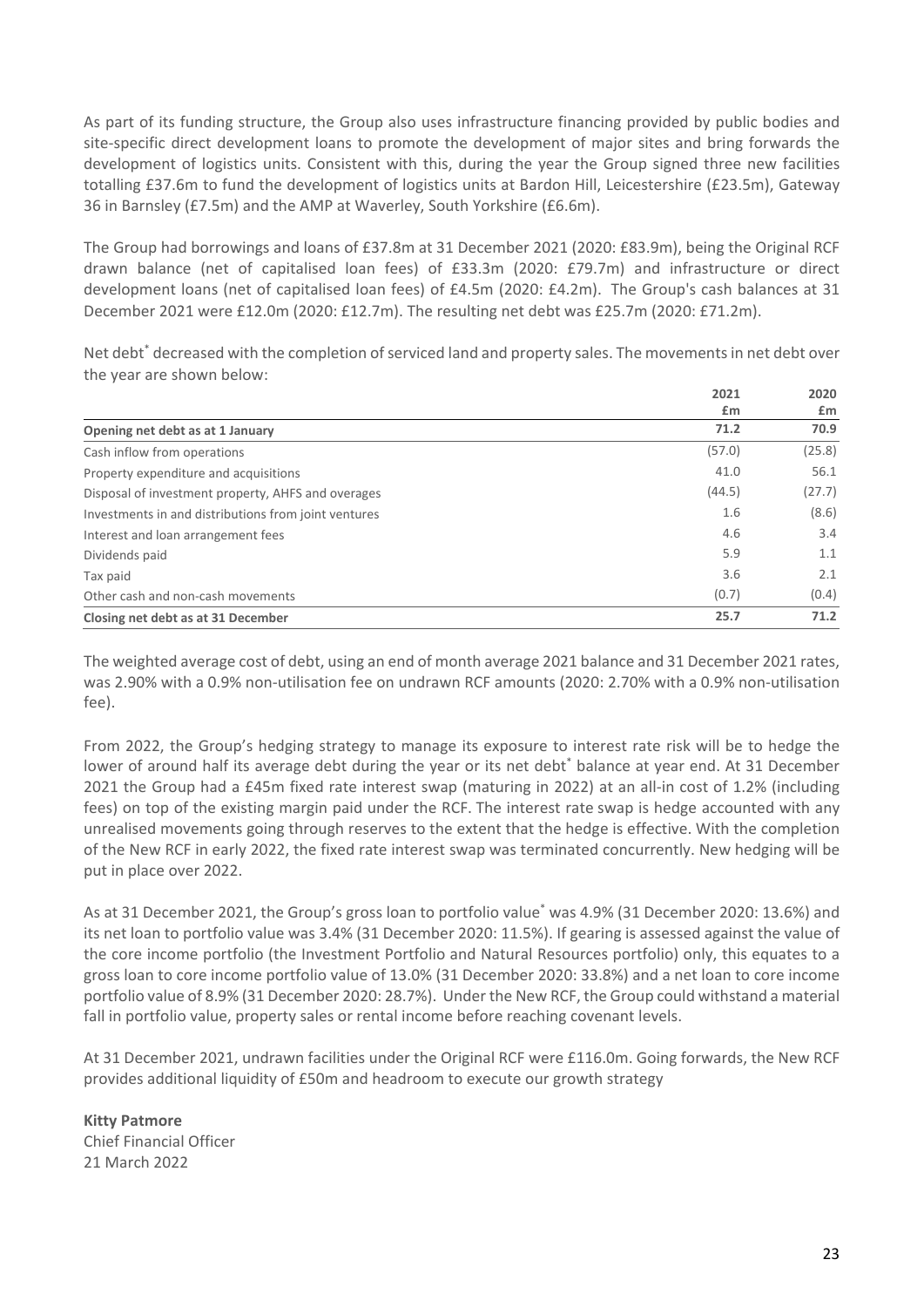As part of its funding structure, the Group also uses infrastructure financing provided by public bodies and site-specific direct development loans to promote the development of major sites and bring forwards the development of logistics units. Consistent with this, during the year the Group signed three new facilities totalling £37.6m to fund the development of logistics units at Bardon Hill, Leicestershire (£23.5m), Gateway 36 in Barnsley (£7.5m) and the AMP at Waverley, South Yorkshire (£6.6m).

The Group had borrowings and loans of £37.8m at 31 December 2021 (2020: £83.9m), being the Original RCF drawn balance (net of capitalised loan fees) of £33.3m (2020: £79.7m) and infrastructure or direct development loans (net of capitalised loan fees) of £4.5m (2020: £4.2m). The Group's cash balances at 31 December 2021 were £12.0m (2020: £12.7m). The resulting net debt was £25.7m (2020: £71.2m).

Net debt* decreased with the completion of serviced land and property sales. The movements in net debt over the year are shown below:

| | 2021 £m | 2020 £m |
|---|---|---|
| **Opening net debt as at 1 January** | **71.2** | **70.9** |
| Cash inflow from operations | (57.0) | (25.8) |
| Property expenditure and acquisitions | 41.0 | 56.1 |
| Disposal of investment property, AHFS and overages | (44.5) | (27.7) |
| Investments in and distributions from joint ventures | 1.6 | (8.6) |
| Interest and loan arrangement fees | 4.6 | 3.4 |
| Dividends paid | 5.9 | 1.1 |
| Tax paid | 3.6 | 2.1 |
| Other cash and non-cash movements | (0.7) | (0.4) |
| **Closing net debt as at 31 December** | **25.7** | **71.2** |

The weighted average cost of debt, using an end of month average 2021 balance and 31 December 2021 rates, was 2.90% with a 0.9% non-utilisation fee on undrawn RCF amounts (2020: 2.70% with a 0.9% non-utilisation fee).

From 2022, the Group's hedging strategy to manage its exposure to interest rate risk will be to hedge the lower of around half its average debt during the year or its net debt* balance at year end. At 31 December 2021 the Group had a £45m fixed rate interest swap (maturing in 2022) at an all-in cost of 1.2% (including fees) on top of the existing margin paid under the RCF. The interest rate swap is hedge accounted with any unrealised movements going through reserves to the extent that the hedge is effective. With the completion of the New RCF in early 2022, the fixed rate interest swap was terminated concurrently. New hedging will be put in place over 2022.

As at 31 December 2021, the Group's gross loan to portfolio value* was 4.9% (31 December 2020: 13.6%) and its net loan to portfolio value was 3.4% (31 December 2020: 11.5%). If gearing is assessed against the value of the core income portfolio (the Investment Portfolio and Natural Resources portfolio) only, this equates to a gross loan to core income portfolio value of 13.0% (31 December 2020: 33.8%) and a net loan to core income portfolio value of 8.9% (31 December 2020: 28.7%). Under the New RCF, the Group could withstand a material fall in portfolio value, property sales or rental income before reaching covenant levels.

At 31 December 2021, undrawn facilities under the Original RCF were £116.0m. Going forwards, the New RCF provides additional liquidity of £50m and headroom to execute our growth strategy

**Kitty Patmore**
Chief Financial Officer
21 March 2022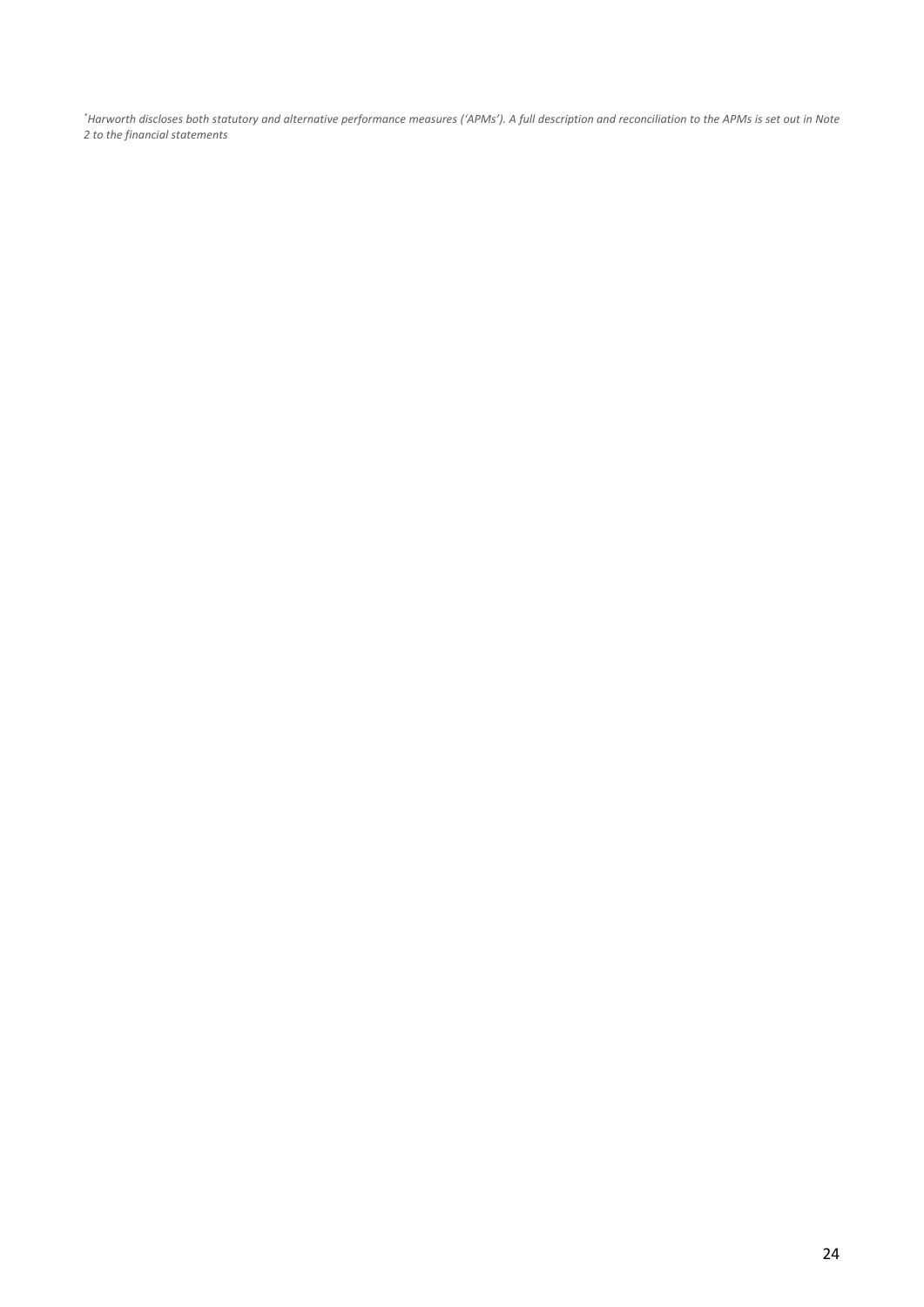[*] *Harworth discloses both statutory and alternative performance measures ('APMs'). A full description and reconciliation to the APMs is set out in Note 2 to the financial statements*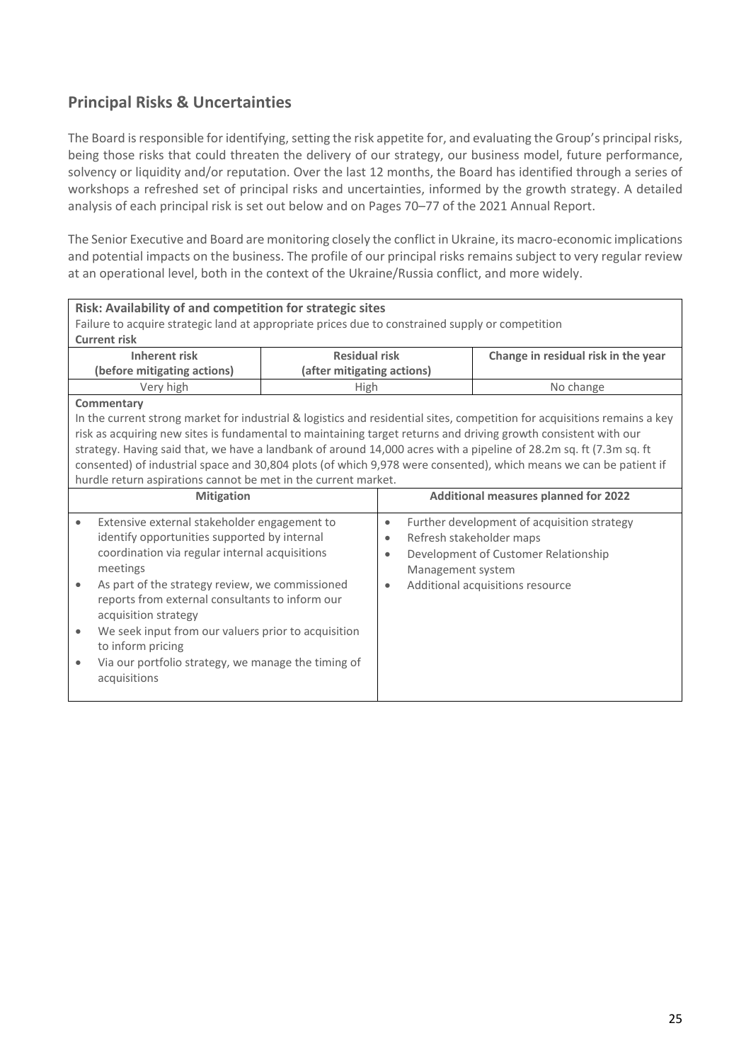## Principal Risks & Uncertainties

The Board is responsible for identifying, setting the risk appetite for, and evaluating the Group's principal risks, being those risks that could threaten the delivery of our strategy, our business model, future performance, solvency or liquidity and/or reputation. Over the last 12 months, the Board has identified through a series of workshops a refreshed set of principal risks and uncertainties, informed by the growth strategy. A detailed analysis of each principal risk is set out below and on Pages 70–77 of the 2021 Annual Report.

The Senior Executive and Board are monitoring closely the conflict in Ukraine, its macro-economic implications and potential impacts on the business. The profile of our principal risks remains subject to very regular review at an operational level, both in the context of the Ukraine/Russia conflict, and more widely.

**Risk: Availability of and competition for strategic sites**

Failure to acquire strategic land at appropriate prices due to constrained supply or competition

**Current risk**

| Inherent risk (before mitigating actions) | Residual risk (after mitigating actions) | Change in residual risk in the year |
|---|---|---|
| Very high | High | No change |

**Commentary**

In the current strong market for industrial & logistics and residential sites, competition for acquisitions remains a key risk as acquiring new sites is fundamental to maintaining target returns and driving growth consistent with our strategy. Having said that, we have a landbank of around 14,000 acres with a pipeline of 28.2m sq. ft (7.3m sq. ft consented) of industrial space and 30,804 plots (of which 9,978 were consented), which means we can be patient if hurdle return aspirations cannot be met in the current market.

**Mitigation**

- Extensive external stakeholder engagement to identify opportunities supported by internal coordination via regular internal acquisitions meetings
- As part of the strategy review, we commissioned reports from external consultants to inform our acquisition strategy
- We seek input from our valuers prior to acquisition to inform pricing
- Via our portfolio strategy, we manage the timing of acquisitions

**Additional measures planned for 2022**

- Further development of acquisition strategy
- Refresh stakeholder maps
- Development of Customer Relationship Management system
- Additional acquisitions resource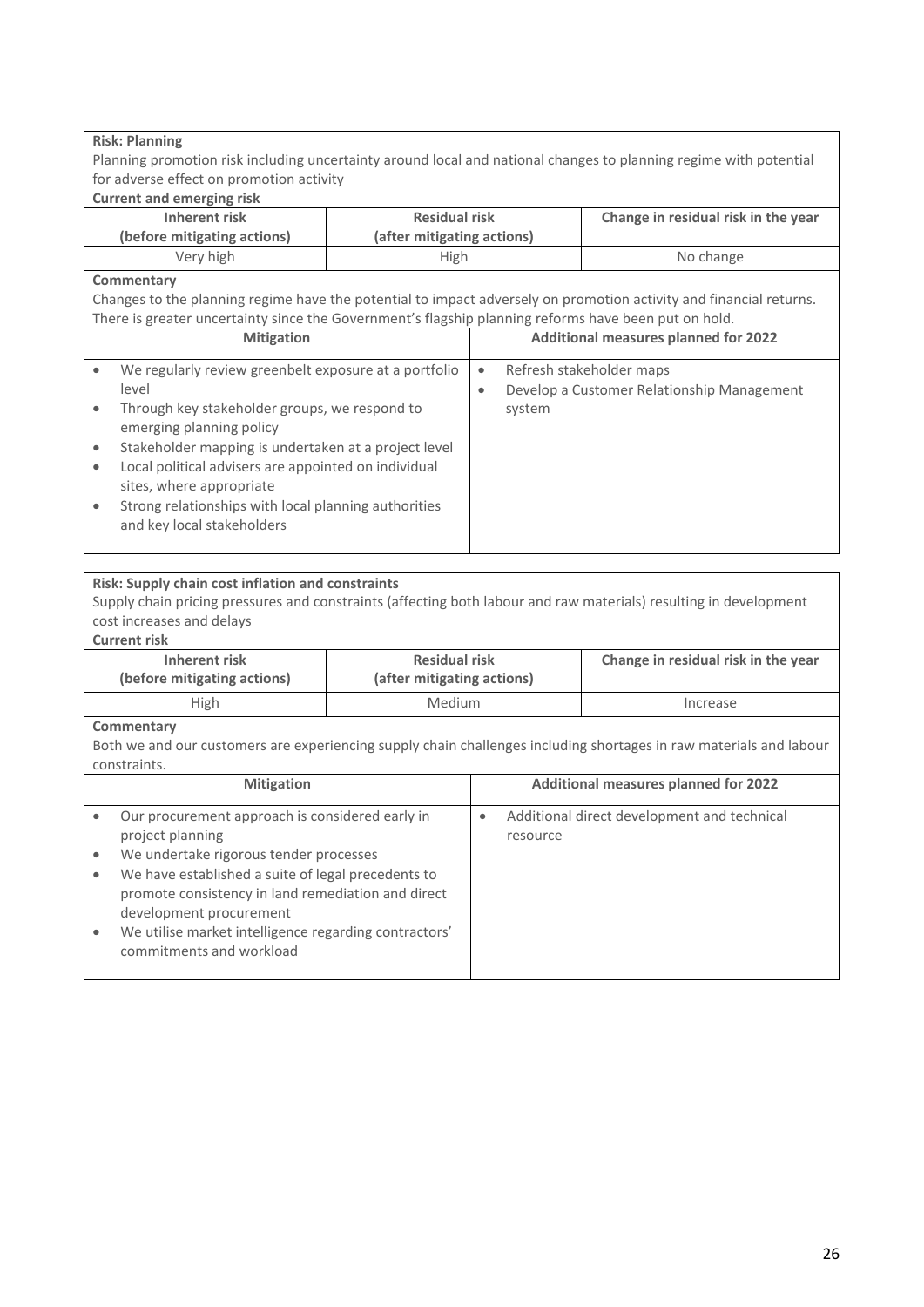**Risk: Planning**

Planning promotion risk including uncertainty around local and national changes to planning regime with potential for adverse effect on promotion activity

**Current and emerging risk**

| Inherent risk (before mitigating actions) | Residual risk (after mitigating actions) | Change in residual risk in the year |
|---|---|---|
| Very high | High | No change |

**Commentary**

Changes to the planning regime have the potential to impact adversely on promotion activity and financial returns. There is greater uncertainty since the Government's flagship planning reforms have been put on hold.

| Mitigation | Additional measures planned for 2022 |
|---|---|
| • We regularly review greenbelt exposure at a portfolio level<br>• Through key stakeholder groups, we respond to emerging planning policy<br>• Stakeholder mapping is undertaken at a project level<br>• Local political advisers are appointed on individual sites, where appropriate<br>• Strong relationships with local planning authorities and key local stakeholders | • Refresh stakeholder maps<br>• Develop a Customer Relationship Management system |

**Risk: Supply chain cost inflation and constraints**

Supply chain pricing pressures and constraints (affecting both labour and raw materials) resulting in development cost increases and delays

**Current risk**

| Inherent risk (before mitigating actions) | Residual risk (after mitigating actions) | Change in residual risk in the year |
|---|---|---|
| High | Medium | Increase |

**Commentary**

Both we and our customers are experiencing supply chain challenges including shortages in raw materials and labour constraints.

| Mitigation | Additional measures planned for 2022 |
|---|---|
| • Our procurement approach is considered early in project planning<br>• We undertake rigorous tender processes<br>• We have established a suite of legal precedents to promote consistency in land remediation and direct development procurement<br>• We utilise market intelligence regarding contractors' commitments and workload | • Additional direct development and technical resource |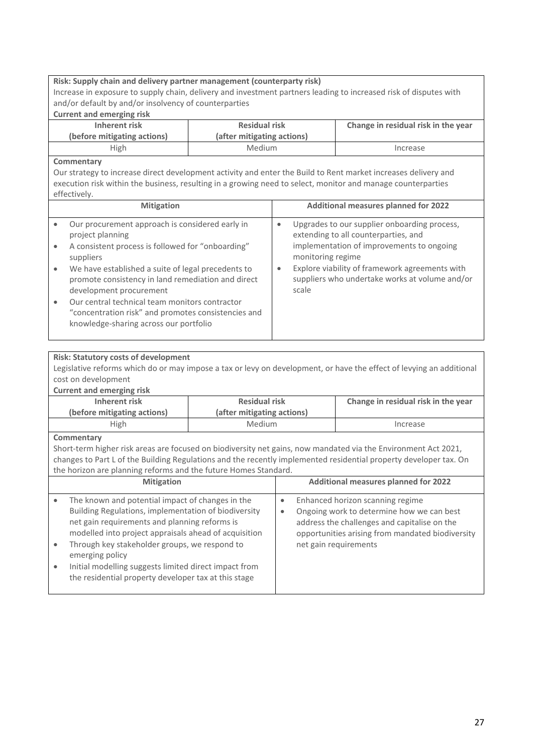**Risk: Supply chain and delivery partner management (counterparty risk)**

Increase in exposure to supply chain, delivery and investment partners leading to increased risk of disputes with and/or default by and/or insolvency of counterparties

**Current and emerging risk**

| Inherent risk (before mitigating actions) | Residual risk (after mitigating actions) | Change in residual risk in the year |
|---|---|---|
| High | Medium | Increase |

**Commentary**

Our strategy to increase direct development activity and enter the Build to Rent market increases delivery and execution risk within the business, resulting in a growing need to select, monitor and manage counterparties effectively.

| Mitigation | Additional measures planned for 2022 |
|---|---|
| • Our procurement approach is considered early in project planning<br>• A consistent process is followed for "onboarding" suppliers<br>• We have established a suite of legal precedents to promote consistency in land remediation and direct development procurement<br>• Our central technical team monitors contractor "concentration risk" and promotes consistencies and knowledge-sharing across our portfolio | • Upgrades to our supplier onboarding process, extending to all counterparties, and implementation of improvements to ongoing monitoring regime<br>• Explore viability of framework agreements with suppliers who undertake works at volume and/or scale |

**Risk: Statutory costs of development**

Legislative reforms which do or may impose a tax or levy on development, or have the effect of levying an additional cost on development

**Current and emerging risk**

| Inherent risk (before mitigating actions) | Residual risk (after mitigating actions) | Change in residual risk in the year |
|---|---|---|
| High | Medium | Increase |

**Commentary**

Short-term higher risk areas are focused on biodiversity net gains, now mandated via the Environment Act 2021, changes to Part L of the Building Regulations and the recently implemented residential property developer tax. On the horizon are planning reforms and the future Homes Standard.

| Mitigation | Additional measures planned for 2022 |
|---|---|
| • The known and potential impact of changes in the Building Regulations, implementation of biodiversity net gain requirements and planning reforms is modelled into project appraisals ahead of acquisition<br>• Through key stakeholder groups, we respond to emerging policy<br>• Initial modelling suggests limited direct impact from the residential property developer tax at this stage | • Enhanced horizon scanning regime<br>• Ongoing work to determine how we can best address the challenges and capitalise on the opportunities arising from mandated biodiversity net gain requirements |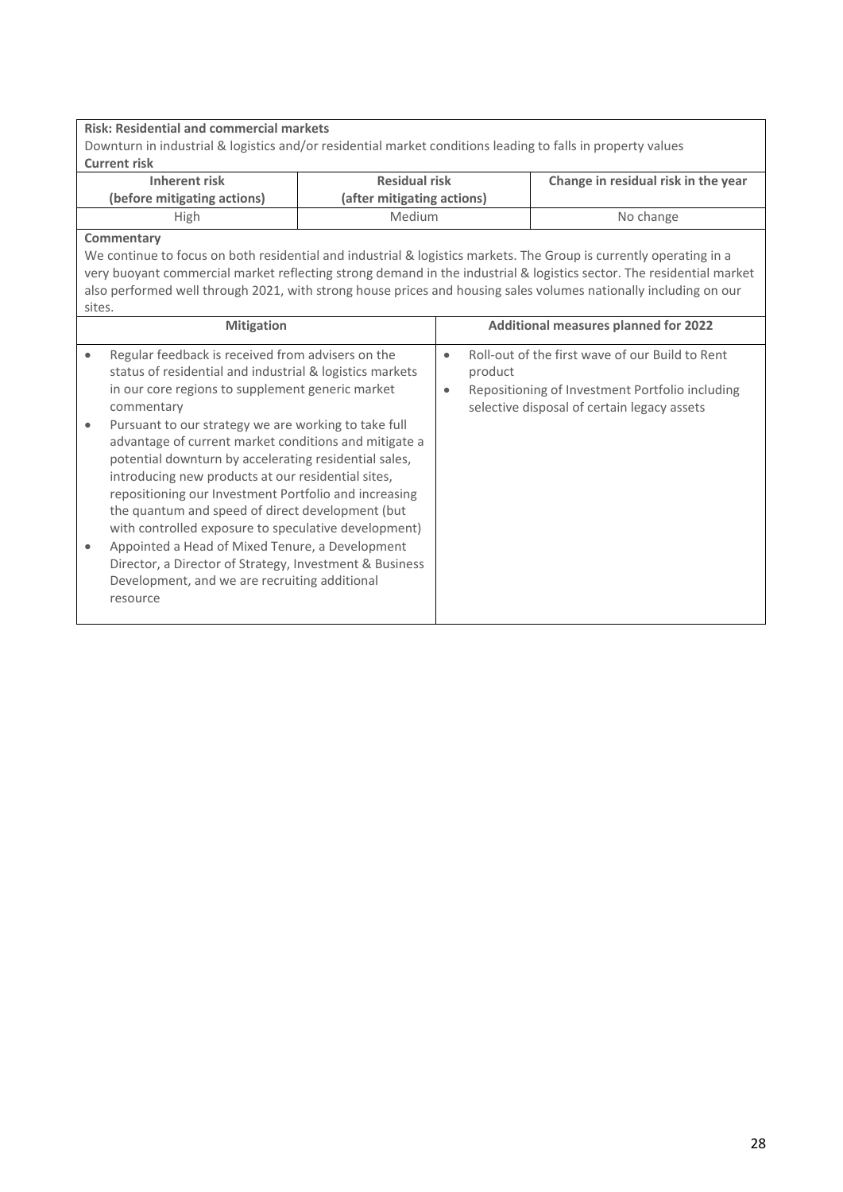**Risk: Residential and commercial markets**

Downturn in industrial & logistics and/or residential market conditions leading to falls in property values

**Current risk**

| Inherent risk (before mitigating actions) | Residual risk (after mitigating actions) | Change in residual risk in the year |
|---|---|---|
| High | Medium | No change |

**Commentary**

We continue to focus on both residential and industrial & logistics markets. The Group is currently operating in a very buoyant commercial market reflecting strong demand in the industrial & logistics sector. The residential market also performed well through 2021, with strong house prices and housing sales volumes nationally including on our sites.

| Mitigation | Additional measures planned for 2022 |
|---|---|
| • Regular feedback is received from advisers on the status of residential and industrial & logistics markets in our core regions to supplement generic market commentary<br>• Pursuant to our strategy we are working to take full advantage of current market conditions and mitigate a potential downturn by accelerating residential sales, introducing new products at our residential sites, repositioning our Investment Portfolio and increasing the quantum and speed of direct development (but with controlled exposure to speculative development)<br>• Appointed a Head of Mixed Tenure, a Development Director, a Director of Strategy, Investment & Business Development, and we are recruiting additional resource | • Roll-out of the first wave of our Build to Rent product<br>• Repositioning of Investment Portfolio including selective disposal of certain legacy assets |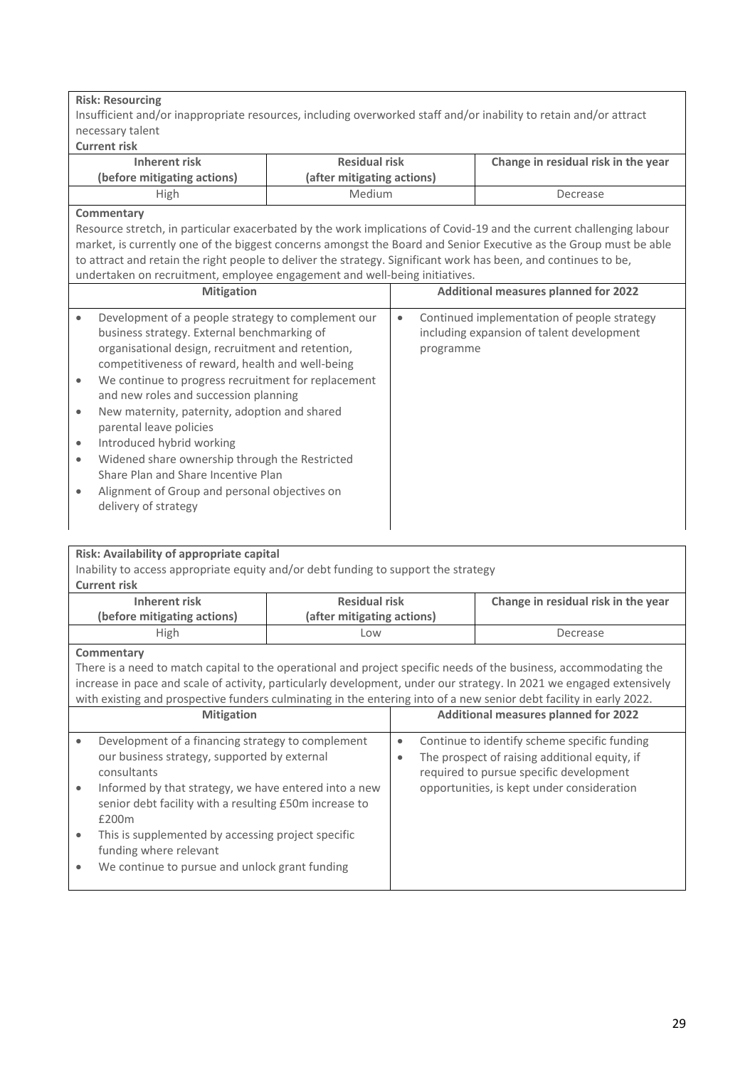**Risk: Resourcing**

Insufficient and/or inappropriate resources, including overworked staff and/or inability to retain and/or attract necessary talent

**Current risk**

| Inherent risk (before mitigating actions) | Residual risk (after mitigating actions) | Change in residual risk in the year |
|---|---|---|
| High | Medium | Decrease |

**Commentary**

Resource stretch, in particular exacerbated by the work implications of Covid-19 and the current challenging labour market, is currently one of the biggest concerns amongst the Board and Senior Executive as the Group must be able to attract and retain the right people to deliver the strategy. Significant work has been, and continues to be, undertaken on recruitment, employee engagement and well-being initiatives.

| Mitigation | Additional measures planned for 2022 |
|---|---|
| • Development of a people strategy to complement our business strategy. External benchmarking of organisational design, recruitment and retention, competitiveness of reward, health and well-being<br>• We continue to progress recruitment for replacement and new roles and succession planning<br>• New maternity, paternity, adoption and shared parental leave policies<br>• Introduced hybrid working<br>• Widened share ownership through the Restricted Share Plan and Share Incentive Plan<br>• Alignment of Group and personal objectives on delivery of strategy | • Continued implementation of people strategy including expansion of talent development programme |

**Risk: Availability of appropriate capital**

Inability to access appropriate equity and/or debt funding to support the strategy

**Current risk**

| Inherent risk (before mitigating actions) | Residual risk (after mitigating actions) | Change in residual risk in the year |
|---|---|---|
| High | Low | Decrease |

**Commentary**

There is a need to match capital to the operational and project specific needs of the business, accommodating the increase in pace and scale of activity, particularly development, under our strategy. In 2021 we engaged extensively with existing and prospective funders culminating in the entering into of a new senior debt facility in early 2022.

| Mitigation | Additional measures planned for 2022 |
|---|---|
| • Development of a financing strategy to complement our business strategy, supported by external consultants<br>• Informed by that strategy, we have entered into a new senior debt facility with a resulting £50m increase to £200m<br>• This is supplemented by accessing project specific funding where relevant<br>• We continue to pursue and unlock grant funding | • Continue to identify scheme specific funding<br>• The prospect of raising additional equity, if required to pursue specific development opportunities, is kept under consideration |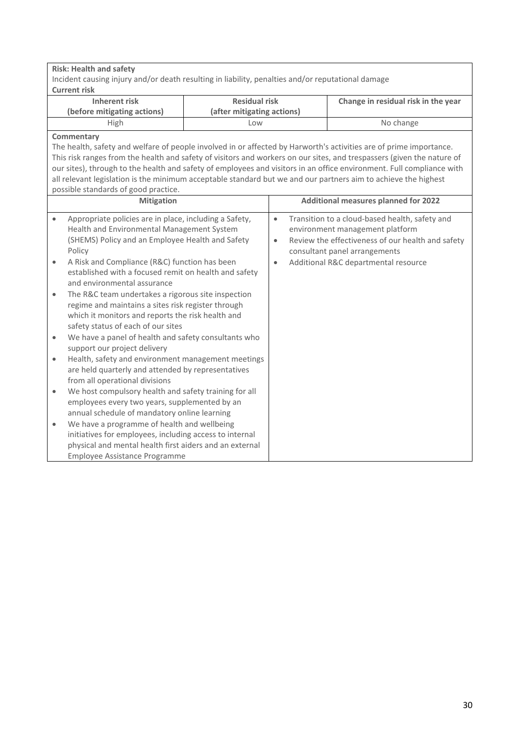**Risk: Health and safety**

Incident causing injury and/or death resulting in liability, penalties and/or reputational damage

**Current risk**

| Inherent risk (before mitigating actions) | Residual risk (after mitigating actions) | Change in residual risk in the year |
|---|---|---|
| High | Low | No change |

**Commentary**

The health, safety and welfare of people involved in or affected by Harworth's activities are of prime importance. This risk ranges from the health and safety of visitors and workers on our sites, and trespassers (given the nature of our sites), through to the health and safety of employees and visitors in an office environment. Full compliance with all relevant legislation is the minimum acceptable standard but we and our partners aim to achieve the highest possible standards of good practice.

| Mitigation | Additional measures planned for 2022 |
|---|---|
| • Appropriate policies are in place, including a Safety, Health and Environmental Management System (SHEMS) Policy and an Employee Health and Safety Policy<br>• A Risk and Compliance (R&C) function has been established with a focused remit on health and safety and environmental assurance<br>• The R&C team undertakes a rigorous site inspection regime and maintains a sites risk register through which it monitors and reports the risk health and safety status of each of our sites<br>• We have a panel of health and safety consultants who support our project delivery<br>• Health, safety and environment management meetings are held quarterly and attended by representatives from all operational divisions<br>• We host compulsory health and safety training for all employees every two years, supplemented by an annual schedule of mandatory online learning<br>• We have a programme of health and wellbeing initiatives for employees, including access to internal physical and mental health first aiders and an external Employee Assistance Programme | • Transition to a cloud-based health, safety and environment management platform<br>• Review the effectiveness of our health and safety consultant panel arrangements<br>• Additional R&C departmental resource |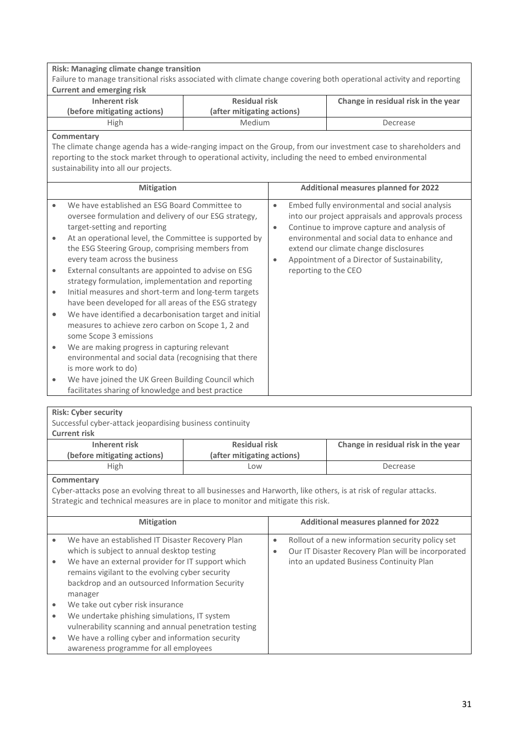**Risk: Managing climate change transition**

Failure to manage transitional risks associated with climate change covering both operational activity and reporting

**Current and emerging risk**

| Inherent risk (before mitigating actions) | Residual risk (after mitigating actions) | Change in residual risk in the year |
|---|---|---|
| High | Medium | Decrease |

**Commentary**

The climate change agenda has a wide-ranging impact on the Group, from our investment case to shareholders and reporting to the stock market through to operational activity, including the need to embed environmental sustainability into all our projects.

| Mitigation | Additional measures planned for 2022 |
|---|---|
| • We have established an ESG Board Committee to oversee formulation and delivery of our ESG strategy, target-setting and reporting<br>• At an operational level, the Committee is supported by the ESG Steering Group, comprising members from every team across the business<br>• External consultants are appointed to advise on ESG strategy formulation, implementation and reporting<br>• Initial measures and short-term and long-term targets have been developed for all areas of the ESG strategy<br>• We have identified a decarbonisation target and initial measures to achieve zero carbon on Scope 1, 2 and some Scope 3 emissions<br>• We are making progress in capturing relevant environmental and social data (recognising that there is more work to do)<br>• We have joined the UK Green Building Council which facilitates sharing of knowledge and best practice | • Embed fully environmental and social analysis into our project appraisals and approvals process<br>• Continue to improve capture and analysis of environmental and social data to enhance and extend our climate change disclosures<br>• Appointment of a Director of Sustainability, reporting to the CEO |

**Risk: Cyber security**

Successful cyber-attack jeopardising business continuity

**Current risk**

| Inherent risk (before mitigating actions) | Residual risk (after mitigating actions) | Change in residual risk in the year |
|---|---|---|
| High | Low | Decrease |

**Commentary**

Cyber-attacks pose an evolving threat to all businesses and Harworth, like others, is at risk of regular attacks. Strategic and technical measures are in place to monitor and mitigate this risk.

| Mitigation | Additional measures planned for 2022 |
|---|---|
| • We have an established IT Disaster Recovery Plan which is subject to annual desktop testing<br>• We have an external provider for IT support which remains vigilant to the evolving cyber security backdrop and an outsourced Information Security manager<br>• We take out cyber risk insurance<br>• We undertake phishing simulations, IT system vulnerability scanning and annual penetration testing<br>• We have a rolling cyber and information security awareness programme for all employees | • Rollout of a new information security policy set<br>• Our IT Disaster Recovery Plan will be incorporated into an updated Business Continuity Plan |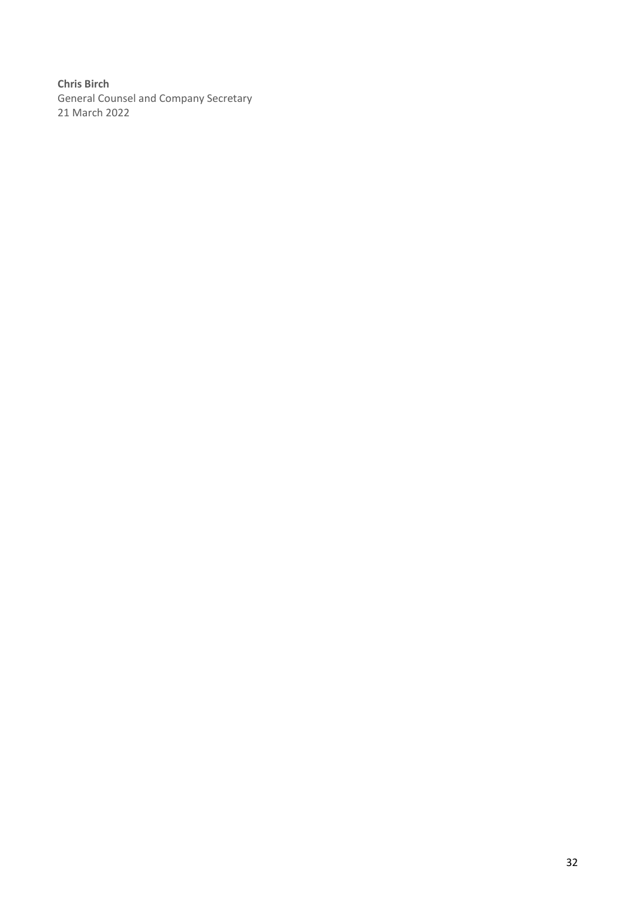**Chris Birch**
General Counsel and Company Secretary
21 March 2022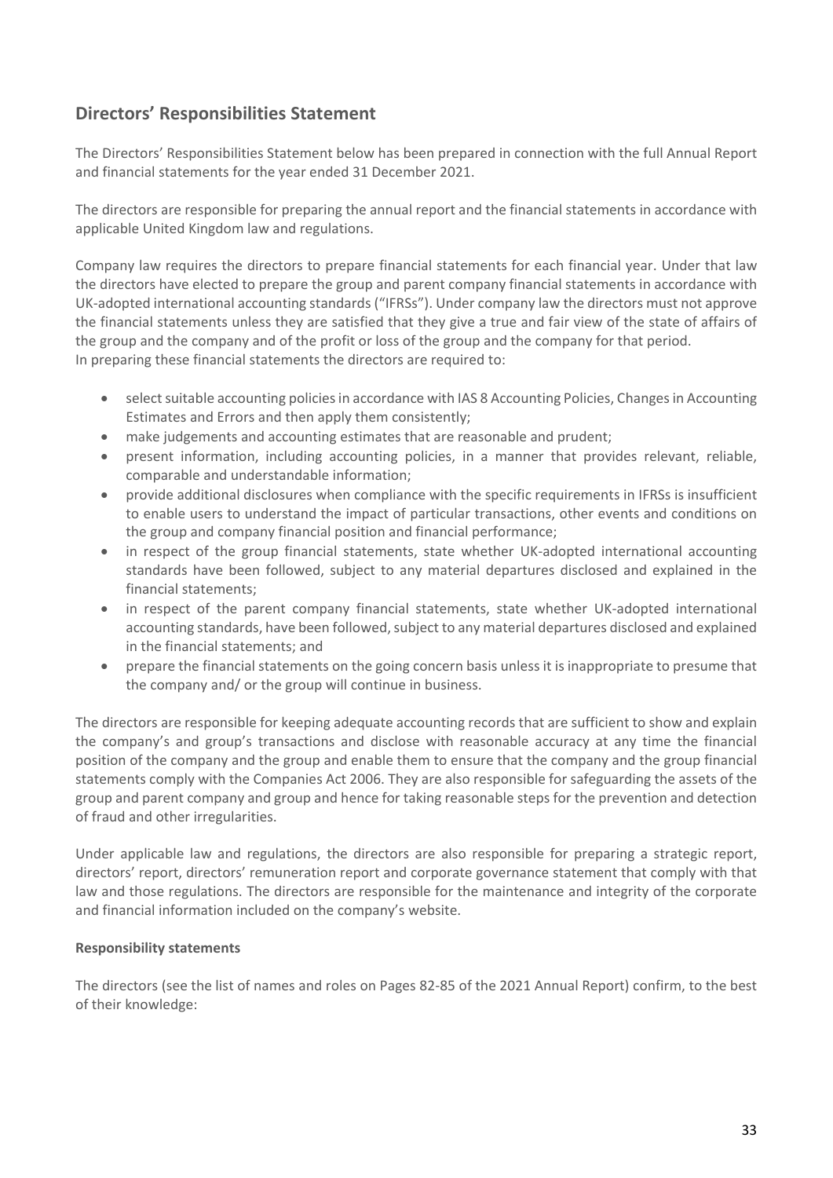## Directors' Responsibilities Statement

The Directors' Responsibilities Statement below has been prepared in connection with the full Annual Report and financial statements for the year ended 31 December 2021.

The directors are responsible for preparing the annual report and the financial statements in accordance with applicable United Kingdom law and regulations.

Company law requires the directors to prepare financial statements for each financial year. Under that law the directors have elected to prepare the group and parent company financial statements in accordance with UK-adopted international accounting standards ("IFRSs"). Under company law the directors must not approve the financial statements unless they are satisfied that they give a true and fair view of the state of affairs of the group and the company and of the profit or loss of the group and the company for that period. In preparing these financial statements the directors are required to:

- select suitable accounting policies in accordance with IAS 8 Accounting Policies, Changes in Accounting Estimates and Errors and then apply them consistently;
- make judgements and accounting estimates that are reasonable and prudent;
- present information, including accounting policies, in a manner that provides relevant, reliable, comparable and understandable information;
- provide additional disclosures when compliance with the specific requirements in IFRSs is insufficient to enable users to understand the impact of particular transactions, other events and conditions on the group and company financial position and financial performance;
- in respect of the group financial statements, state whether UK-adopted international accounting standards have been followed, subject to any material departures disclosed and explained in the financial statements;
- in respect of the parent company financial statements, state whether UK-adopted international accounting standards, have been followed, subject to any material departures disclosed and explained in the financial statements; and
- prepare the financial statements on the going concern basis unless it is inappropriate to presume that the company and/ or the group will continue in business.

The directors are responsible for keeping adequate accounting records that are sufficient to show and explain the company's and group's transactions and disclose with reasonable accuracy at any time the financial position of the company and the group and enable them to ensure that the company and the group financial statements comply with the Companies Act 2006. They are also responsible for safeguarding the assets of the group and parent company and group and hence for taking reasonable steps for the prevention and detection of fraud and other irregularities.

Under applicable law and regulations, the directors are also responsible for preparing a strategic report, directors' report, directors' remuneration report and corporate governance statement that comply with that law and those regulations. The directors are responsible for the maintenance and integrity of the corporate and financial information included on the company's website.

**Responsibility statements**

The directors (see the list of names and roles on Pages 82-85 of the 2021 Annual Report) confirm, to the best of their knowledge: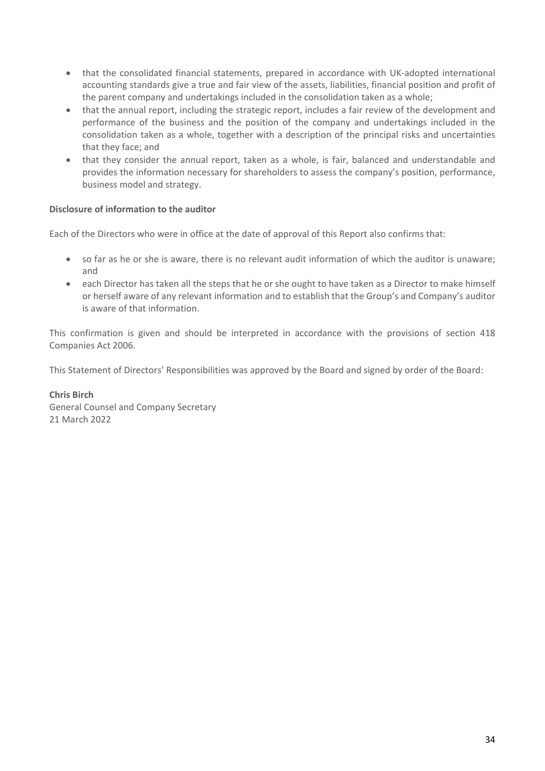- that the consolidated financial statements, prepared in accordance with UK-adopted international accounting standards give a true and fair view of the assets, liabilities, financial position and profit of the parent company and undertakings included in the consolidation taken as a whole;
- that the annual report, including the strategic report, includes a fair review of the development and performance of the business and the position of the company and undertakings included in the consolidation taken as a whole, together with a description of the principal risks and uncertainties that they face; and
- that they consider the annual report, taken as a whole, is fair, balanced and understandable and provides the information necessary for shareholders to assess the company's position, performance, business model and strategy.

**Disclosure of information to the auditor**

Each of the Directors who were in office at the date of approval of this Report also confirms that:

- so far as he or she is aware, there is no relevant audit information of which the auditor is unaware; and
- each Director has taken all the steps that he or she ought to have taken as a Director to make himself or herself aware of any relevant information and to establish that the Group's and Company's auditor is aware of that information.

This confirmation is given and should be interpreted in accordance with the provisions of section 418 Companies Act 2006.

This Statement of Directors' Responsibilities was approved by the Board and signed by order of the Board:

**Chris Birch**
General Counsel and Company Secretary
21 March 2022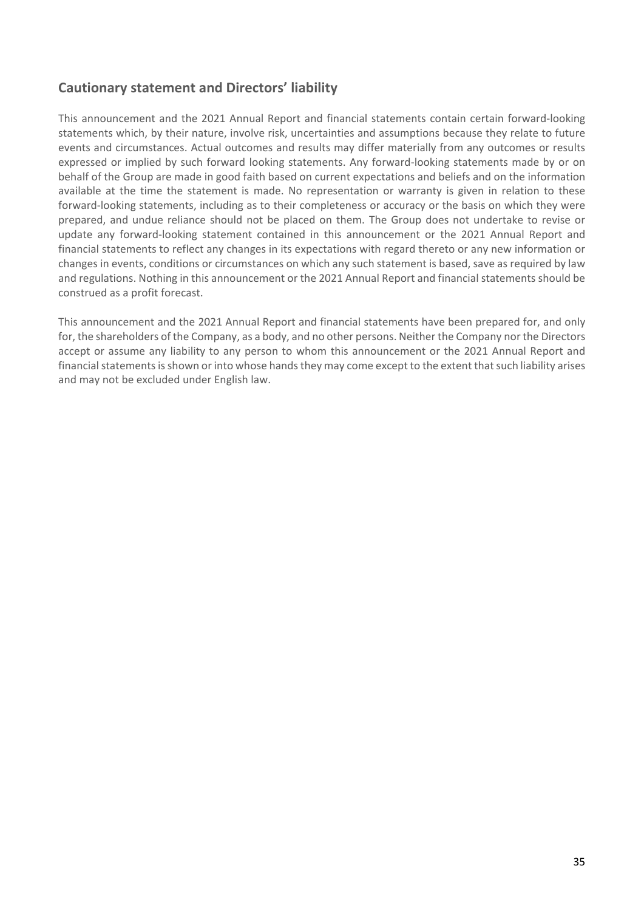## Cautionary statement and Directors' liability

This announcement and the 2021 Annual Report and financial statements contain certain forward-looking statements which, by their nature, involve risk, uncertainties and assumptions because they relate to future events and circumstances. Actual outcomes and results may differ materially from any outcomes or results expressed or implied by such forward looking statements. Any forward-looking statements made by or on behalf of the Group are made in good faith based on current expectations and beliefs and on the information available at the time the statement is made. No representation or warranty is given in relation to these forward-looking statements, including as to their completeness or accuracy or the basis on which they were prepared, and undue reliance should not be placed on them. The Group does not undertake to revise or update any forward-looking statement contained in this announcement or the 2021 Annual Report and financial statements to reflect any changes in its expectations with regard thereto or any new information or changes in events, conditions or circumstances on which any such statement is based, save as required by law and regulations. Nothing in this announcement or the 2021 Annual Report and financial statements should be construed as a profit forecast.

This announcement and the 2021 Annual Report and financial statements have been prepared for, and only for, the shareholders of the Company, as a body, and no other persons. Neither the Company nor the Directors accept or assume any liability to any person to whom this announcement or the 2021 Annual Report and financial statements is shown or into whose hands they may come except to the extent that such liability arises and may not be excluded under English law.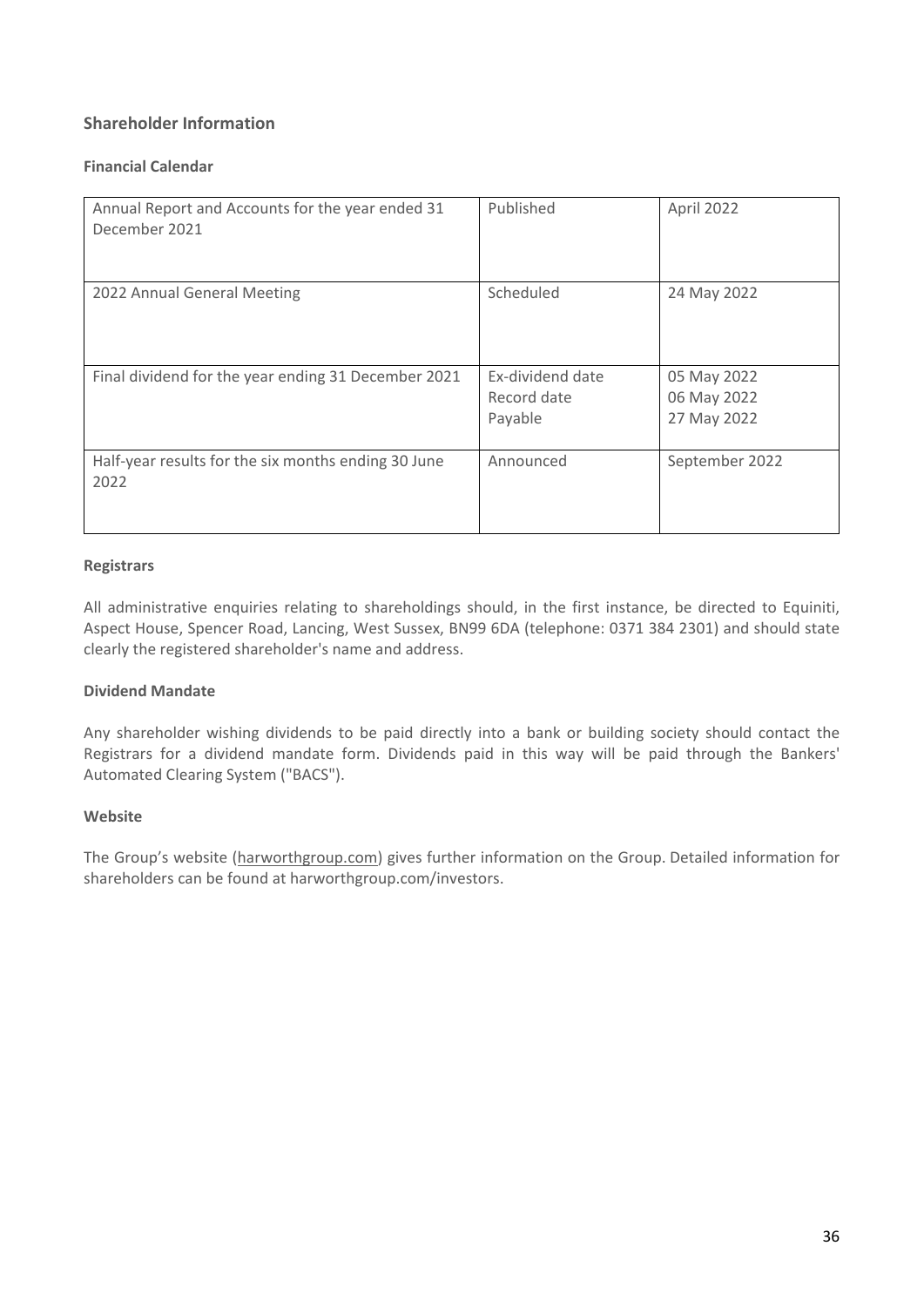## Shareholder Information

### Financial Calendar

| | | |
|---|---|---|
| Annual Report and Accounts for the year ended 31 December 2021 | Published | April 2022 |
| 2022 Annual General Meeting | Scheduled | 24 May 2022 |
| Final dividend for the year ending 31 December 2021 | Ex-dividend date<br>Record date<br>Payable | 05 May 2022<br>06 May 2022<br>27 May 2022 |
| Half-year results for the six months ending 30 June 2022 | Announced | September 2022 |

### Registrars

All administrative enquiries relating to shareholdings should, in the first instance, be directed to Equiniti, Aspect House, Spencer Road, Lancing, West Sussex, BN99 6DA (telephone: 0371 384 2301) and should state clearly the registered shareholder's name and address.

### Dividend Mandate

Any shareholder wishing dividends to be paid directly into a bank or building society should contact the Registrars for a dividend mandate form. Dividends paid in this way will be paid through the Bankers' Automated Clearing System ("BACS").

### Website

The Group's website (harworthgroup.com) gives further information on the Group. Detailed information for shareholders can be found at harworthgroup.com/investors.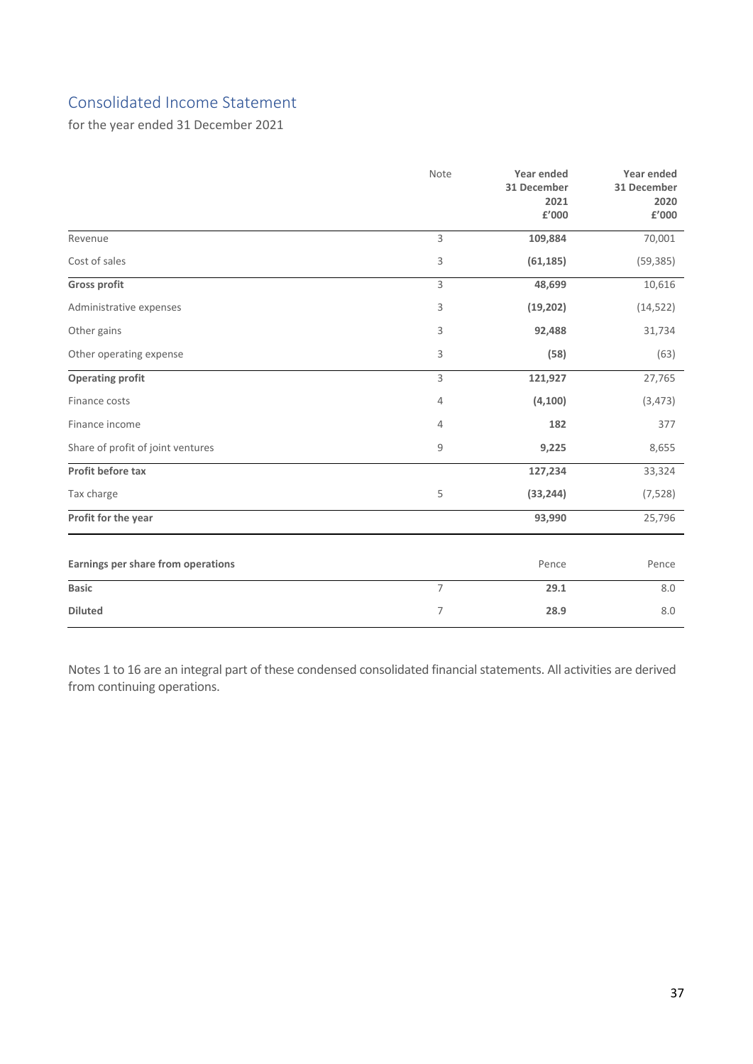# Consolidated Income Statement

for the year ended 31 December 2021

| | Note | Year ended 31 December 2021 £'000 | Year ended 31 December 2020 £'000 |
|---|---|---|---|
| Revenue | 3 | **109,884** | 70,001 |
| Cost of sales | 3 | **(61,185)** | (59,385) |
| **Gross profit** | 3 | **48,699** | 10,616 |
| Administrative expenses | 3 | **(19,202)** | (14,522) |
| Other gains | 3 | **92,488** | 31,734 |
| Other operating expense | 3 | **(58)** | (63) |
| **Operating profit** | 3 | **121,927** | 27,765 |
| Finance costs | 4 | **(4,100)** | (3,473) |
| Finance income | 4 | **182** | 377 |
| Share of profit of joint ventures | 9 | **9,225** | 8,655 |
| **Profit before tax** | | **127,234** | 33,324 |
| Tax charge | 5 | **(33,244)** | (7,528) |
| **Profit for the year** | | **93,990** | 25,796 |

| **Earnings per share from operations** | | Pence | Pence |
|---|---|---|---|
| **Basic** | 7 | **29.1** | 8.0 |
| **Diluted** | 7 | **28.9** | 8.0 |

Notes 1 to 16 are an integral part of these condensed consolidated financial statements. All activities are derived from continuing operations.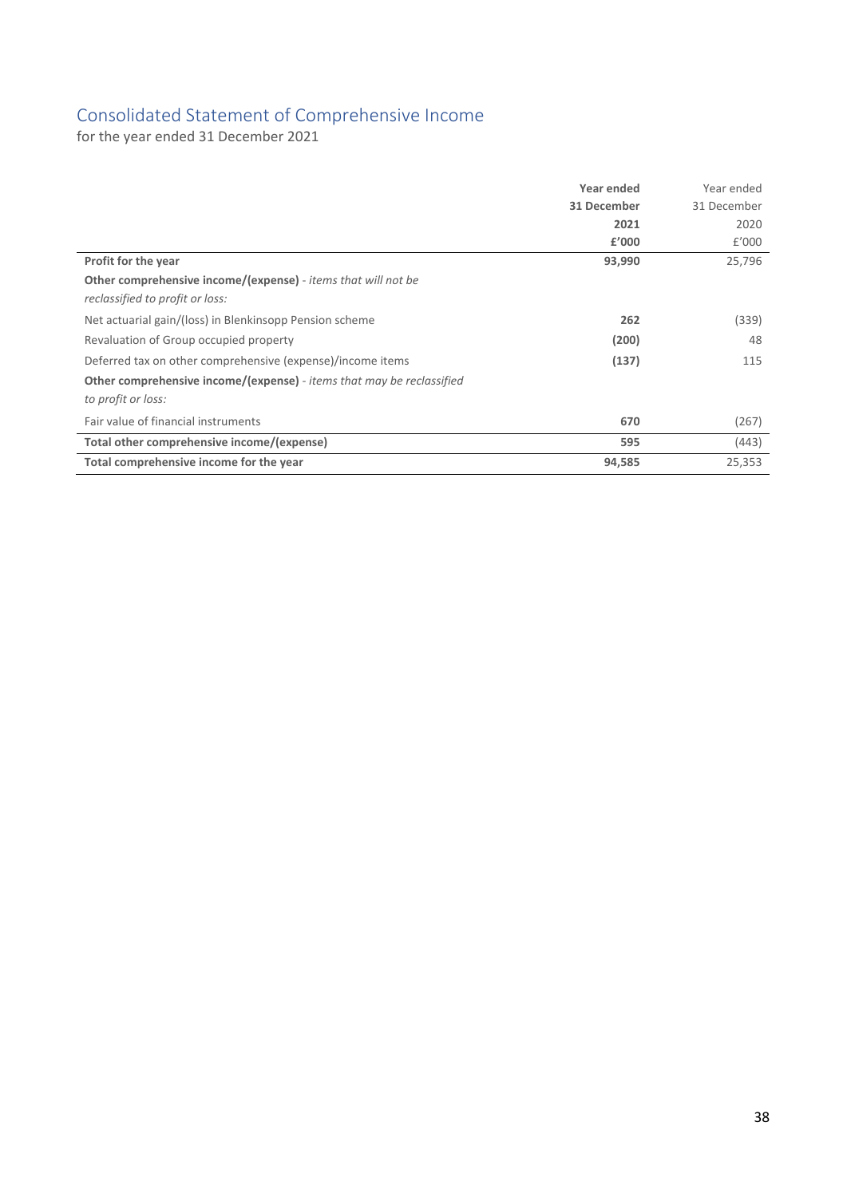## Consolidated Statement of Comprehensive Income

for the year ended 31 December 2021

| | **Year ended 31 December 2021 £'000** | Year ended 31 December 2020 £'000 |
|---|---|---|
| **Profit for the year** | **93,990** | 25,796 |
| **Other comprehensive income/(expense)** - *items that will not be reclassified to profit or loss:* | | |
| Net actuarial gain/(loss) in Blenkinsopp Pension scheme | **262** | (339) |
| Revaluation of Group occupied property | **(200)** | 48 |
| Deferred tax on other comprehensive (expense)/income items | **(137)** | 115 |
| **Other comprehensive income/(expense)** - *items that may be reclassified to profit or loss:* | | |
| Fair value of financial instruments | **670** | (267) |
| **Total other comprehensive income/(expense)** | **595** | (443) |
| **Total comprehensive income for the year** | **94,585** | 25,353 |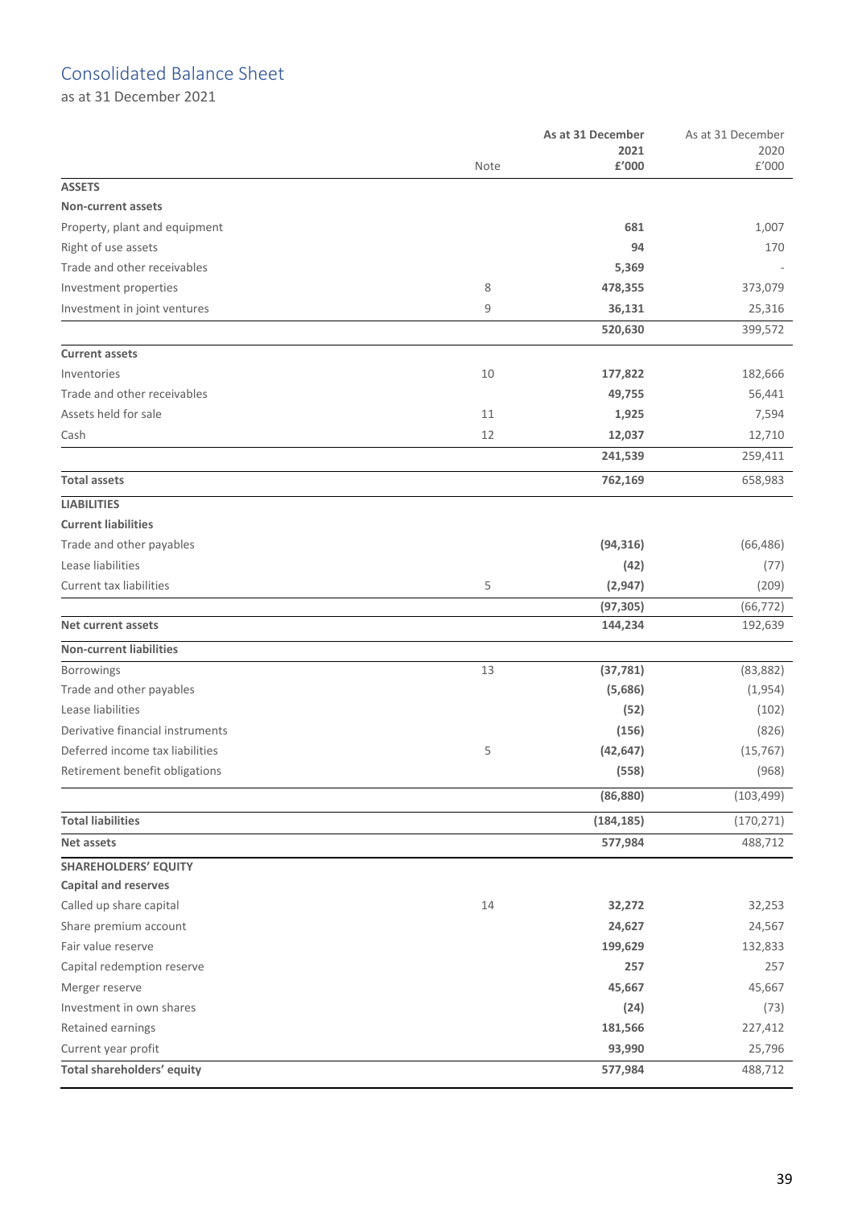# Consolidated Balance Sheet

as at 31 December 2021

| | Note | As at 31 December 2021 £'000 | As at 31 December 2020 £'000 |
|---|---|---|---|
| **ASSETS** | | | |
| **Non-current assets** | | | |
| Property, plant and equipment | | **681** | 1,007 |
| Right of use assets | | **94** | 170 |
| Trade and other receivables | | **5,369** | - |
| Investment properties | 8 | **478,355** | 373,079 |
| Investment in joint ventures | 9 | **36,131** | 25,316 |
| | | **520,630** | 399,572 |
| **Current assets** | | | |
| Inventories | 10 | **177,822** | 182,666 |
| Trade and other receivables | | **49,755** | 56,441 |
| Assets held for sale | 11 | **1,925** | 7,594 |
| Cash | 12 | **12,037** | 12,710 |
| | | **241,539** | 259,411 |
| **Total assets** | | **762,169** | 658,983 |
| **LIABILITIES** | | | |
| **Current liabilities** | | | |
| Trade and other payables | | **(94,316)** | (66,486) |
| Lease liabilities | | **(42)** | (77) |
| Current tax liabilities | 5 | **(2,947)** | (209) |
| | | **(97,305)** | (66,772) |
| **Net current assets** | | **144,234** | 192,639 |
| **Non-current liabilities** | | | |
| Borrowings | 13 | **(37,781)** | (83,882) |
| Trade and other payables | | **(5,686)** | (1,954) |
| Lease liabilities | | **(52)** | (102) |
| Derivative financial instruments | | **(156)** | (826) |
| Deferred income tax liabilities | 5 | **(42,647)** | (15,767) |
| Retirement benefit obligations | | **(558)** | (968) |
| | | **(86,880)** | (103,499) |
| **Total liabilities** | | **(184,185)** | (170,271) |
| **Net assets** | | **577,984** | 488,712 |
| **SHAREHOLDERS' EQUITY** | | | |
| **Capital and reserves** | | | |
| Called up share capital | 14 | **32,272** | 32,253 |
| Share premium account | | **24,627** | 24,567 |
| Fair value reserve | | **199,629** | 132,833 |
| Capital redemption reserve | | **257** | 257 |
| Merger reserve | | **45,667** | 45,667 |
| Investment in own shares | | **(24)** | (73) |
| Retained earnings | | **181,566** | 227,412 |
| Current year profit | | **93,990** | 25,796 |
| **Total shareholders' equity** | | **577,984** | 488,712 |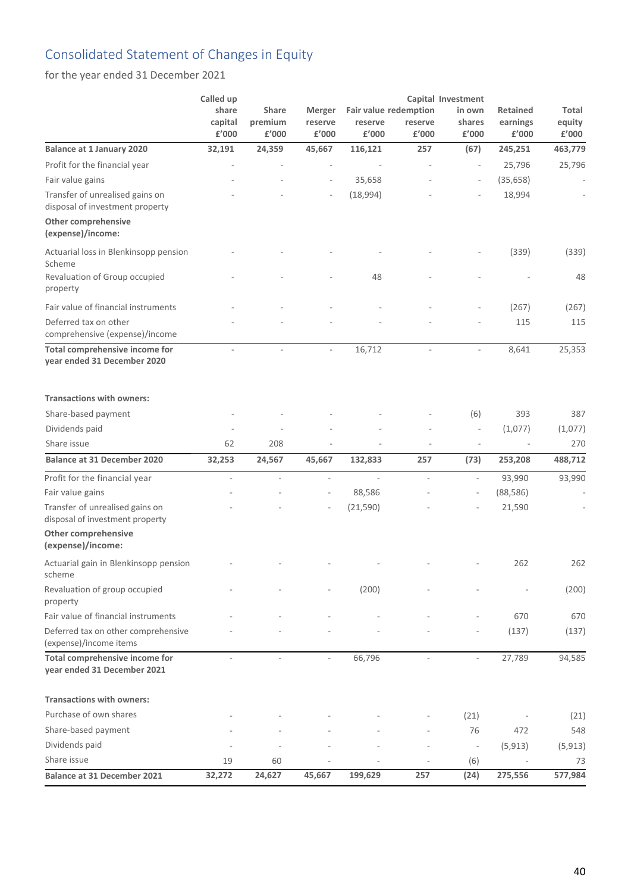# Consolidated Statement of Changes in Equity

for the year ended 31 December 2021

| | Called up share capital £'000 | Share premium £'000 | Merger reserve £'000 | Fair value reserve £'000 | Capital redemption reserve £'000 | Investment in own shares £'000 | Retained earnings £'000 | Total equity £'000 |
|---|---|---|---|---|---|---|---|---|
| **Balance at 1 January 2020** | **32,191** | **24,359** | **45,667** | **116,121** | **257** | **(67)** | **245,251** | **463,779** |
| Profit for the financial year | - | - | - | - | - | - | 25,796 | 25,796 |
| Fair value gains | - | - | - | 35,658 | - | - | (35,658) | - |
| Transfer of unrealised gains on disposal of investment property | - | - | - | (18,994) | - | - | 18,994 | - |
| **Other comprehensive (expense)/income:** | | | | | | | | |
| Actuarial loss in Blenkinsopp pension Scheme | - | - | - | - | - | - | (339) | (339) |
| Revaluation of Group occupied property | - | - | - | 48 | - | - | - | 48 |
| Fair value of financial instruments | - | - | - | - | - | - | (267) | (267) |
| Deferred tax on other comprehensive (expense)/income | - | - | - | - | - | - | 115 | 115 |
| **Total comprehensive income for year ended 31 December 2020** | - | - | - | 16,712 | - | - | 8,641 | 25,353 |
| **Transactions with owners:** | | | | | | | | |
| Share-based payment | - | - | - | - | - | (6) | 393 | 387 |
| Dividends paid | - | - | - | - | - | - | (1,077) | (1,077) |
| Share issue | 62 | 208 | - | - | - | - | - | 270 |
| **Balance at 31 December 2020** | **32,253** | **24,567** | **45,667** | **132,833** | **257** | **(73)** | **253,208** | **488,712** |
| Profit for the financial year | - | - | - | - | - | - | 93,990 | 93,990 |
| Fair value gains | - | - | - | 88,586 | - | - | (88,586) | - |
| Transfer of unrealised gains on disposal of investment property | - | - | - | (21,590) | - | - | 21,590 | - |
| **Other comprehensive (expense)/income:** | | | | | | | | |
| Actuarial gain in Blenkinsopp pension scheme | - | - | - | - | - | - | 262 | 262 |
| Revaluation of group occupied property | - | - | - | (200) | - | - | - | (200) |
| Fair value of financial instruments | - | - | - | - | - | - | 670 | 670 |
| Deferred tax on other comprehensive (expense)/income items | - | - | - | - | - | - | (137) | (137) |
| **Total comprehensive income for year ended 31 December 2021** | - | - | - | 66,796 | - | - | 27,789 | 94,585 |
| **Transactions with owners:** | | | | | | | | |
| Purchase of own shares | - | - | - | - | - | (21) | - | (21) |
| Share-based payment | - | - | - | - | - | 76 | 472 | 548 |
| Dividends paid | - | - | - | - | - | - | (5,913) | (5,913) |
| Share issue | 19 | 60 | - | - | - | (6) | - | 73 |
| **Balance at 31 December 2021** | **32,272** | **24,627** | **45,667** | **199,629** | **257** | **(24)** | **275,556** | **577,984** |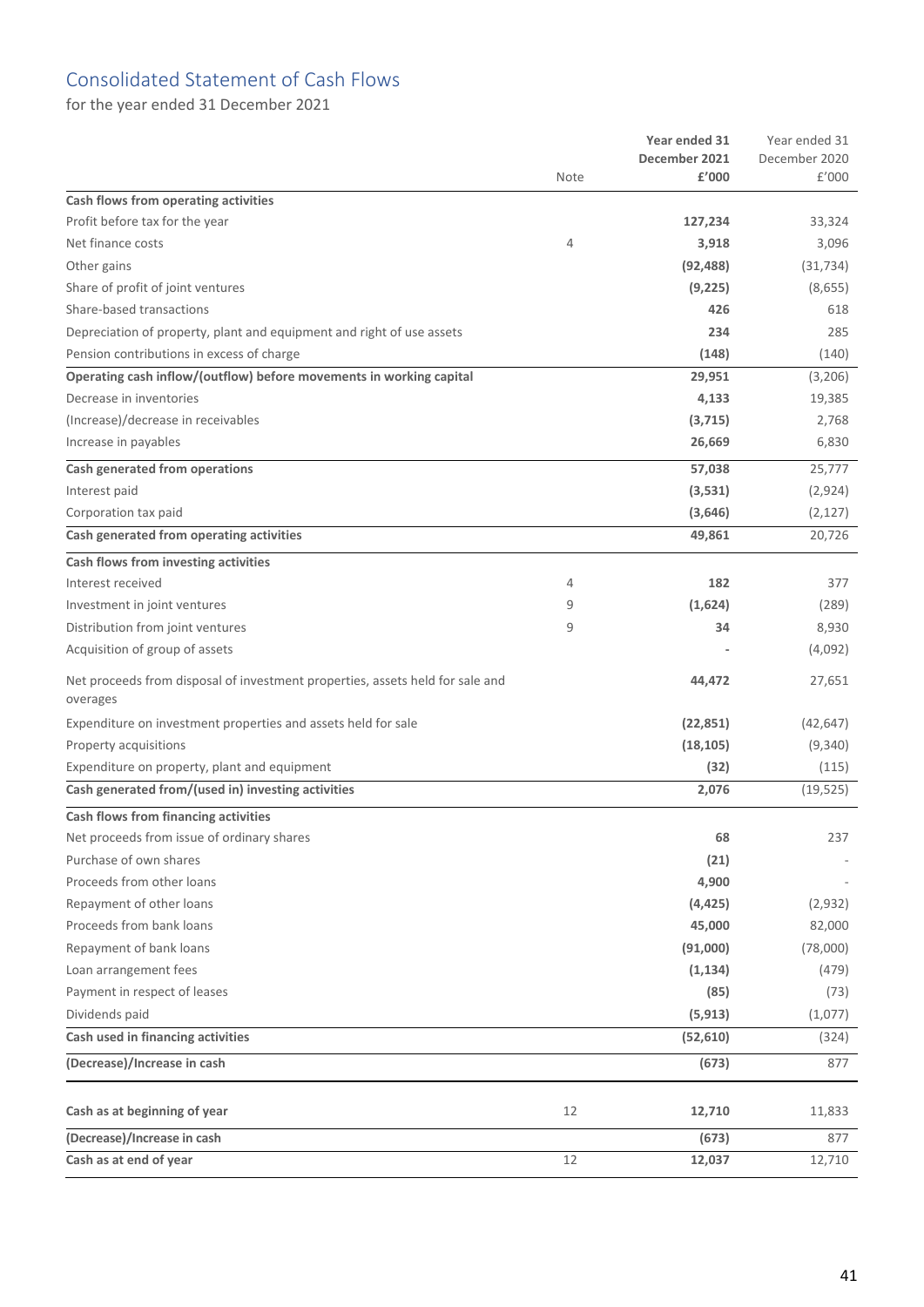# Consolidated Statement of Cash Flows

for the year ended 31 December 2021

| | Note | **Year ended 31 December 2021 £'000** | Year ended 31 December 2020 £'000 |
|---|---|---|---|
| **Cash flows from operating activities** | | | |
| Profit before tax for the year | | **127,234** | 33,324 |
| Net finance costs | 4 | **3,918** | 3,096 |
| Other gains | | **(92,488)** | (31,734) |
| Share of profit of joint ventures | | **(9,225)** | (8,655) |
| Share-based transactions | | **426** | 618 |
| Depreciation of property, plant and equipment and right of use assets | | **234** | 285 |
| Pension contributions in excess of charge | | **(148)** | (140) |
| **Operating cash inflow/(outflow) before movements in working capital** | | **29,951** | (3,206) |
| Decrease in inventories | | **4,133** | 19,385 |
| (Increase)/decrease in receivables | | **(3,715)** | 2,768 |
| Increase in payables | | **26,669** | 6,830 |
| **Cash generated from operations** | | **57,038** | 25,777 |
| Interest paid | | **(3,531)** | (2,924) |
| Corporation tax paid | | **(3,646)** | (2,127) |
| **Cash generated from operating activities** | | **49,861** | 20,726 |
| **Cash flows from investing activities** | | | |
| Interest received | 4 | **182** | 377 |
| Investment in joint ventures | 9 | **(1,624)** | (289) |
| Distribution from joint ventures | 9 | **34** | 8,930 |
| Acquisition of group of assets | | **-** | (4,092) |
| Net proceeds from disposal of investment properties, assets held for sale and overages | | **44,472** | 27,651 |
| Expenditure on investment properties and assets held for sale | | **(22,851)** | (42,647) |
| Property acquisitions | | **(18,105)** | (9,340) |
| Expenditure on property, plant and equipment | | **(32)** | (115) |
| **Cash generated from/(used in) investing activities** | | **2,076** | (19,525) |
| **Cash flows from financing activities** | | | |
| Net proceeds from issue of ordinary shares | | **68** | 237 |
| Purchase of own shares | | **(21)** | - |
| Proceeds from other loans | | **4,900** | - |
| Repayment of other loans | | **(4,425)** | (2,932) |
| Proceeds from bank loans | | **45,000** | 82,000 |
| Repayment of bank loans | | **(91,000)** | (78,000) |
| Loan arrangement fees | | **(1,134)** | (479) |
| Payment in respect of leases | | **(85)** | (73) |
| Dividends paid | | **(5,913)** | (1,077) |
| **Cash used in financing activities** | | **(52,610)** | (324) |
| **(Decrease)/Increase in cash** | | **(673)** | 877 |
| | | | |
| **Cash as at beginning of year** | 12 | **12,710** | 11,833 |
| **(Decrease)/Increase in cash** | | **(673)** | 877 |
| **Cash as at end of year** | 12 | **12,037** | 12,710 |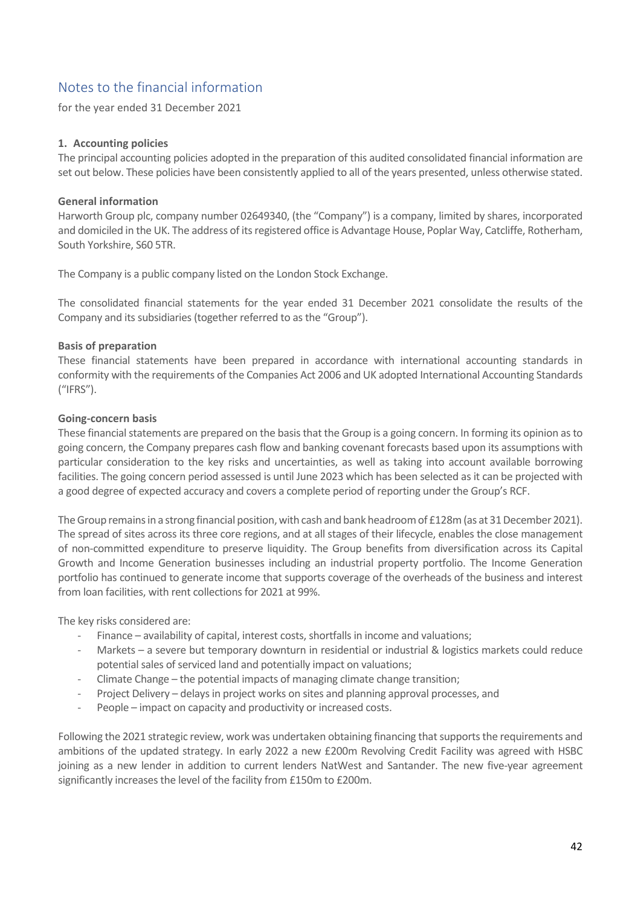# Notes to the financial information

for the year ended 31 December 2021

## 1. Accounting policies

The principal accounting policies adopted in the preparation of this audited consolidated financial information are set out below. These policies have been consistently applied to all of the years presented, unless otherwise stated.

### General information

Harworth Group plc, company number 02649340, (the "Company") is a company, limited by shares, incorporated and domiciled in the UK. The address of its registered office is Advantage House, Poplar Way, Catcliffe, Rotherham, South Yorkshire, S60 5TR.

The Company is a public company listed on the London Stock Exchange.

The consolidated financial statements for the year ended 31 December 2021 consolidate the results of the Company and its subsidiaries (together referred to as the "Group").

### Basis of preparation

These financial statements have been prepared in accordance with international accounting standards in conformity with the requirements of the Companies Act 2006 and UK adopted International Accounting Standards ("IFRS").

### Going-concern basis

These financial statements are prepared on the basis that the Group is a going concern. In forming its opinion as to going concern, the Company prepares cash flow and banking covenant forecasts based upon its assumptions with particular consideration to the key risks and uncertainties, as well as taking into account available borrowing facilities. The going concern period assessed is until June 2023 which has been selected as it can be projected with a good degree of expected accuracy and covers a complete period of reporting under the Group's RCF.

The Group remains in a strong financial position, with cash and bank headroom of £128m (as at 31 December 2021). The spread of sites across its three core regions, and at all stages of their lifecycle, enables the close management of non-committed expenditure to preserve liquidity. The Group benefits from diversification across its Capital Growth and Income Generation businesses including an industrial property portfolio. The Income Generation portfolio has continued to generate income that supports coverage of the overheads of the business and interest from loan facilities, with rent collections for 2021 at 99%.

The key risks considered are:

- Finance – availability of capital, interest costs, shortfalls in income and valuations;
- Markets – a severe but temporary downturn in residential or industrial & logistics markets could reduce potential sales of serviced land and potentially impact on valuations;
- Climate Change – the potential impacts of managing climate change transition;
- Project Delivery – delays in project works on sites and planning approval processes, and
- People – impact on capacity and productivity or increased costs.

Following the 2021 strategic review, work was undertaken obtaining financing that supports the requirements and ambitions of the updated strategy. In early 2022 a new £200m Revolving Credit Facility was agreed with HSBC joining as a new lender in addition to current lenders NatWest and Santander. The new five-year agreement significantly increases the level of the facility from £150m to £200m.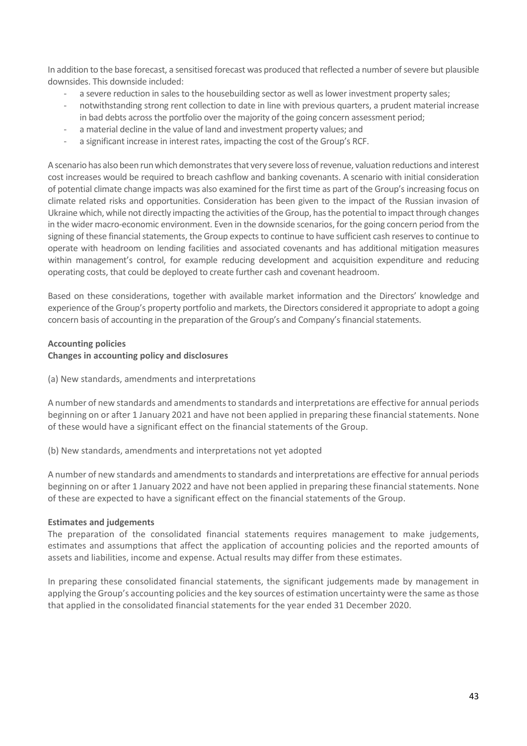In addition to the base forecast, a sensitised forecast was produced that reflected a number of severe but plausible downsides. This downside included:

- a severe reduction in sales to the housebuilding sector as well as lower investment property sales;
- notwithstanding strong rent collection to date in line with previous quarters, a prudent material increase in bad debts across the portfolio over the majority of the going concern assessment period;
- a material decline in the value of land and investment property values; and
- a significant increase in interest rates, impacting the cost of the Group's RCF.

A scenario has also been run which demonstrates that very severe loss of revenue, valuation reductions and interest cost increases would be required to breach cashflow and banking covenants. A scenario with initial consideration of potential climate change impacts was also examined for the first time as part of the Group's increasing focus on climate related risks and opportunities. Consideration has been given to the impact of the Russian invasion of Ukraine which, while not directly impacting the activities of the Group, has the potential to impact through changes in the wider macro-economic environment. Even in the downside scenarios, for the going concern period from the signing of these financial statements, the Group expects to continue to have sufficient cash reserves to continue to operate with headroom on lending facilities and associated covenants and has additional mitigation measures within management's control, for example reducing development and acquisition expenditure and reducing operating costs, that could be deployed to create further cash and covenant headroom.

Based on these considerations, together with available market information and the Directors' knowledge and experience of the Group's property portfolio and markets, the Directors considered it appropriate to adopt a going concern basis of accounting in the preparation of the Group's and Company's financial statements.

**Accounting policies**

**Changes in accounting policy and disclosures**

(a) New standards, amendments and interpretations

A number of new standards and amendments to standards and interpretations are effective for annual periods beginning on or after 1 January 2021 and have not been applied in preparing these financial statements. None of these would have a significant effect on the financial statements of the Group.

(b) New standards, amendments and interpretations not yet adopted

A number of new standards and amendments to standards and interpretations are effective for annual periods beginning on or after 1 January 2022 and have not been applied in preparing these financial statements. None of these are expected to have a significant effect on the financial statements of the Group.

**Estimates and judgements**

The preparation of the consolidated financial statements requires management to make judgements, estimates and assumptions that affect the application of accounting policies and the reported amounts of assets and liabilities, income and expense. Actual results may differ from these estimates.

In preparing these consolidated financial statements, the significant judgements made by management in applying the Group's accounting policies and the key sources of estimation uncertainty were the same as those that applied in the consolidated financial statements for the year ended 31 December 2020.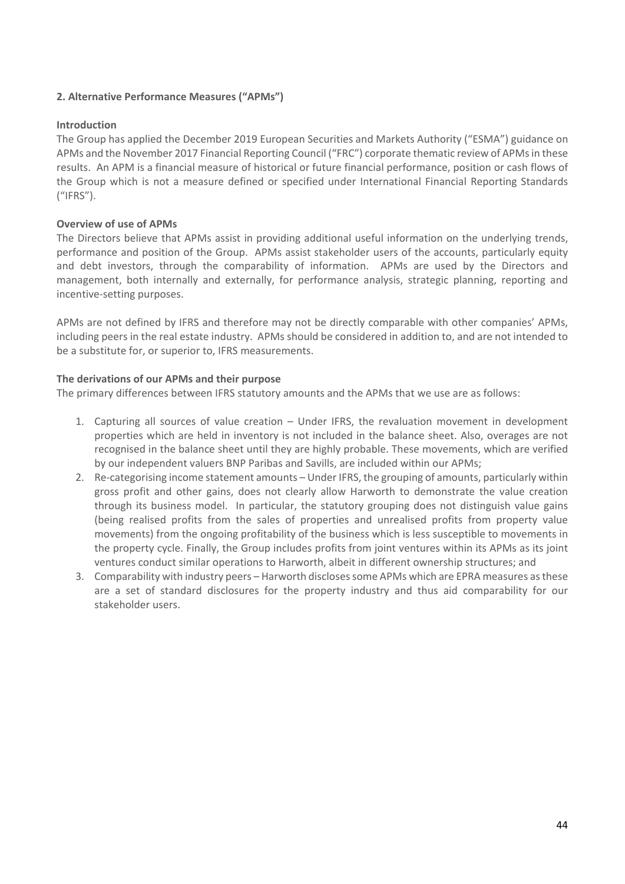## 2. Alternative Performance Measures ("APMs")

**Introduction**

The Group has applied the December 2019 European Securities and Markets Authority ("ESMA") guidance on APMs and the November 2017 Financial Reporting Council ("FRC") corporate thematic review of APMs in these results. An APM is a financial measure of historical or future financial performance, position or cash flows of the Group which is not a measure defined or specified under International Financial Reporting Standards ("IFRS").

**Overview of use of APMs**

The Directors believe that APMs assist in providing additional useful information on the underlying trends, performance and position of the Group. APMs assist stakeholder users of the accounts, particularly equity and debt investors, through the comparability of information. APMs are used by the Directors and management, both internally and externally, for performance analysis, strategic planning, reporting and incentive-setting purposes.

APMs are not defined by IFRS and therefore may not be directly comparable with other companies' APMs, including peers in the real estate industry. APMs should be considered in addition to, and are not intended to be a substitute for, or superior to, IFRS measurements.

**The derivations of our APMs and their purpose**

The primary differences between IFRS statutory amounts and the APMs that we use are as follows:

1. Capturing all sources of value creation – Under IFRS, the revaluation movement in development properties which are held in inventory is not included in the balance sheet. Also, overages are not recognised in the balance sheet until they are highly probable. These movements, which are verified by our independent valuers BNP Paribas and Savills, are included within our APMs;
2. Re-categorising income statement amounts – Under IFRS, the grouping of amounts, particularly within gross profit and other gains, does not clearly allow Harworth to demonstrate the value creation through its business model. In particular, the statutory grouping does not distinguish value gains (being realised profits from the sales of properties and unrealised profits from property value movements) from the ongoing profitability of the business which is less susceptible to movements in the property cycle. Finally, the Group includes profits from joint ventures within its APMs as its joint ventures conduct similar operations to Harworth, albeit in different ownership structures; and
3. Comparability with industry peers – Harworth discloses some APMs which are EPRA measures as these are a set of standard disclosures for the property industry and thus aid comparability for our stakeholder users.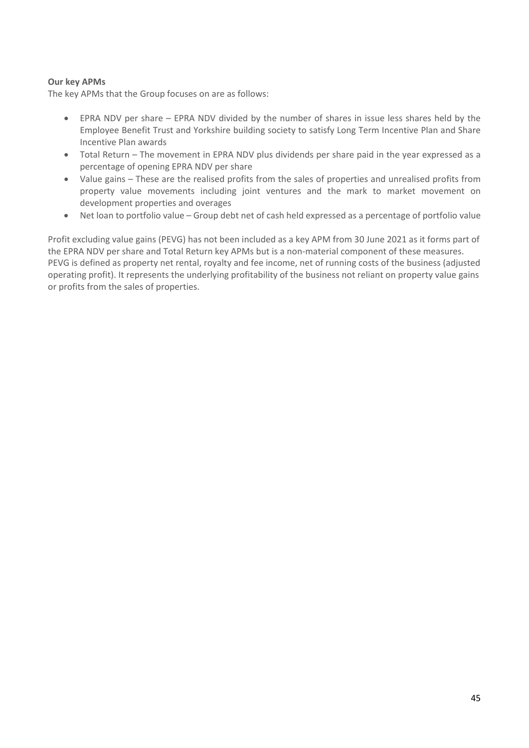**Our key APMs**

The key APMs that the Group focuses on are as follows:

- EPRA NDV per share – EPRA NDV divided by the number of shares in issue less shares held by the Employee Benefit Trust and Yorkshire building society to satisfy Long Term Incentive Plan and Share Incentive Plan awards
- Total Return – The movement in EPRA NDV plus dividends per share paid in the year expressed as a percentage of opening EPRA NDV per share
- Value gains – These are the realised profits from the sales of properties and unrealised profits from property value movements including joint ventures and the mark to market movement on development properties and overages
- Net loan to portfolio value – Group debt net of cash held expressed as a percentage of portfolio value

Profit excluding value gains (PEVG) has not been included as a key APM from 30 June 2021 as it forms part of the EPRA NDV per share and Total Return key APMs but is a non-material component of these measures. PEVG is defined as property net rental, royalty and fee income, net of running costs of the business (adjusted operating profit). It represents the underlying profitability of the business not reliant on property value gains or profits from the sales of properties.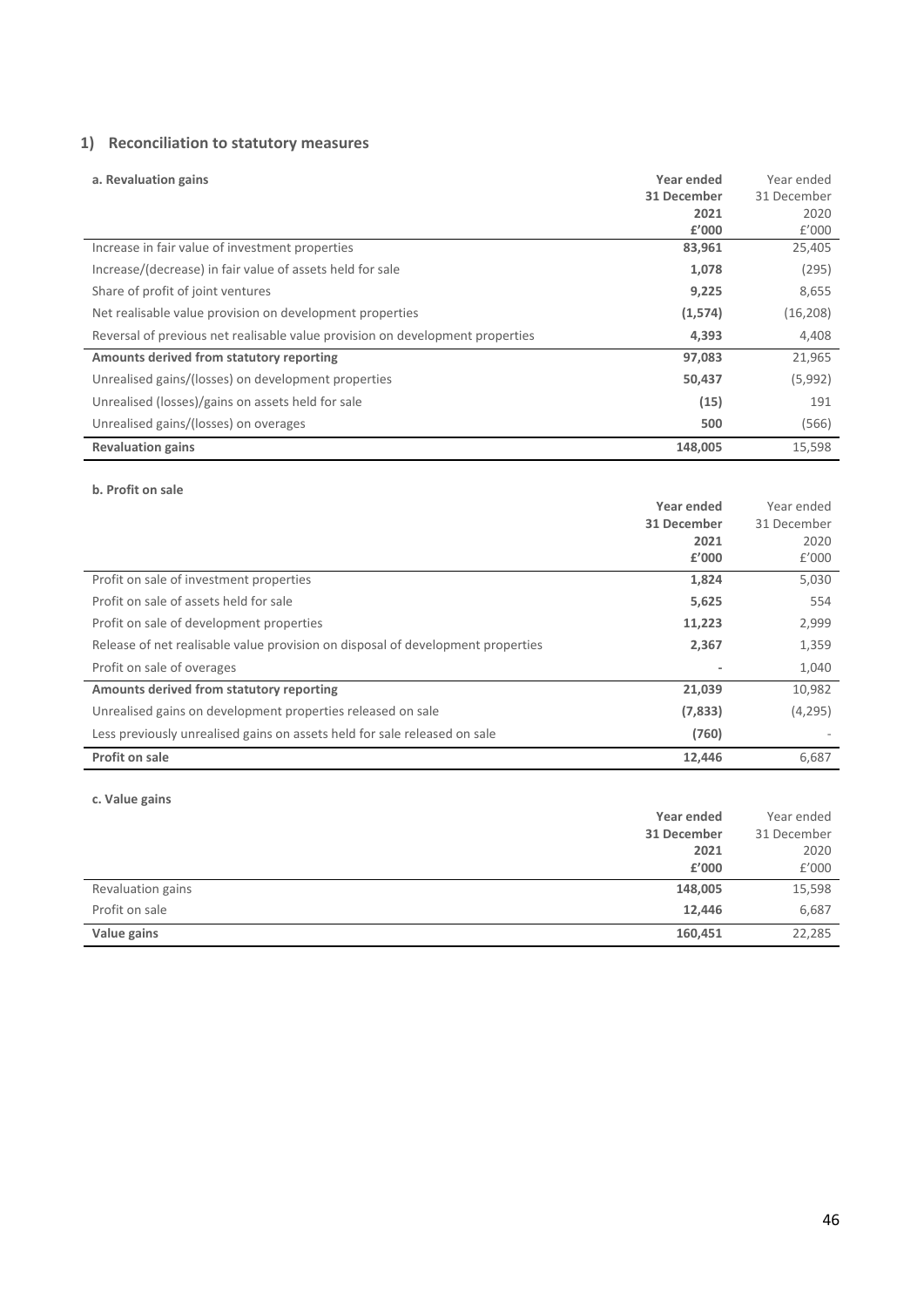## 1) Reconciliation to statutory measures

| a. Revaluation gains | Year ended 31 December 2021 £'000 | Year ended 31 December 2020 £'000 |
|---|---|---|
| Increase in fair value of investment properties | **83,961** | 25,405 |
| Increase/(decrease) in fair value of assets held for sale | **1,078** | (295) |
| Share of profit of joint ventures | **9,225** | 8,655 |
| Net realisable value provision on development properties | **(1,574)** | (16,208) |
| Reversal of previous net realisable value provision on development properties | **4,393** | 4,408 |
| **Amounts derived from statutory reporting** | **97,083** | 21,965 |
| Unrealised gains/(losses) on development properties | **50,437** | (5,992) |
| Unrealised (losses)/gains on assets held for sale | **(15)** | 191 |
| Unrealised gains/(losses) on overages | **500** | (566) |
| **Revaluation gains** | **148,005** | 15,598 |

**b. Profit on sale**

| | Year ended 31 December 2021 £'000 | Year ended 31 December 2020 £'000 |
|---|---|---|
| Profit on sale of investment properties | **1,824** | 5,030 |
| Profit on sale of assets held for sale | **5,625** | 554 |
| Profit on sale of development properties | **11,223** | 2,999 |
| Release of net realisable value provision on disposal of development properties | **2,367** | 1,359 |
| Profit on sale of overages | **-** | 1,040 |
| **Amounts derived from statutory reporting** | **21,039** | 10,982 |
| Unrealised gains on development properties released on sale | **(7,833)** | (4,295) |
| Less previously unrealised gains on assets held for sale released on sale | **(760)** | - |
| **Profit on sale** | **12,446** | 6,687 |

**c. Value gains**

| | Year ended 31 December 2021 £'000 | Year ended 31 December 2020 £'000 |
|---|---|---|
| Revaluation gains | **148,005** | 15,598 |
| Profit on sale | **12,446** | 6,687 |
| **Value gains** | **160,451** | 22,285 |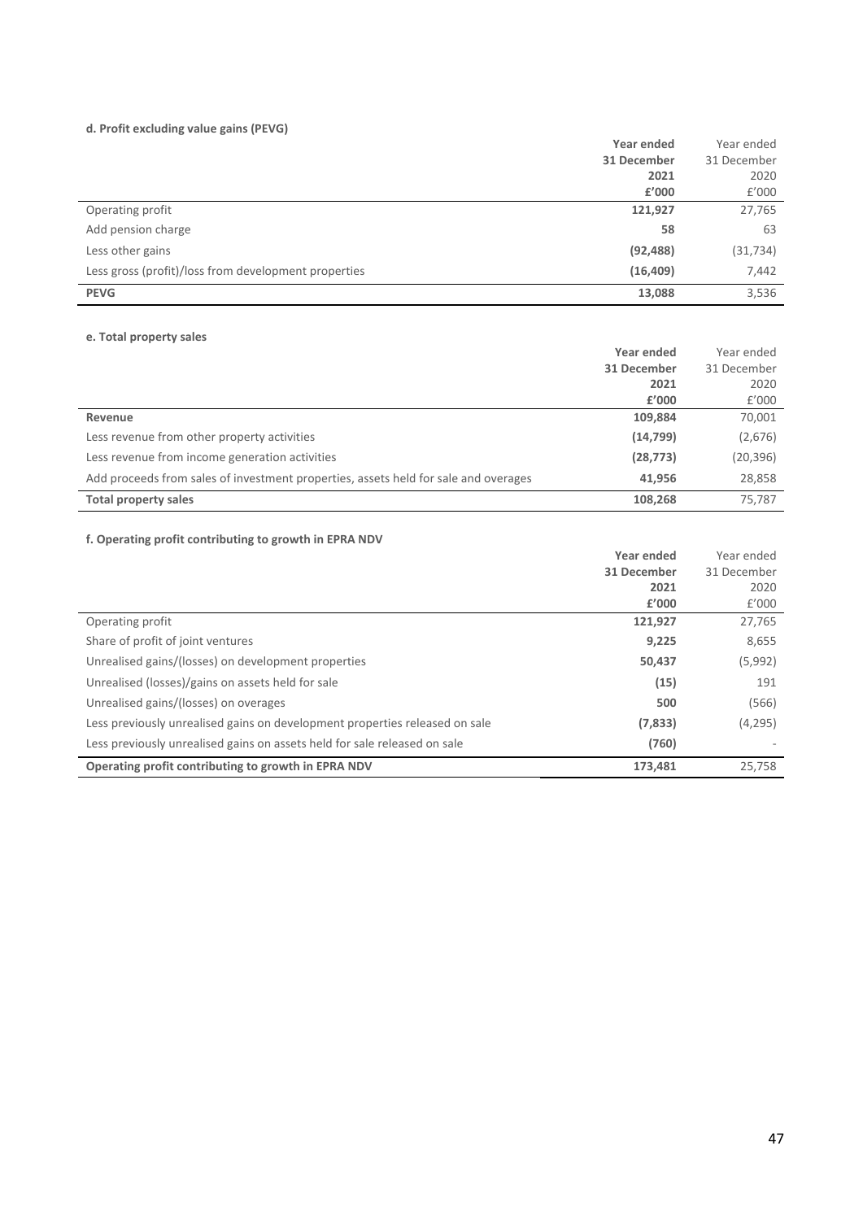**d. Profit excluding value gains (PEVG)**

| | **Year ended 31 December 2021 £'000** | Year ended 31 December 2020 £'000 |
|---|---|---|
| Operating profit | **121,927** | 27,765 |
| Add pension charge | **58** | 63 |
| Less other gains | **(92,488)** | (31,734) |
| Less gross (profit)/loss from development properties | **(16,409)** | 7,442 |
| **PEVG** | **13,088** | 3,536 |

**e. Total property sales**

| | **Year ended 31 December 2021 £'000** | Year ended 31 December 2020 £'000 |
|---|---|---|
| **Revenue** | **109,884** | 70,001 |
| Less revenue from other property activities | **(14,799)** | (2,676) |
| Less revenue from income generation activities | **(28,773)** | (20,396) |
| Add proceeds from sales of investment properties, assets held for sale and overages | **41,956** | 28,858 |
| **Total property sales** | **108,268** | 75,787 |

**f. Operating profit contributing to growth in EPRA NDV**

| | **Year ended 31 December 2021 £'000** | Year ended 31 December 2020 £'000 |
|---|---|---|
| Operating profit | **121,927** | 27,765 |
| Share of profit of joint ventures | **9,225** | 8,655 |
| Unrealised gains/(losses) on development properties | **50,437** | (5,992) |
| Unrealised (losses)/gains on assets held for sale | **(15)** | 191 |
| Unrealised gains/(losses) on overages | **500** | (566) |
| Less previously unrealised gains on development properties released on sale | **(7,833)** | (4,295) |
| Less previously unrealised gains on assets held for sale released on sale | **(760)** | - |
| **Operating profit contributing to growth in EPRA NDV** | **173,481** | 25,758 |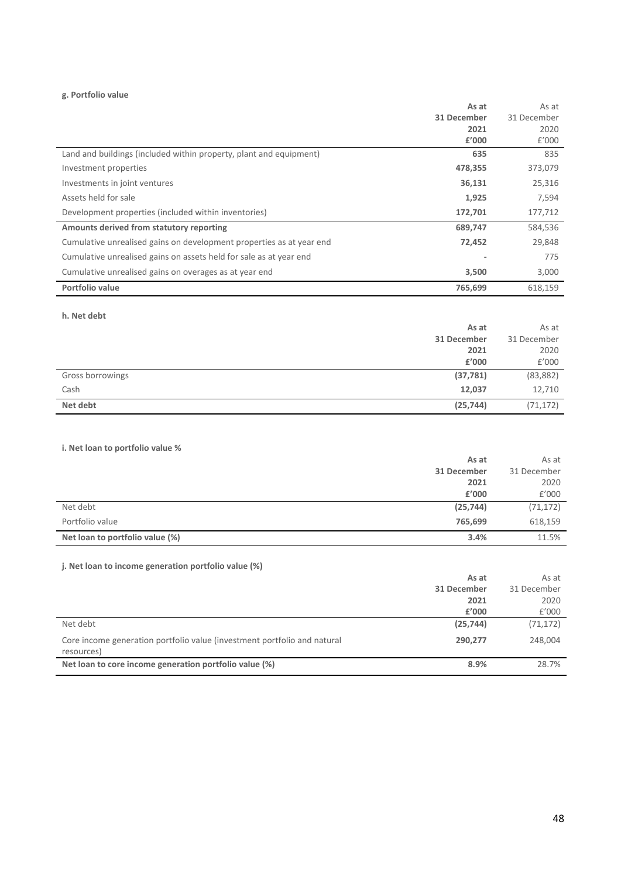#### g. Portfolio value

| | As at 31 December 2021 £'000 | As at 31 December 2020 £'000 |
|---|---|---|
| Land and buildings (included within property, plant and equipment) | **635** | 835 |
| Investment properties | **478,355** | 373,079 |
| Investments in joint ventures | **36,131** | 25,316 |
| Assets held for sale | **1,925** | 7,594 |
| Development properties (included within inventories) | **172,701** | 177,712 |
| **Amounts derived from statutory reporting** | **689,747** | 584,536 |
| Cumulative unrealised gains on development properties as at year end | **72,452** | 29,848 |
| Cumulative unrealised gains on assets held for sale as at year end | **-** | 775 |
| Cumulative unrealised gains on overages as at year end | **3,500** | 3,000 |
| **Portfolio value** | **765,699** | 618,159 |

#### h. Net debt

| | As at 31 December 2021 £'000 | As at 31 December 2020 £'000 |
|---|---|---|
| Gross borrowings | **(37,781)** | (83,882) |
| Cash | **12,037** | 12,710 |
| **Net debt** | **(25,744)** | (71,172) |

#### i. Net loan to portfolio value %

| | As at 31 December 2021 £'000 | As at 31 December 2020 £'000 |
|---|---|---|
| Net debt | **(25,744)** | (71,172) |
| Portfolio value | **765,699** | 618,159 |
| **Net loan to portfolio value (%)** | **3.4%** | 11.5% |

#### j. Net loan to income generation portfolio value (%)

| | As at 31 December 2021 £'000 | As at 31 December 2020 £'000 |
|---|---|---|
| Net debt | **(25,744)** | (71,172) |
| Core income generation portfolio value (investment portfolio and natural resources) | **290,277** | 248,004 |
| **Net loan to core income generation portfolio value (%)** | **8.9%** | 28.7% |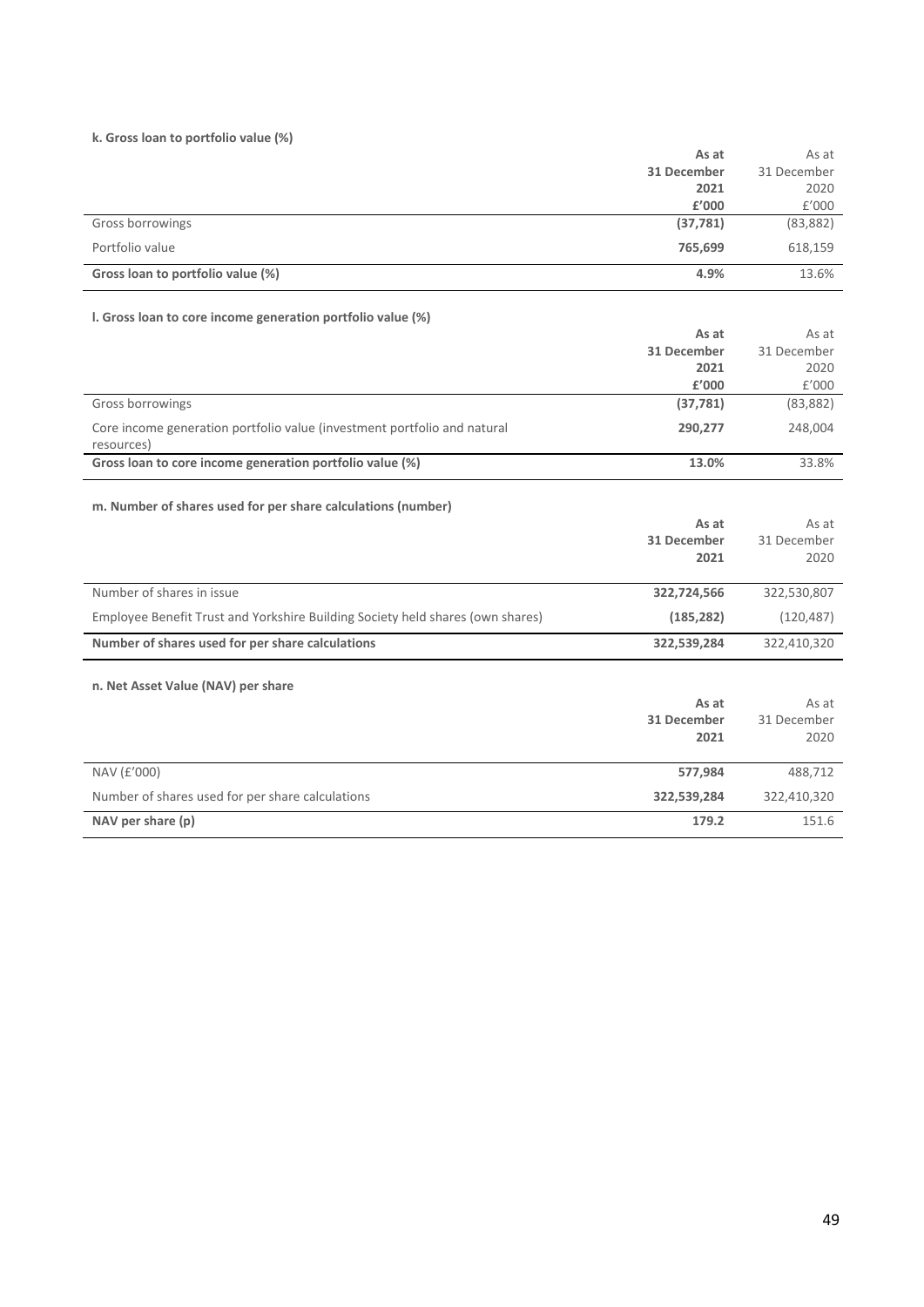**k. Gross loan to portfolio value (%)**

| | **As at 31 December 2021 £'000** | As at 31 December 2020 £'000 |
|---|---|---|
| Gross borrowings | **(37,781)** | (83,882) |
| Portfolio value | **765,699** | 618,159 |
| **Gross loan to portfolio value (%)** | **4.9%** | 13.6% |

**l. Gross loan to core income generation portfolio value (%)**

| | **As at 31 December 2021 £'000** | As at 31 December 2020 £'000 |
|---|---|---|
| Gross borrowings | **(37,781)** | (83,882) |
| Core income generation portfolio value (investment portfolio and natural resources) | **290,277** | 248,004 |
| **Gross loan to core income generation portfolio value (%)** | **13.0%** | 33.8% |

**m. Number of shares used for per share calculations (number)**

| | **As at 31 December 2021** | As at 31 December 2020 |
|---|---|---|
| Number of shares in issue | **322,724,566** | 322,530,807 |
| Employee Benefit Trust and Yorkshire Building Society held shares (own shares) | **(185,282)** | (120,487) |
| **Number of shares used for per share calculations** | **322,539,284** | 322,410,320 |

**n. Net Asset Value (NAV) per share**

| | **As at 31 December 2021** | As at 31 December 2020 |
|---|---|---|
| NAV (£'000) | **577,984** | 488,712 |
| Number of shares used for per share calculations | **322,539,284** | 322,410,320 |
| **NAV per share (p)** | **179.2** | 151.6 |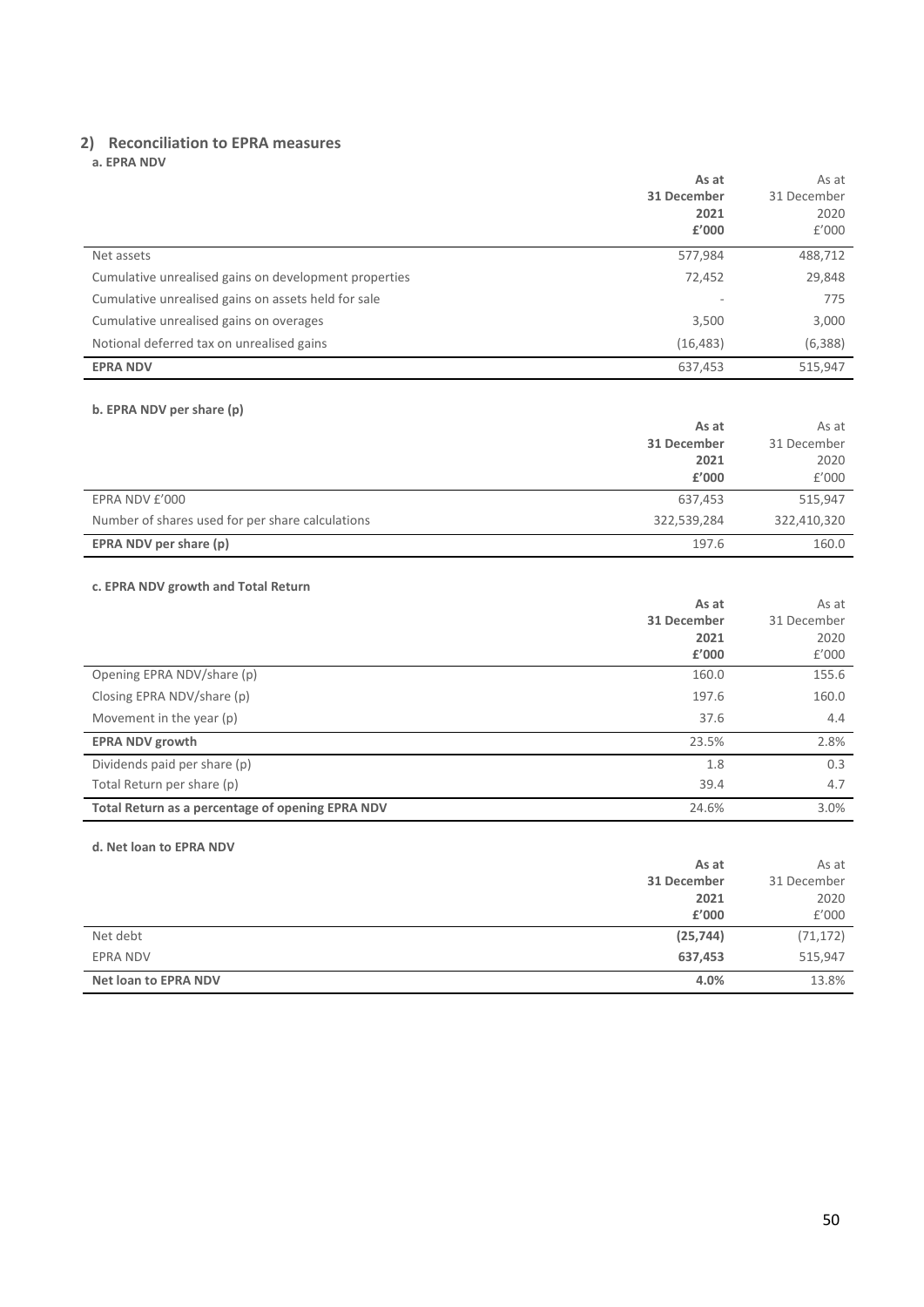## 2) Reconciliation to EPRA measures

**a. EPRA NDV**

| | **As at 31 December 2021 £'000** | As at 31 December 2020 £'000 |
|---|---|---|
| Net assets | 577,984 | 488,712 |
| Cumulative unrealised gains on development properties | 72,452 | 29,848 |
| Cumulative unrealised gains on assets held for sale | - | 775 |
| Cumulative unrealised gains on overages | 3,500 | 3,000 |
| Notional deferred tax on unrealised gains | (16,483) | (6,388) |
| **EPRA NDV** | 637,453 | 515,947 |

**b. EPRA NDV per share (p)**

| | **As at 31 December 2021 £'000** | As at 31 December 2020 £'000 |
|---|---|---|
| EPRA NDV £'000 | 637,453 | 515,947 |
| Number of shares used for per share calculations | 322,539,284 | 322,410,320 |
| **EPRA NDV per share (p)** | 197.6 | 160.0 |

**c. EPRA NDV growth and Total Return**

| | **As at 31 December 2021 £'000** | As at 31 December 2020 £'000 |
|---|---|---|
| Opening EPRA NDV/share (p) | 160.0 | 155.6 |
| Closing EPRA NDV/share (p) | 197.6 | 160.0 |
| Movement in the year (p) | 37.6 | 4.4 |
| **EPRA NDV growth** | 23.5% | 2.8% |
| Dividends paid per share (p) | 1.8 | 0.3 |
| Total Return per share (p) | 39.4 | 4.7 |
| **Total Return as a percentage of opening EPRA NDV** | 24.6% | 3.0% |

**d. Net loan to EPRA NDV**

| | **As at 31 December 2021 £'000** | As at 31 December 2020 £'000 |
|---|---|---|
| Net debt | **(25,744)** | (71,172) |
| EPRA NDV | **637,453** | 515,947 |
| **Net loan to EPRA NDV** | **4.0%** | 13.8% |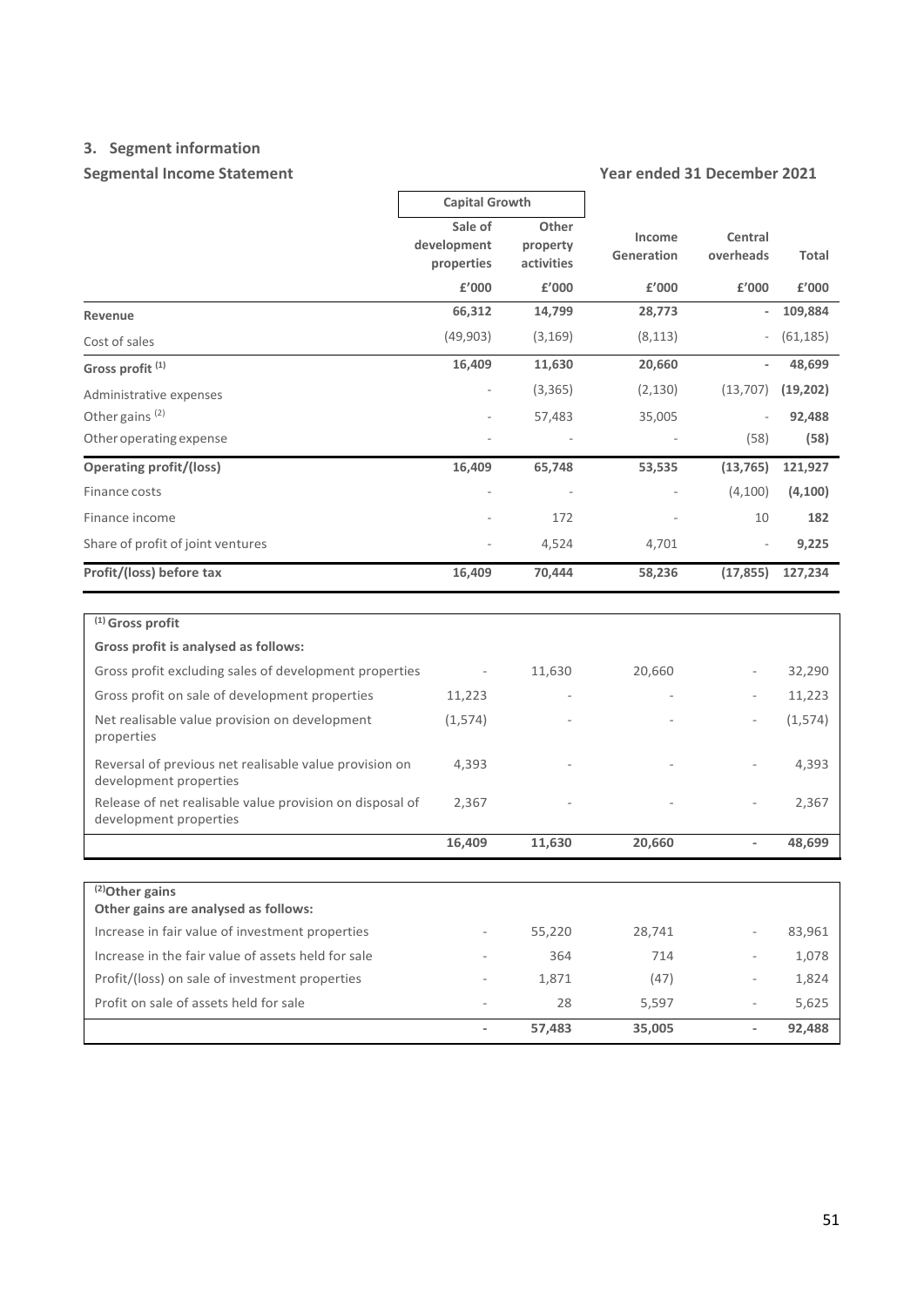## 3. Segment information

### Segmental Income Statement

**Year ended 31 December 2021**

| | Capital Growth | | | | |
|---|---|---|---|---|---|
| | Sale of development properties | Other property activities | Income Generation | Central overheads | Total |
| | £'000 | £'000 | £'000 | £'000 | £'000 |
| **Revenue** | 66,312 | 14,799 | 28,773 | - | **109,884** |
| Cost of sales | (49,903) | (3,169) | (8,113) | - | (61,185) |
| **Gross profit** [1] | 16,409 | 11,630 | 20,660 | - | **48,699** |
| Administrative expenses | - | (3,365) | (2,130) | (13,707) | **(19,202)** |
| Other gains [2] | - | 57,483 | 35,005 | - | **92,488** |
| Other operating expense | - | - | - | (58) | **(58)** |
| **Operating profit/(loss)** | **16,409** | **65,748** | **53,535** | **(13,765)** | **121,927** |
| Finance costs | - | - | - | (4,100) | **(4,100)** |
| Finance income | - | 172 | - | 10 | **182** |
| Share of profit of joint ventures | - | 4,524 | 4,701 | - | **9,225** |
| **Profit/(loss) before tax** | **16,409** | **70,444** | **58,236** | **(17,855)** | **127,234** |

| [1] **Gross profit** | | | | | |
|---|---|---|---|---|---|
| **Gross profit is analysed as follows:** | | | | | |
| Gross profit excluding sales of development properties | - | 11,630 | 20,660 | - | 32,290 |
| Gross profit on sale of development properties | 11,223 | - | - | - | 11,223 |
| Net realisable value provision on development properties | (1,574) | - | - | - | (1,574) |
| Reversal of previous net realisable value provision on development properties | 4,393 | - | - | - | 4,393 |
| Release of net realisable value provision on disposal of development properties | 2,367 | - | - | - | 2,367 |
| | **16,409** | **11,630** | **20,660** | **-** | **48,699** |

| [2] **Other gains** | | | | | |
|---|---|---|---|---|---|
| **Other gains are analysed as follows:** | | | | | |
| Increase in fair value of investment properties | - | 55,220 | 28,741 | - | 83,961 |
| Increase in the fair value of assets held for sale | - | 364 | 714 | - | 1,078 |
| Profit/(loss) on sale of investment properties | - | 1,871 | (47) | - | 1,824 |
| Profit on sale of assets held for sale | - | 28 | 5,597 | - | 5,625 |
| | **-** | **57,483** | **35,005** | **-** | **92,488** |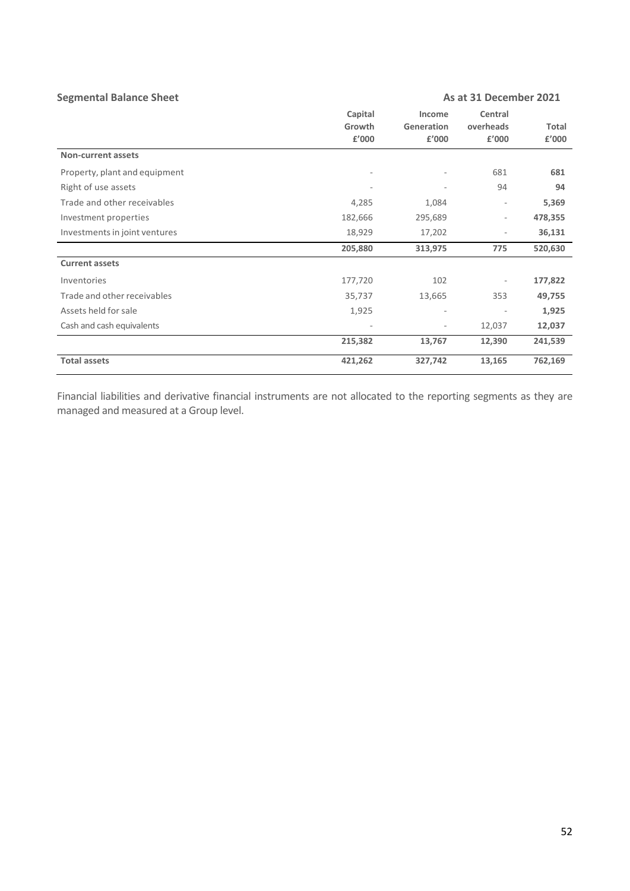**Segmental Balance Sheet** **As at 31 December 2021**

| | Capital Growth £'000 | Income Generation £'000 | Central overheads £'000 | Total £'000 |
|---|---|---|---|---|
| **Non-current assets** | | | | |
| Property, plant and equipment | - | - | 681 | **681** |
| Right of use assets | - | - | 94 | **94** |
| Trade and other receivables | 4,285 | 1,084 | - | **5,369** |
| Investment properties | 182,666 | 295,689 | - | **478,355** |
| Investments in joint ventures | 18,929 | 17,202 | - | **36,131** |
| | **205,880** | **313,975** | **775** | **520,630** |
| **Current assets** | | | | |
| Inventories | 177,720 | 102 | - | **177,822** |
| Trade and other receivables | 35,737 | 13,665 | 353 | **49,755** |
| Assets held for sale | 1,925 | - | - | **1,925** |
| Cash and cash equivalents | - | - | 12,037 | **12,037** |
| | **215,382** | **13,767** | **12,390** | **241,539** |
| **Total assets** | **421,262** | **327,742** | **13,165** | **762,169** |

Financial liabilities and derivative financial instruments are not allocated to the reporting segments as they are managed and measured at a Group level.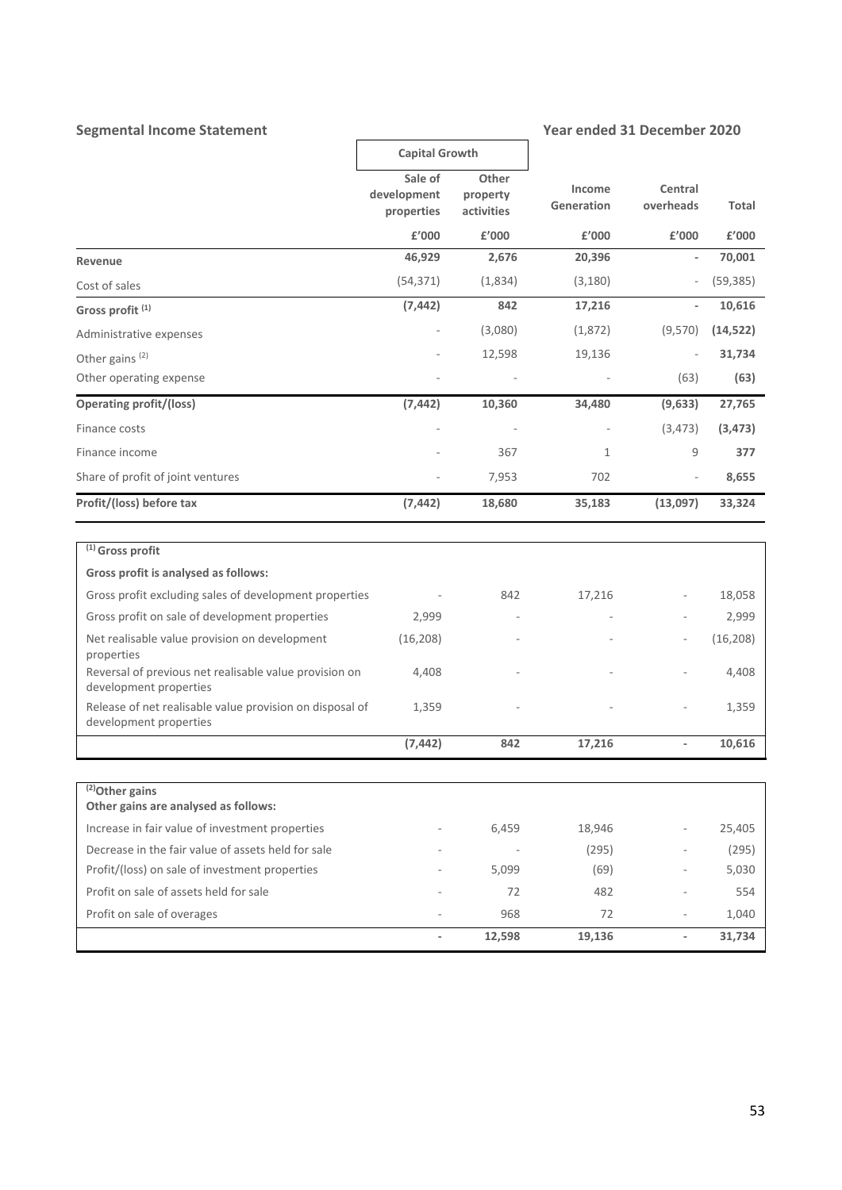## Segmental Income Statement

**Year ended 31 December 2020**

| | Capital Growth | | | | |
|---|---|---|---|---|---|
| | Sale of development properties | Other property activities | Income Generation | Central overheads | Total |
| | £'000 | £'000 | £'000 | £'000 | £'000 |
| **Revenue** | 46,929 | 2,676 | 20,396 | - | 70,001 |
| Cost of sales | (54,371) | (1,834) | (3,180) | - | (59,385) |
| **Gross profit** [(1)] | (7,442) | 842 | 17,216 | - | 10,616 |
| Administrative expenses | - | (3,080) | (1,872) | (9,570) | **(14,522)** |
| Other gains [(2)] | - | 12,598 | 19,136 | - | **31,734** |
| Other operating expense | - | - | - | (63) | **(63)** |
| **Operating profit/(loss)** | **(7,442)** | **10,360** | **34,480** | **(9,633)** | **27,765** |
| Finance costs | - | - | - | (3,473) | **(3,473)** |
| Finance income | - | 367 | 1 | 9 | **377** |
| Share of profit of joint ventures | - | 7,953 | 702 | - | **8,655** |
| **Profit/(loss) before tax** | **(7,442)** | **18,680** | **35,183** | **(13,097)** | **33,324** |

| [(1)] **Gross profit** | | | | | |
|---|---|---|---|---|---|
| **Gross profit is analysed as follows:** | | | | | |
| Gross profit excluding sales of development properties | - | 842 | 17,216 | - | 18,058 |
| Gross profit on sale of development properties | 2,999 | - | - | - | 2,999 |
| Net realisable value provision on development properties | (16,208) | - | - | - | (16,208) |
| Reversal of previous net realisable value provision on development properties | 4,408 | - | - | - | 4,408 |
| Release of net realisable value provision on disposal of development properties | 1,359 | - | - | - | 1,359 |
| | **(7,442)** | **842** | **17,216** | - | **10,616** |

| [(2)] **Other gains** **Other gains are analysed as follows:** | | | | | |
|---|---|---|---|---|---|
| Increase in fair value of investment properties | - | 6,459 | 18,946 | - | 25,405 |
| Decrease in the fair value of assets held for sale | - | - | (295) | - | (295) |
| Profit/(loss) on sale of investment properties | - | 5,099 | (69) | - | 5,030 |
| Profit on sale of assets held for sale | - | 72 | 482 | - | 554 |
| Profit on sale of overages | - | 968 | 72 | - | 1,040 |
| | - | **12,598** | **19,136** | - | **31,734** |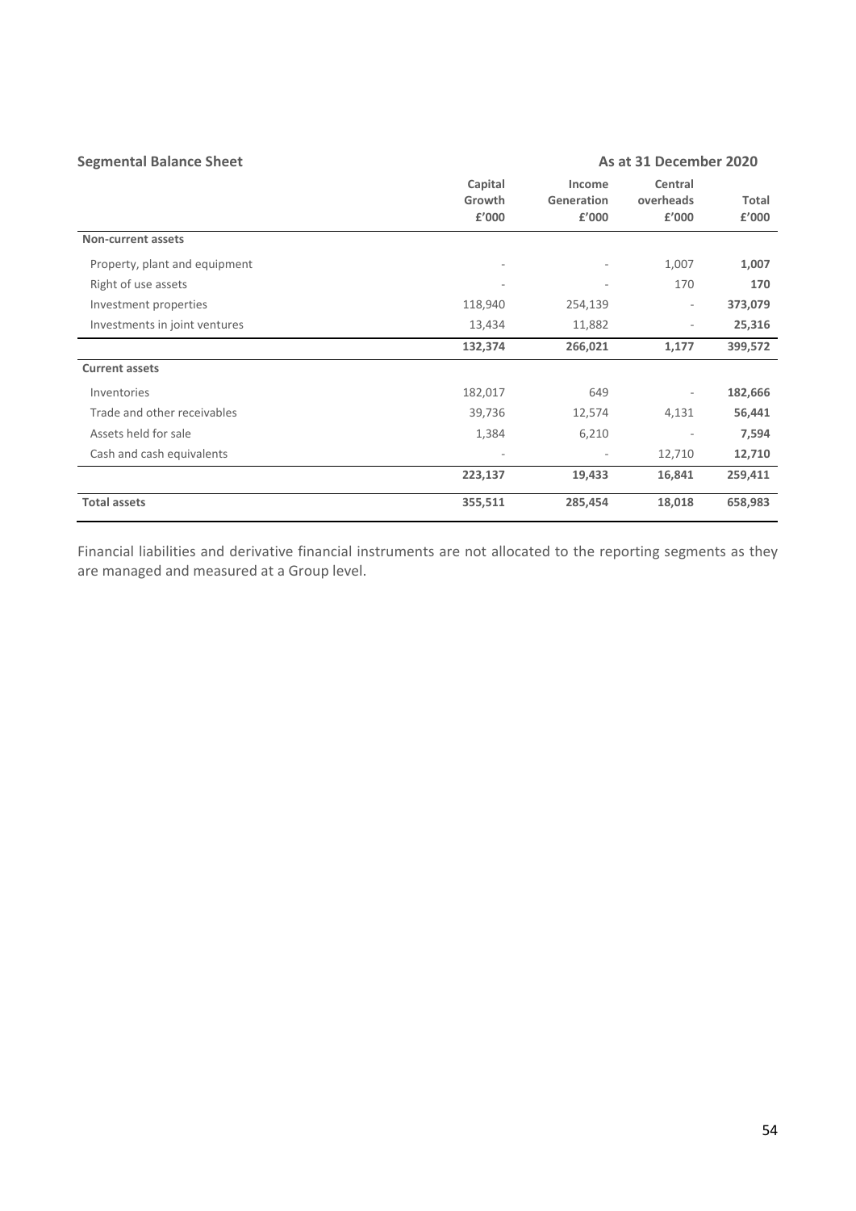**Segmental Balance Sheet** **As at 31 December 2020**

| | Capital Growth £'000 | Income Generation £'000 | Central overheads £'000 | Total £'000 |
|---|---|---|---|---|
| **Non-current assets** | | | | |
| Property, plant and equipment | - | - | 1,007 | **1,007** |
| Right of use assets | - | - | 170 | **170** |
| Investment properties | 118,940 | 254,139 | - | **373,079** |
| Investments in joint ventures | 13,434 | 11,882 | - | **25,316** |
| | **132,374** | **266,021** | **1,177** | **399,572** |
| **Current assets** | | | | |
| Inventories | 182,017 | 649 | - | **182,666** |
| Trade and other receivables | 39,736 | 12,574 | 4,131 | **56,441** |
| Assets held for sale | 1,384 | 6,210 | - | **7,594** |
| Cash and cash equivalents | - | - | 12,710 | **12,710** |
| | **223,137** | **19,433** | **16,841** | **259,411** |
| **Total assets** | **355,511** | **285,454** | **18,018** | **658,983** |

Financial liabilities and derivative financial instruments are not allocated to the reporting segments as they are managed and measured at a Group level.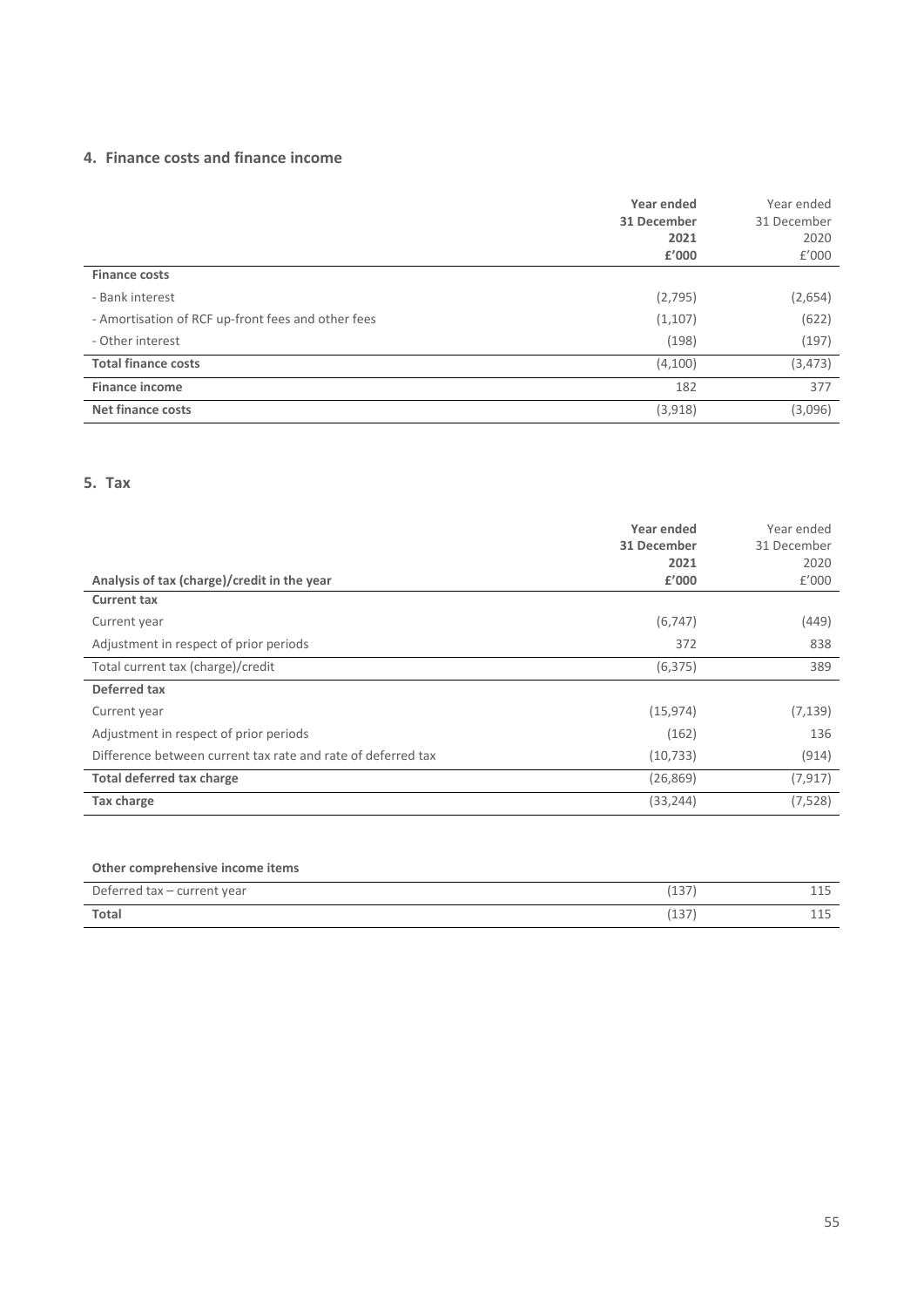## 4. Finance costs and finance income

| | Year ended 31 December 2021 £'000 | Year ended 31 December 2020 £'000 |
|---|---|---|
| **Finance costs** | | |
| - Bank interest | (2,795) | (2,654) |
| - Amortisation of RCF up-front fees and other fees | (1,107) | (622) |
| - Other interest | (198) | (197) |
| **Total finance costs** | (4,100) | (3,473) |
| **Finance income** | 182 | 377 |
| **Net finance costs** | (3,918) | (3,096) |

## 5. Tax

| Analysis of tax (charge)/credit in the year | Year ended 31 December 2021 £'000 | Year ended 31 December 2020 £'000 |
|---|---|---|
| **Current tax** | | |
| Current year | (6,747) | (449) |
| Adjustment in respect of prior periods | 372 | 838 |
| Total current tax (charge)/credit | (6,375) | 389 |
| **Deferred tax** | | |
| Current year | (15,974) | (7,139) |
| Adjustment in respect of prior periods | (162) | 136 |
| Difference between current tax rate and rate of deferred tax | (10,733) | (914) |
| **Total deferred tax charge** | (26,869) | (7,917) |
| **Tax charge** | (33,244) | (7,528) |

| **Other comprehensive income items** | | |
|---|---|---|
| Deferred tax – current year | (137) | 115 |
| **Total** | (137) | 115 |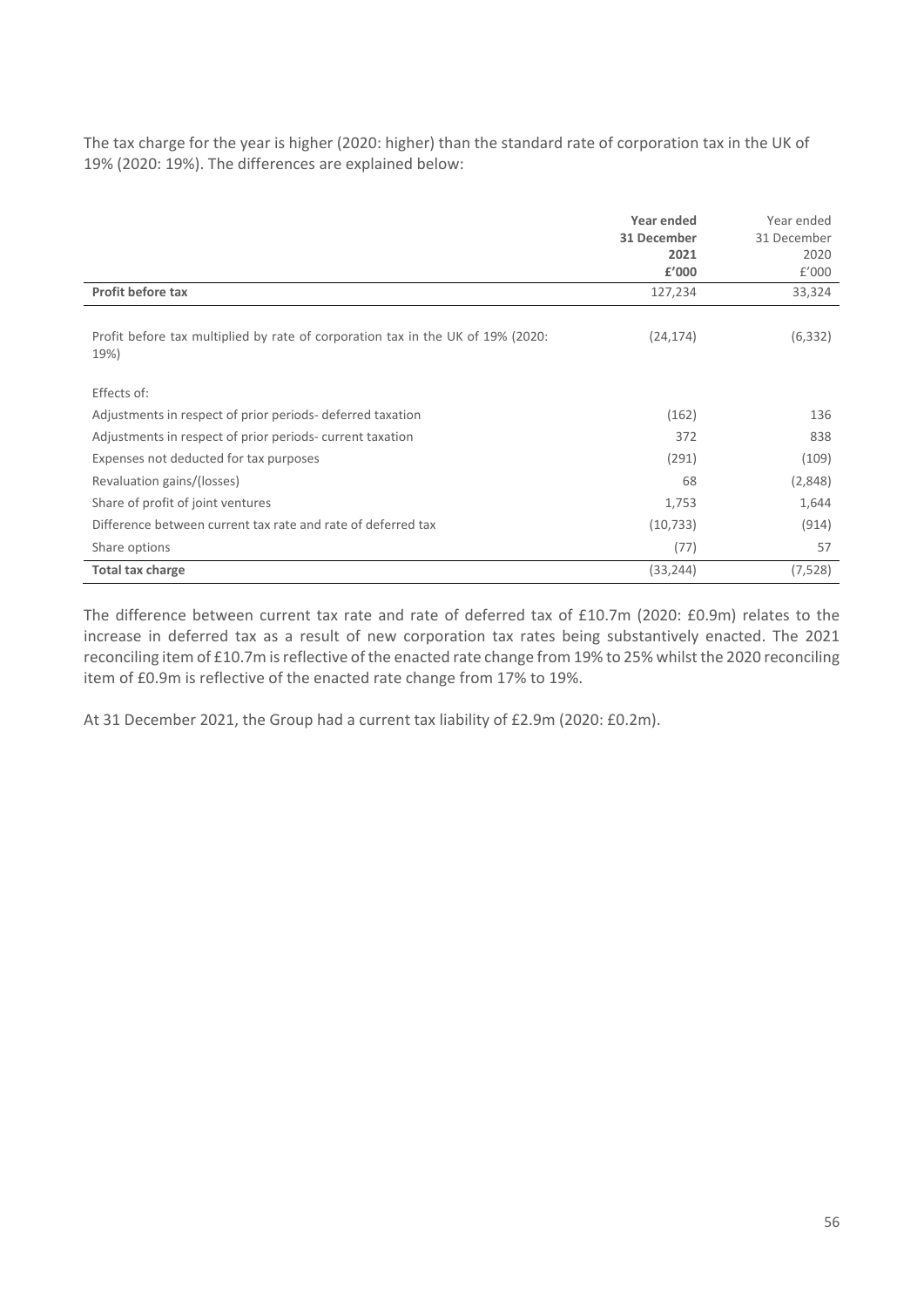The tax charge for the year is higher (2020: higher) than the standard rate of corporation tax in the UK of 19% (2020: 19%). The differences are explained below:

| | **Year ended 31 December 2021 £'000** | Year ended 31 December 2020 £'000 |
|---|---|---|
| **Profit before tax** | 127,234 | 33,324 |
| Profit before tax multiplied by rate of corporation tax in the UK of 19% (2020: 19%) | (24,174) | (6,332) |
| Effects of: | | |
| Adjustments in respect of prior periods- deferred taxation | (162) | 136 |
| Adjustments in respect of prior periods- current taxation | 372 | 838 |
| Expenses not deducted for tax purposes | (291) | (109) |
| Revaluation gains/(losses) | 68 | (2,848) |
| Share of profit of joint ventures | 1,753 | 1,644 |
| Difference between current tax rate and rate of deferred tax | (10,733) | (914) |
| Share options | (77) | 57 |
| **Total tax charge** | (33,244) | (7,528) |

The difference between current tax rate and rate of deferred tax of £10.7m (2020: £0.9m) relates to the increase in deferred tax as a result of new corporation tax rates being substantively enacted. The 2021 reconciling item of £10.7m is reflective of the enacted rate change from 19% to 25% whilst the 2020 reconciling item of £0.9m is reflective of the enacted rate change from 17% to 19%.

At 31 December 2021, the Group had a current tax liability of £2.9m (2020: £0.2m).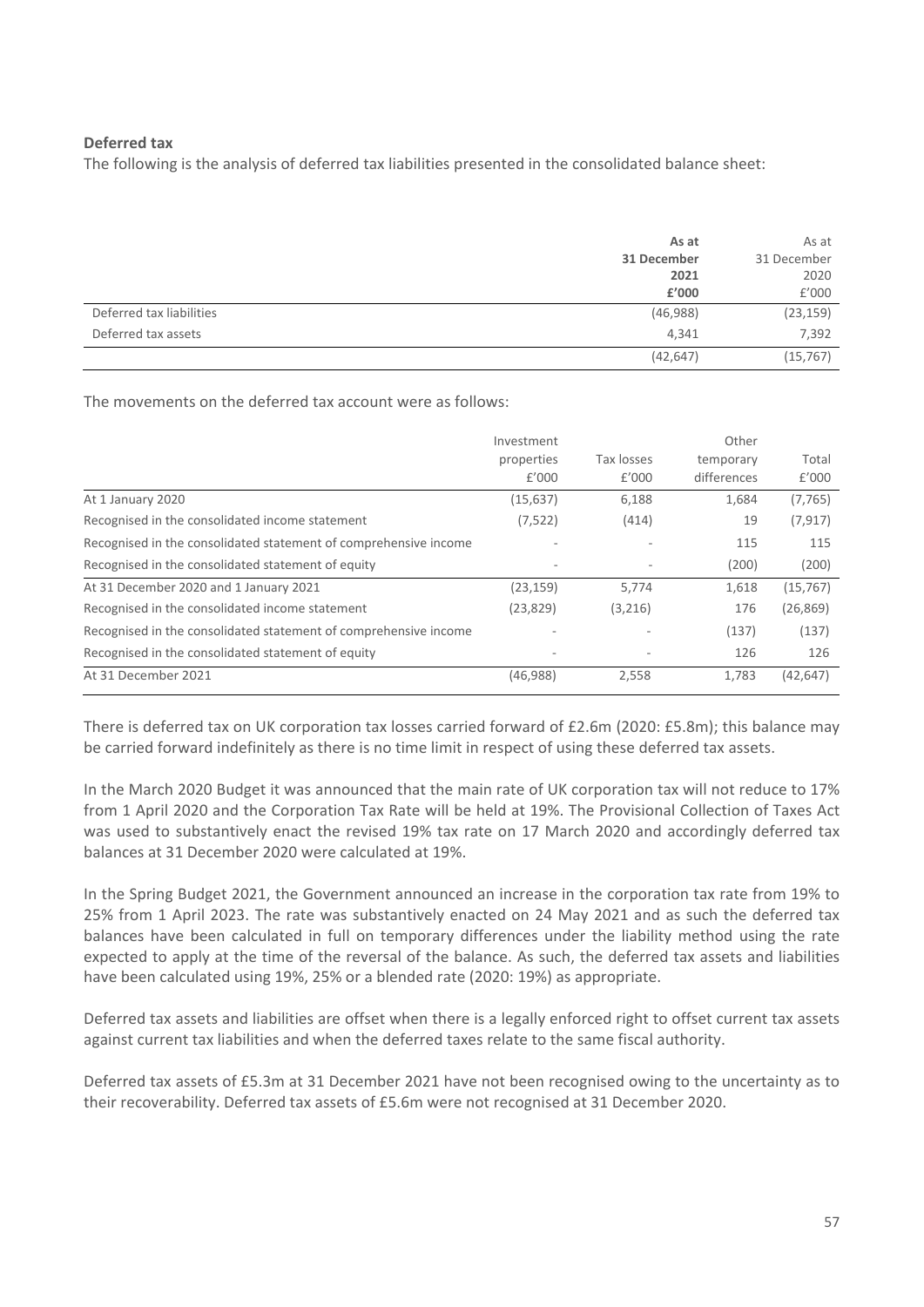**Deferred tax**

The following is the analysis of deferred tax liabilities presented in the consolidated balance sheet:

| | **As at 31 December 2021 £'000** | As at 31 December 2020 £'000 |
|---|---|---|
| Deferred tax liabilities | (46,988) | (23,159) |
| Deferred tax assets | 4,341 | 7,392 |
| | (42,647) | (15,767) |

The movements on the deferred tax account were as follows:

| | Investment properties £'000 | Tax losses £'000 | Other temporary differences | Total £'000 |
|---|---|---|---|---|
| At 1 January 2020 | (15,637) | 6,188 | 1,684 | (7,765) |
| Recognised in the consolidated income statement | (7,522) | (414) | 19 | (7,917) |
| Recognised in the consolidated statement of comprehensive income | - | - | 115 | 115 |
| Recognised in the consolidated statement of equity | - | - | (200) | (200) |
| At 31 December 2020 and 1 January 2021 | (23,159) | 5,774 | 1,618 | (15,767) |
| Recognised in the consolidated income statement | (23,829) | (3,216) | 176 | (26,869) |
| Recognised in the consolidated statement of comprehensive income | - | - | (137) | (137) |
| Recognised in the consolidated statement of equity | - | - | 126 | 126 |
| At 31 December 2021 | (46,988) | 2,558 | 1,783 | (42,647) |

There is deferred tax on UK corporation tax losses carried forward of £2.6m (2020: £5.8m); this balance may be carried forward indefinitely as there is no time limit in respect of using these deferred tax assets.

In the March 2020 Budget it was announced that the main rate of UK corporation tax will not reduce to 17% from 1 April 2020 and the Corporation Tax Rate will be held at 19%. The Provisional Collection of Taxes Act was used to substantively enact the revised 19% tax rate on 17 March 2020 and accordingly deferred tax balances at 31 December 2020 were calculated at 19%.

In the Spring Budget 2021, the Government announced an increase in the corporation tax rate from 19% to 25% from 1 April 2023. The rate was substantively enacted on 24 May 2021 and as such the deferred tax balances have been calculated in full on temporary differences under the liability method using the rate expected to apply at the time of the reversal of the balance. As such, the deferred tax assets and liabilities have been calculated using 19%, 25% or a blended rate (2020: 19%) as appropriate.

Deferred tax assets and liabilities are offset when there is a legally enforced right to offset current tax assets against current tax liabilities and when the deferred taxes relate to the same fiscal authority.

Deferred tax assets of £5.3m at 31 December 2021 have not been recognised owing to the uncertainty as to their recoverability. Deferred tax assets of £5.6m were not recognised at 31 December 2020.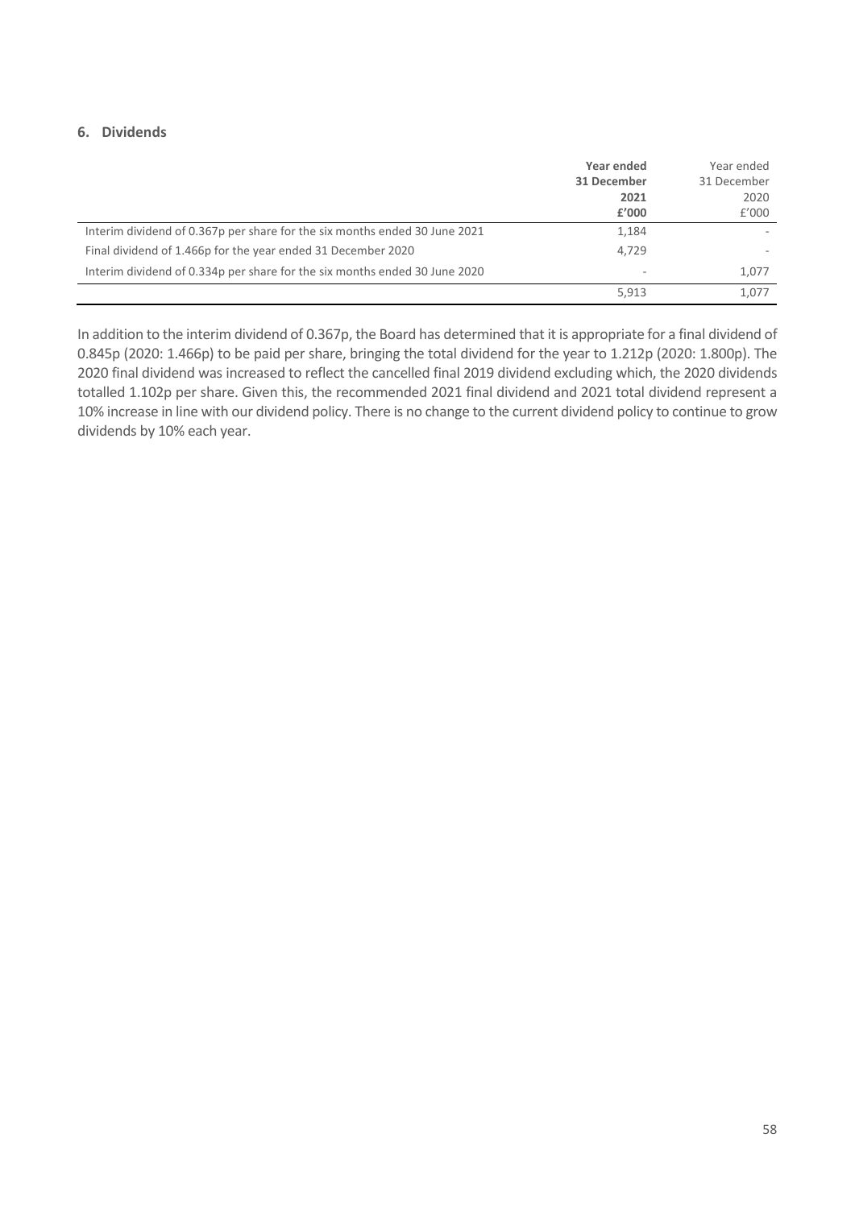### 6. Dividends

| | **Year ended 31 December 2021 £'000** | Year ended 31 December 2020 £'000 |
|---|---|---|
| Interim dividend of 0.367p per share for the six months ended 30 June 2021 | 1,184 | - |
| Final dividend of 1.466p for the year ended 31 December 2020 | 4,729 | - |
| Interim dividend of 0.334p per share for the six months ended 30 June 2020 | - | 1,077 |
| | 5,913 | 1,077 |

In addition to the interim dividend of 0.367p, the Board has determined that it is appropriate for a final dividend of 0.845p (2020: 1.466p) to be paid per share, bringing the total dividend for the year to 1.212p (2020: 1.800p). The 2020 final dividend was increased to reflect the cancelled final 2019 dividend excluding which, the 2020 dividends totalled 1.102p per share. Given this, the recommended 2021 final dividend and 2021 total dividend represent a 10% increase in line with our dividend policy. There is no change to the current dividend policy to continue to grow dividends by 10% each year.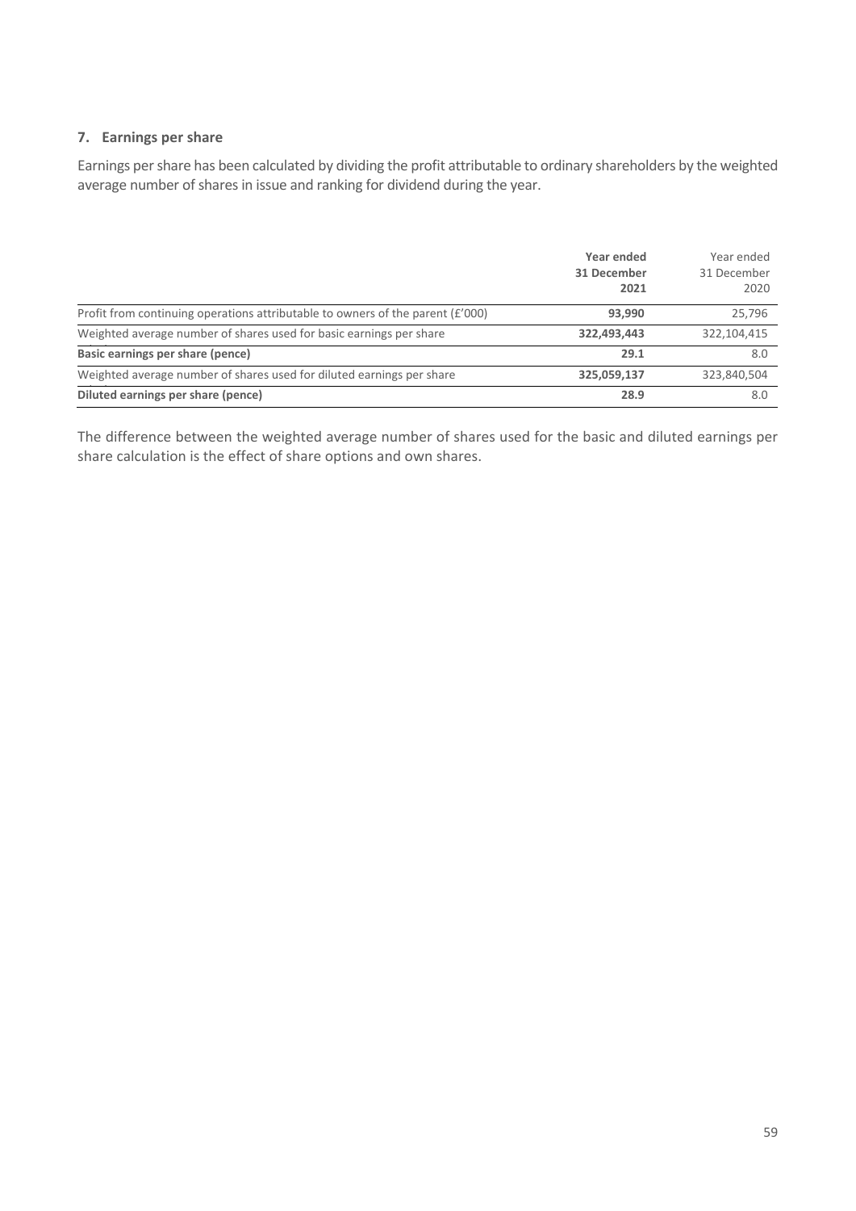### 7. Earnings per share

Earnings per share has been calculated by dividing the profit attributable to ordinary shareholders by the weighted average number of shares in issue and ranking for dividend during the year.

| | **Year ended 31 December 2021** | Year ended 31 December 2020 |
|---|---|---|
| Profit from continuing operations attributable to owners of the parent (£'000) | **93,990** | 25,796 |
| Weighted average number of shares used for basic earnings per share | **322,493,443** | 322,104,415 |
| **Basic earnings per share (pence)** | **29.1** | 8.0 |
| Weighted average number of shares used for diluted earnings per share | **325,059,137** | 323,840,504 |
| **Diluted earnings per share (pence)** | **28.9** | 8.0 |

The difference between the weighted average number of shares used for the basic and diluted earnings per share calculation is the effect of share options and own shares.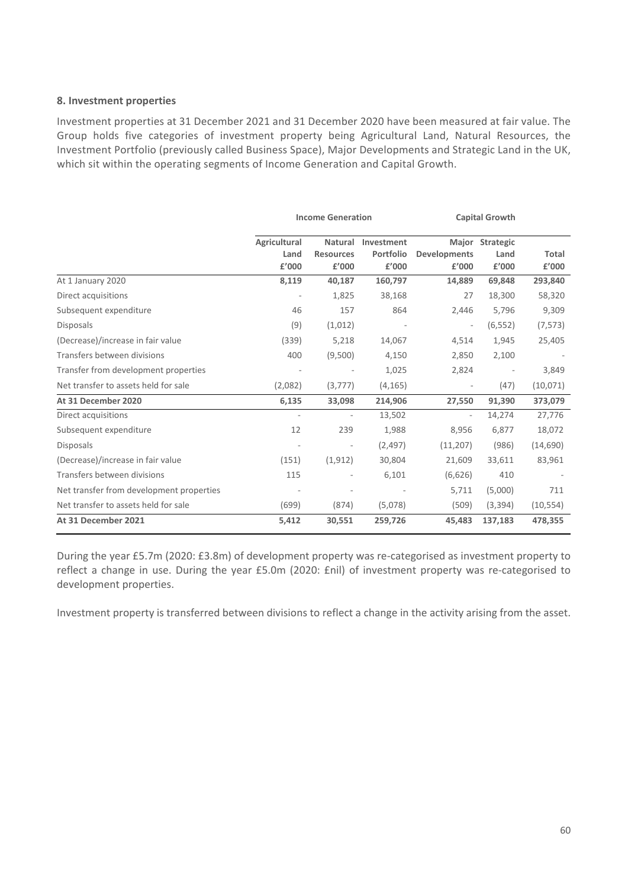**8. Investment properties**

Investment properties at 31 December 2021 and 31 December 2020 have been measured at fair value. The Group holds five categories of investment property being Agricultural Land, Natural Resources, the Investment Portfolio (previously called Business Space), Major Developments and Strategic Land in the UK, which sit within the operating segments of Income Generation and Capital Growth.

| | Income Generation | | | Capital Growth | | |
|---|---|---|---|---|---|---|
| | Agricultural Land £'000 | Natural Resources £'000 | Investment Portfolio £'000 | Major Developments £'000 | Strategic Land £'000 | Total £'000 |
| At 1 January 2020 | **8,119** | **40,187** | **160,797** | **14,889** | **69,848** | **293,840** |
| Direct acquisitions | - | 1,825 | 38,168 | 27 | 18,300 | 58,320 |
| Subsequent expenditure | 46 | 157 | 864 | 2,446 | 5,796 | 9,309 |
| Disposals | (9) | (1,012) | - | - | (6,552) | (7,573) |
| (Decrease)/increase in fair value | (339) | 5,218 | 14,067 | 4,514 | 1,945 | 25,405 |
| Transfers between divisions | 400 | (9,500) | 4,150 | 2,850 | 2,100 | - |
| Transfer from development properties | - | - | 1,025 | 2,824 | - | 3,849 |
| Net transfer to assets held for sale | (2,082) | (3,777) | (4,165) | - | (47) | (10,071) |
| **At 31 December 2020** | **6,135** | **33,098** | **214,906** | **27,550** | **91,390** | **373,079** |
| Direct acquisitions | - | - | 13,502 | - | 14,274 | 27,776 |
| Subsequent expenditure | 12 | 239 | 1,988 | 8,956 | 6,877 | 18,072 |
| Disposals | - | - | (2,497) | (11,207) | (986) | (14,690) |
| (Decrease)/increase in fair value | (151) | (1,912) | 30,804 | 21,609 | 33,611 | 83,961 |
| Transfers between divisions | 115 | - | 6,101 | (6,626) | 410 | - |
| Net transfer from development properties | - | - | - | 5,711 | (5,000) | 711 |
| Net transfer to assets held for sale | (699) | (874) | (5,078) | (509) | (3,394) | (10,554) |
| **At 31 December 2021** | **5,412** | **30,551** | **259,726** | **45,483** | **137,183** | **478,355** |

During the year £5.7m (2020: £3.8m) of development property was re-categorised as investment property to reflect a change in use. During the year £5.0m (2020: £nil) of investment property was re-categorised to development properties.

Investment property is transferred between divisions to reflect a change in the activity arising from the asset.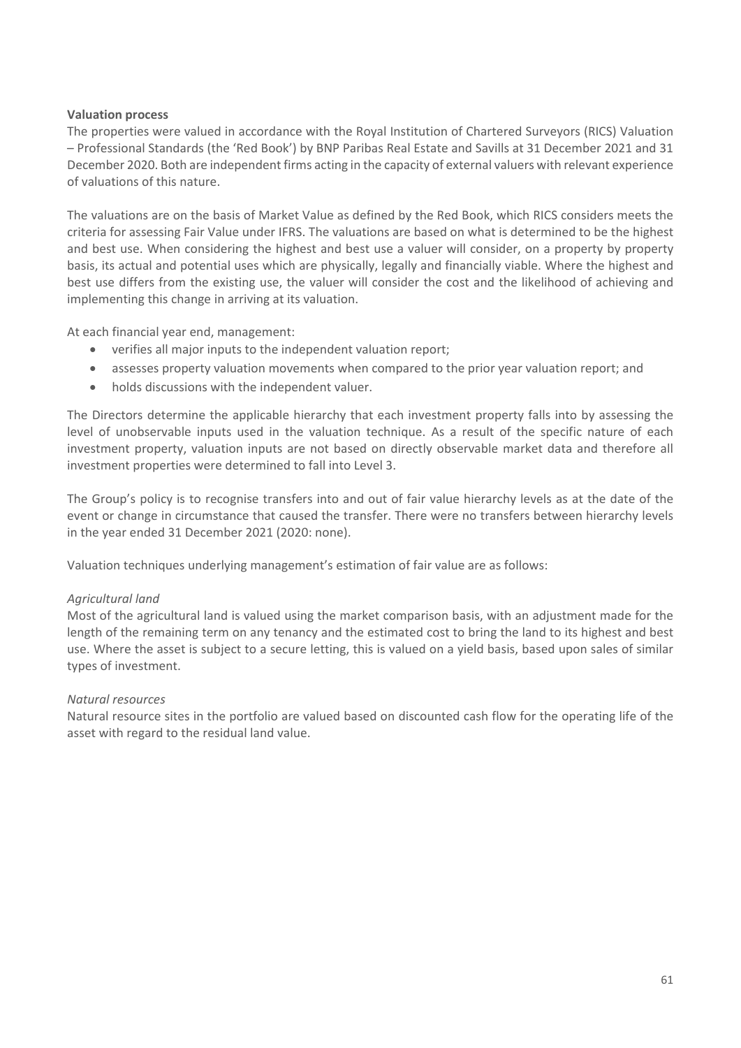**Valuation process**

The properties were valued in accordance with the Royal Institution of Chartered Surveyors (RICS) Valuation – Professional Standards (the 'Red Book') by BNP Paribas Real Estate and Savills at 31 December 2021 and 31 December 2020. Both are independent firms acting in the capacity of external valuers with relevant experience of valuations of this nature.

The valuations are on the basis of Market Value as defined by the Red Book, which RICS considers meets the criteria for assessing Fair Value under IFRS. The valuations are based on what is determined to be the highest and best use. When considering the highest and best use a valuer will consider, on a property by property basis, its actual and potential uses which are physically, legally and financially viable. Where the highest and best use differs from the existing use, the valuer will consider the cost and the likelihood of achieving and implementing this change in arriving at its valuation.

At each financial year end, management:

- verifies all major inputs to the independent valuation report;
- assesses property valuation movements when compared to the prior year valuation report; and
- holds discussions with the independent valuer.

The Directors determine the applicable hierarchy that each investment property falls into by assessing the level of unobservable inputs used in the valuation technique. As a result of the specific nature of each investment property, valuation inputs are not based on directly observable market data and therefore all investment properties were determined to fall into Level 3.

The Group's policy is to recognise transfers into and out of fair value hierarchy levels as at the date of the event or change in circumstance that caused the transfer. There were no transfers between hierarchy levels in the year ended 31 December 2021 (2020: none).

Valuation techniques underlying management's estimation of fair value are as follows:

*Agricultural land*

Most of the agricultural land is valued using the market comparison basis, with an adjustment made for the length of the remaining term on any tenancy and the estimated cost to bring the land to its highest and best use. Where the asset is subject to a secure letting, this is valued on a yield basis, based upon sales of similar types of investment.

*Natural resources*

Natural resource sites in the portfolio are valued based on discounted cash flow for the operating life of the asset with regard to the residual land value.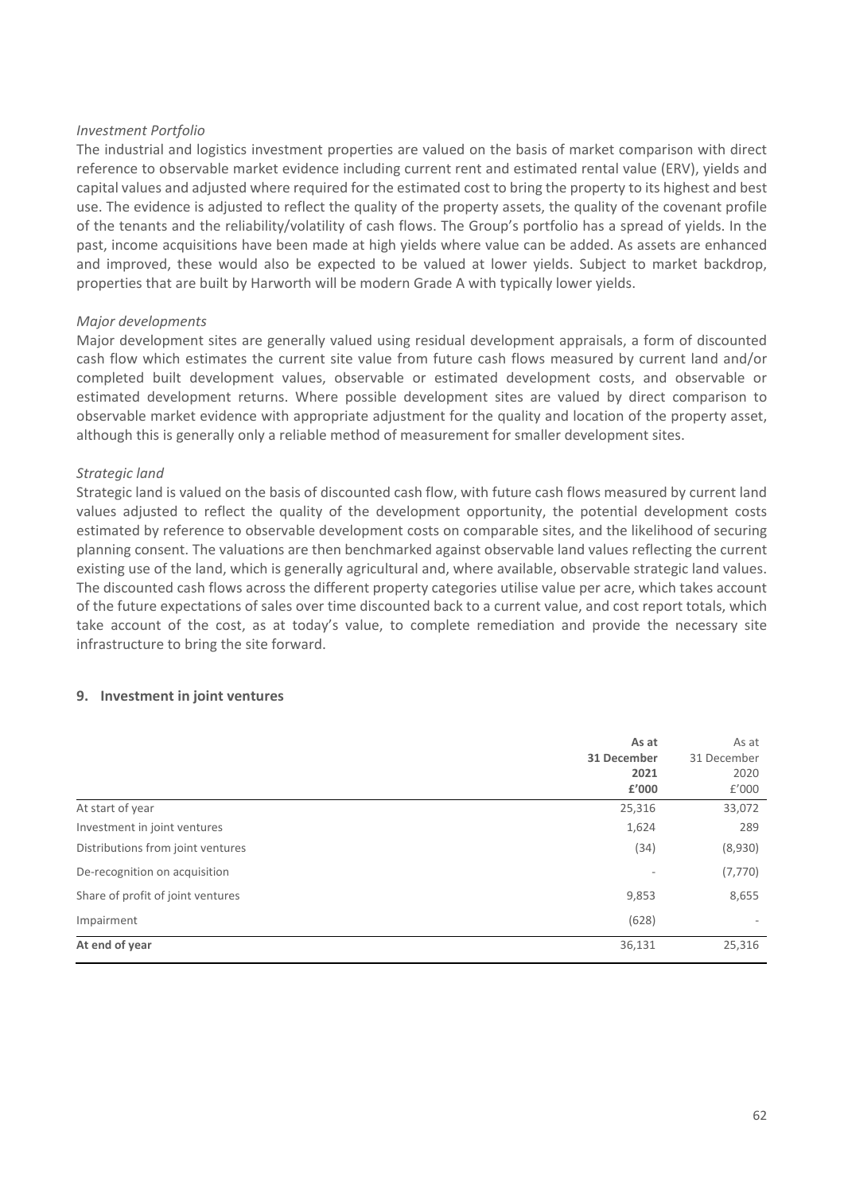*Investment Portfolio*

The industrial and logistics investment properties are valued on the basis of market comparison with direct reference to observable market evidence including current rent and estimated rental value (ERV), yields and capital values and adjusted where required for the estimated cost to bring the property to its highest and best use. The evidence is adjusted to reflect the quality of the property assets, the quality of the covenant profile of the tenants and the reliability/volatility of cash flows. The Group's portfolio has a spread of yields. In the past, income acquisitions have been made at high yields where value can be added. As assets are enhanced and improved, these would also be expected to be valued at lower yields. Subject to market backdrop, properties that are built by Harworth will be modern Grade A with typically lower yields.

*Major developments*

Major development sites are generally valued using residual development appraisals, a form of discounted cash flow which estimates the current site value from future cash flows measured by current land and/or completed built development values, observable or estimated development costs, and observable or estimated development returns. Where possible development sites are valued by direct comparison to observable market evidence with appropriate adjustment for the quality and location of the property asset, although this is generally only a reliable method of measurement for smaller development sites.

*Strategic land*

Strategic land is valued on the basis of discounted cash flow, with future cash flows measured by current land values adjusted to reflect the quality of the development opportunity, the potential development costs estimated by reference to observable development costs on comparable sites, and the likelihood of securing planning consent. The valuations are then benchmarked against observable land values reflecting the current existing use of the land, which is generally agricultural and, where available, observable strategic land values. The discounted cash flows across the different property categories utilise value per acre, which takes account of the future expectations of sales over time discounted back to a current value, and cost report totals, which take account of the cost, as at today's value, to complete remediation and provide the necessary site infrastructure to bring the site forward.

## 9. Investment in joint ventures

| | **As at 31 December 2021 £'000** | As at 31 December 2020 £'000 |
|---|---|---|
| At start of year | 25,316 | 33,072 |
| Investment in joint ventures | 1,624 | 289 |
| Distributions from joint ventures | (34) | (8,930) |
| De-recognition on acquisition | - | (7,770) |
| Share of profit of joint ventures | 9,853 | 8,655 |
| Impairment | (628) | - |
| **At end of year** | 36,131 | 25,316 |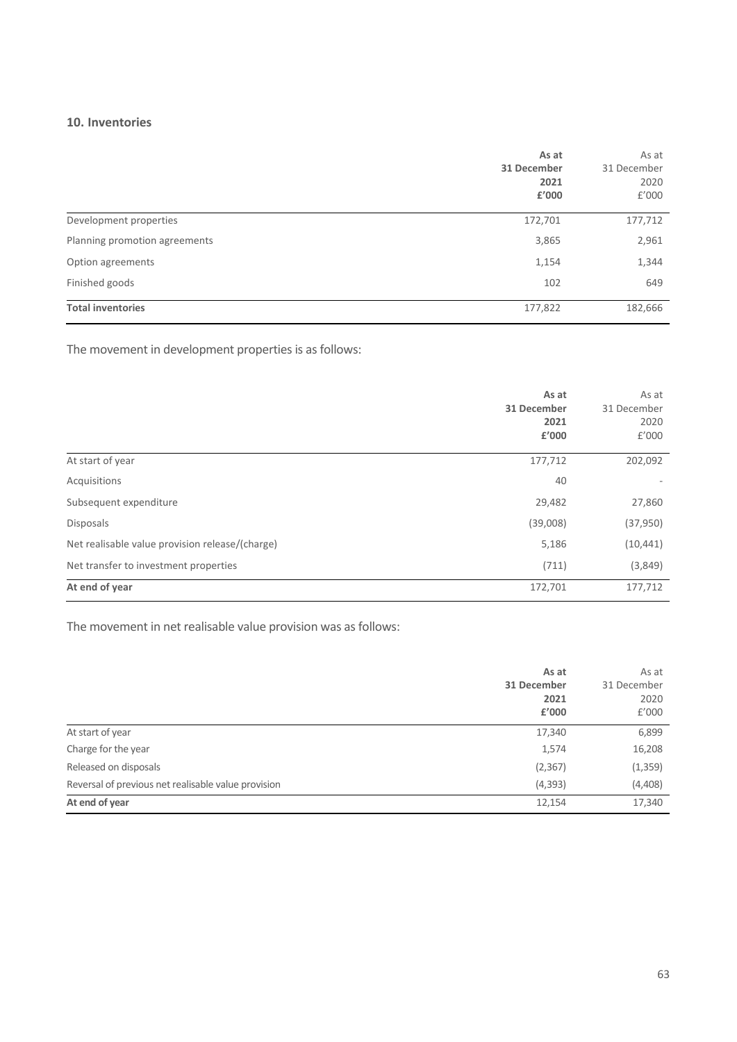## 10. Inventories

| | As at 31 December 2021 £'000 | As at 31 December 2020 £'000 |
|---|---|---|
| Development properties | 172,701 | 177,712 |
| Planning promotion agreements | 3,865 | 2,961 |
| Option agreements | 1,154 | 1,344 |
| Finished goods | 102 | 649 |
| **Total inventories** | 177,822 | 182,666 |

The movement in development properties is as follows:

| | As at 31 December 2021 £'000 | As at 31 December 2020 £'000 |
|---|---|---|
| At start of year | 177,712 | 202,092 |
| Acquisitions | 40 | - |
| Subsequent expenditure | 29,482 | 27,860 |
| Disposals | (39,008) | (37,950) |
| Net realisable value provision release/(charge) | 5,186 | (10,441) |
| Net transfer to investment properties | (711) | (3,849) |
| **At end of year** | 172,701 | 177,712 |

The movement in net realisable value provision was as follows:

| | As at 31 December 2021 £'000 | As at 31 December 2020 £'000 |
|---|---|---|
| At start of year | 17,340 | 6,899 |
| Charge for the year | 1,574 | 16,208 |
| Released on disposals | (2,367) | (1,359) |
| Reversal of previous net realisable value provision | (4,393) | (4,408) |
| **At end of year** | 12,154 | 17,340 |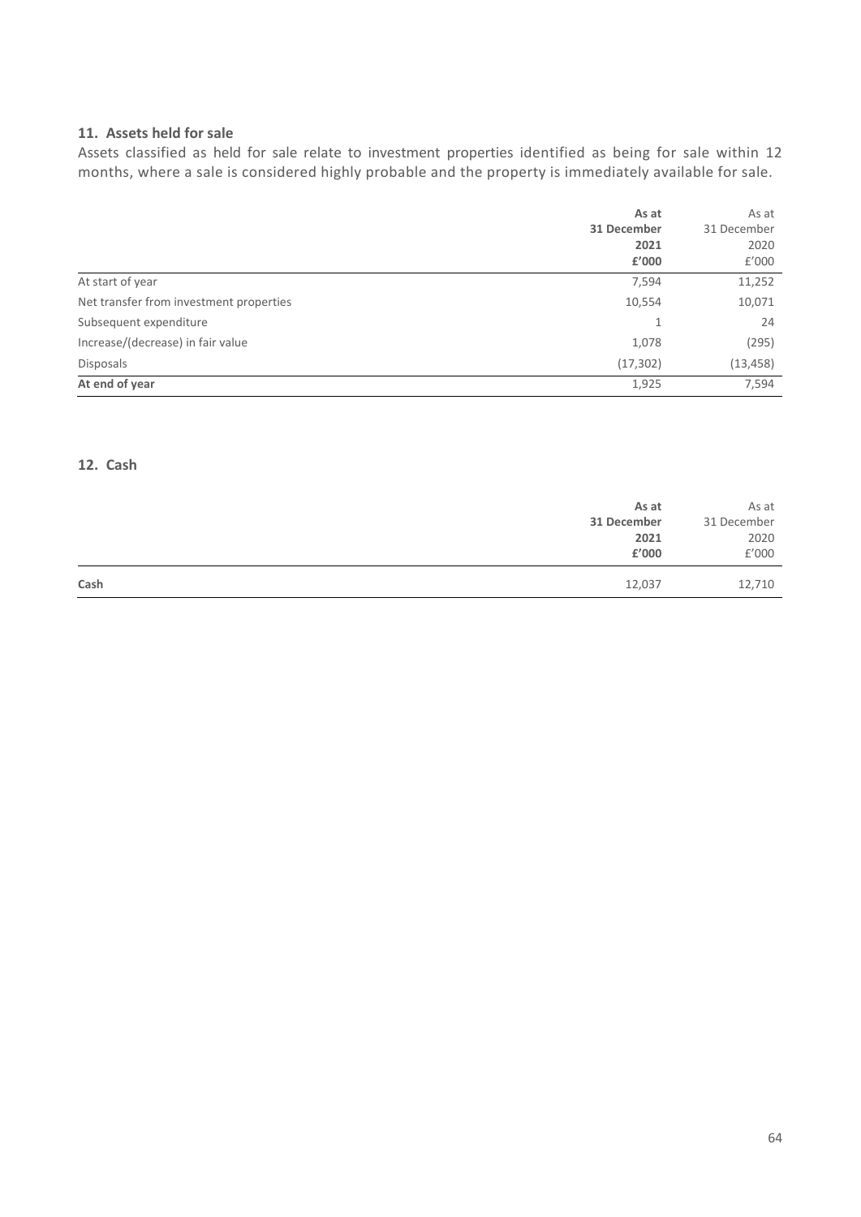## 11. Assets held for sale

Assets classified as held for sale relate to investment properties identified as being for sale within 12 months, where a sale is considered highly probable and the property is immediately available for sale.

| | **As at 31 December 2021 £'000** | As at 31 December 2020 £'000 |
|---|---|---|
| At start of year | 7,594 | 11,252 |
| Net transfer from investment properties | 10,554 | 10,071 |
| Subsequent expenditure | 1 | 24 |
| Increase/(decrease) in fair value | 1,078 | (295) |
| Disposals | (17,302) | (13,458) |
| **At end of year** | 1,925 | 7,594 |

## 12. Cash

| | **As at 31 December 2021 £'000** | As at 31 December 2020 £'000 |
|---|---|---|
| **Cash** | 12,037 | 12,710 |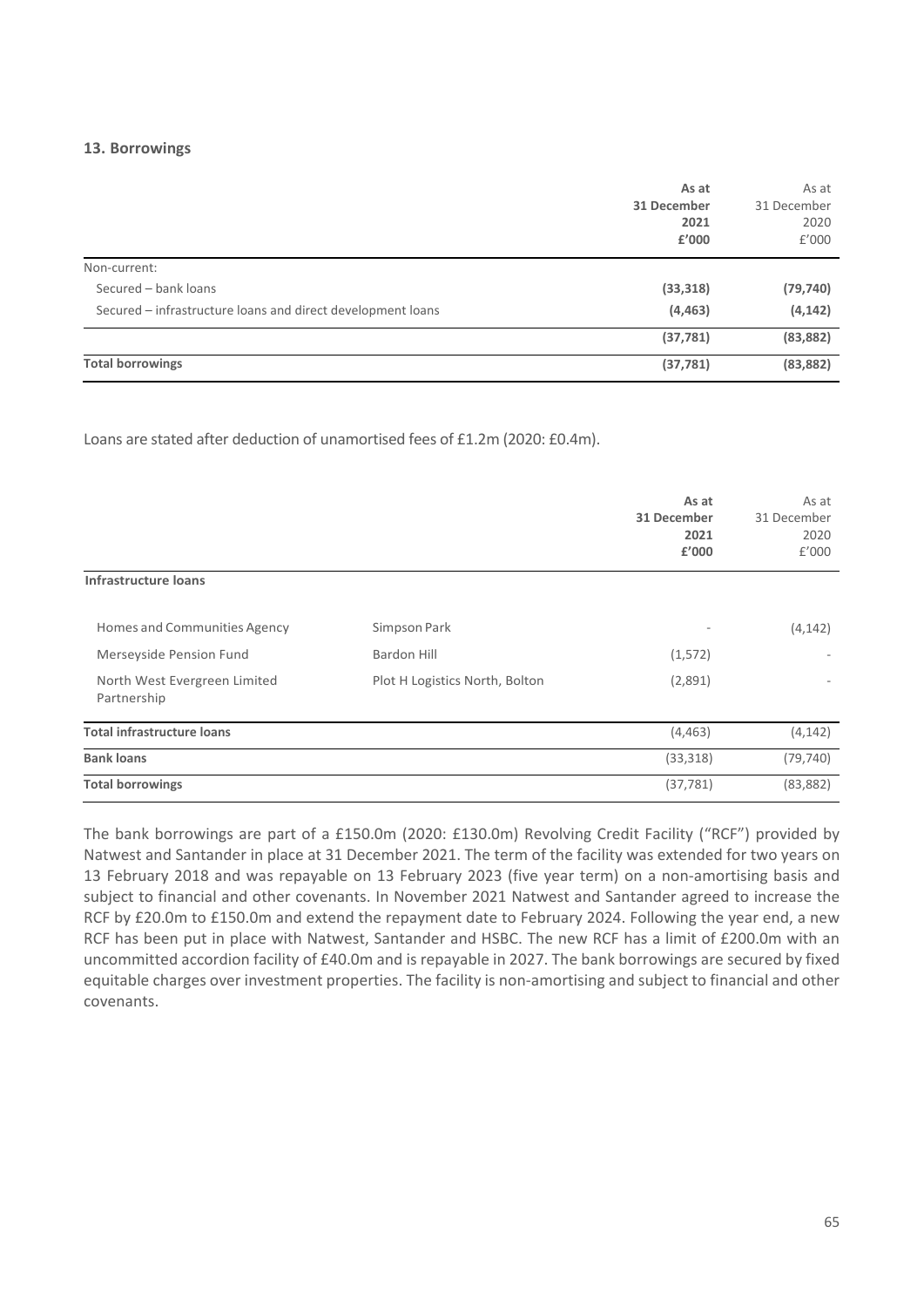### 13. Borrowings

| | As at 31 December 2021 £'000 | As at 31 December 2020 £'000 |
|---|---|---|
| Non-current: | | |
| Secured – bank loans | **(33,318)** | **(79,740)** |
| Secured – infrastructure loans and direct development loans | **(4,463)** | **(4,142)** |
| | **(37,781)** | **(83,882)** |
| **Total borrowings** | **(37,781)** | **(83,882)** |

Loans are stated after deduction of unamortised fees of £1.2m (2020: £0.4m).

| | | As at 31 December 2021 £'000 | As at 31 December 2020 £'000 |
|---|---|---|---|
| **Infrastructure loans** | | | |
| Homes and Communities Agency | Simpson Park | - | (4,142) |
| Merseyside Pension Fund | Bardon Hill | (1,572) | - |
| North West Evergreen Limited Partnership | Plot H Logistics North, Bolton | (2,891) | - |
| **Total infrastructure loans** | | (4,463) | (4,142) |
| **Bank loans** | | (33,318) | (79,740) |
| **Total borrowings** | | (37,781) | (83,882) |

The bank borrowings are part of a £150.0m (2020: £130.0m) Revolving Credit Facility ("RCF") provided by Natwest and Santander in place at 31 December 2021. The term of the facility was extended for two years on 13 February 2018 and was repayable on 13 February 2023 (five year term) on a non-amortising basis and subject to financial and other covenants. In November 2021 Natwest and Santander agreed to increase the RCF by £20.0m to £150.0m and extend the repayment date to February 2024. Following the year end, a new RCF has been put in place with Natwest, Santander and HSBC. The new RCF has a limit of £200.0m with an uncommitted accordion facility of £40.0m and is repayable in 2027. The bank borrowings are secured by fixed equitable charges over investment properties. The facility is non-amortising and subject to financial and other covenants.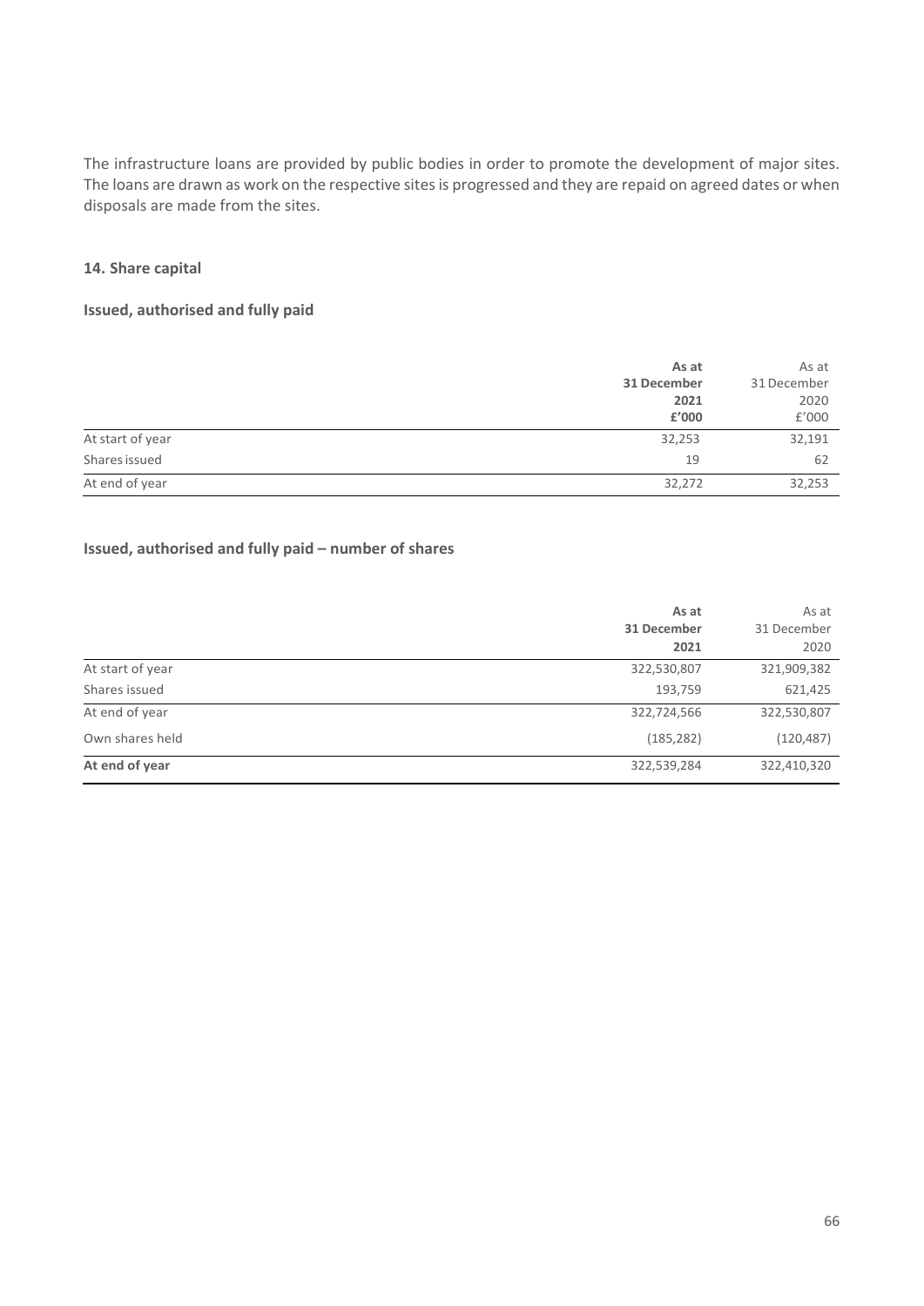The infrastructure loans are provided by public bodies in order to promote the development of major sites. The loans are drawn as work on the respective sites is progressed and they are repaid on agreed dates or when disposals are made from the sites.

### 14. Share capital

#### Issued, authorised and fully paid

| | **As at 31 December 2021 £'000** | As at 31 December 2020 £'000 |
|---|---|---|
| At start of year | 32,253 | 32,191 |
| Shares issued | 19 | 62 |
| At end of year | 32,272 | 32,253 |

#### Issued, authorised and fully paid – number of shares

| | **As at 31 December 2021** | As at 31 December 2020 |
|---|---|---|
| At start of year | 322,530,807 | 321,909,382 |
| Shares issued | 193,759 | 621,425 |
| At end of year | 322,724,566 | 322,530,807 |
| Own shares held | (185,282) | (120,487) |
| **At end of year** | 322,539,284 | 322,410,320 |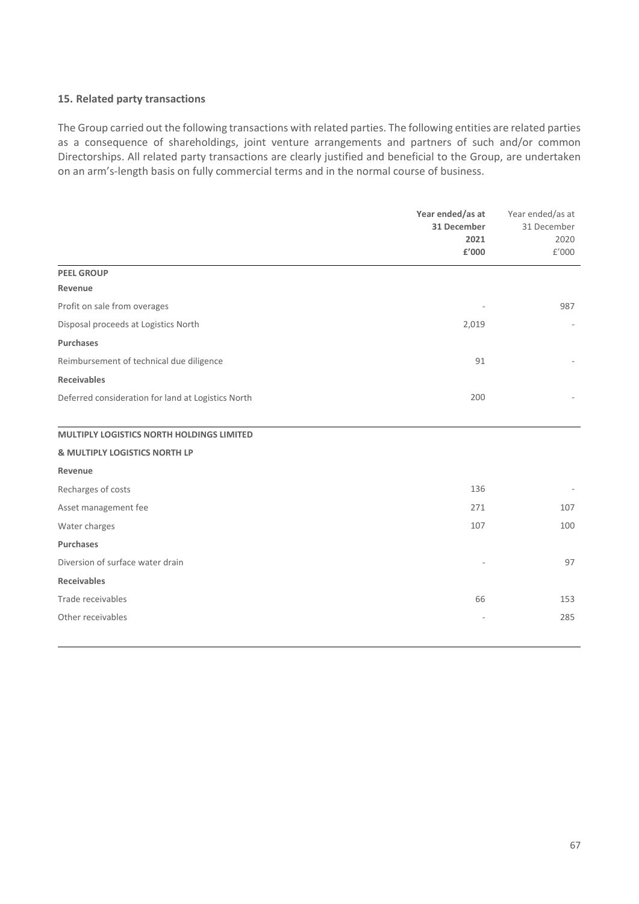## 15. Related party transactions

The Group carried out the following transactions with related parties. The following entities are related parties as a consequence of shareholdings, joint venture arrangements and partners of such and/or common Directorships. All related party transactions are clearly justified and beneficial to the Group, are undertaken on an arm's-length basis on fully commercial terms and in the normal course of business.

| | **Year ended/as at 31 December 2021 £'000** | Year ended/as at 31 December 2020 £'000 |
|---|---|---|
| **PEEL GROUP** | | |
| **Revenue** | | |
| Profit on sale from overages | - | 987 |
| Disposal proceeds at Logistics North | 2,019 | - |
| **Purchases** | | |
| Reimbursement of technical due diligence | 91 | - |
| **Receivables** | | |
| Deferred consideration for land at Logistics North | 200 | - |
| **MULTIPLY LOGISTICS NORTH HOLDINGS LIMITED & MULTIPLY LOGISTICS NORTH LP** | | |
| **Revenue** | | |
| Recharges of costs | 136 | - |
| Asset management fee | 271 | 107 |
| Water charges | 107 | 100 |
| **Purchases** | | |
| Diversion of surface water drain | - | 97 |
| **Receivables** | | |
| Trade receivables | 66 | 153 |
| Other receivables | - | 285 |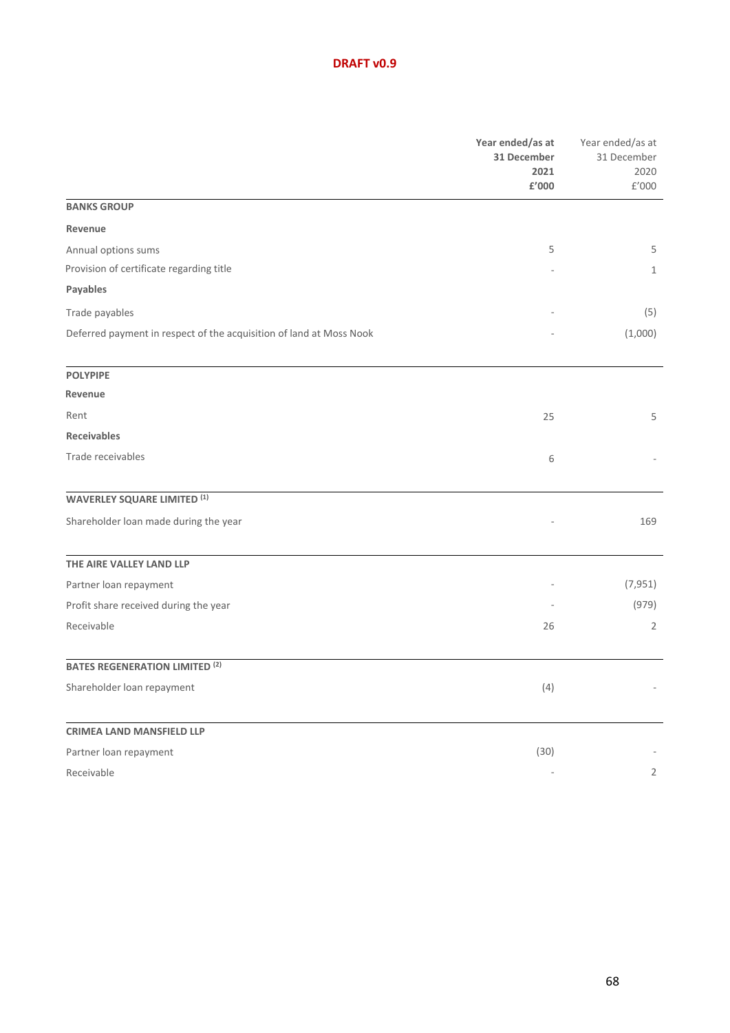**DRAFT v0.9**

| | **Year ended/as at 31 December 2021 £'000** | Year ended/as at 31 December 2020 £'000 |
|---|---|---|
| **BANKS GROUP** | | |
| **Revenue** | | |
| Annual options sums | 5 | 5 |
| Provision of certificate regarding title | - | 1 |
| **Payables** | | |
| Trade payables | - | (5) |
| Deferred payment in respect of the acquisition of land at Moss Nook | - | (1,000) |
| **POLYPIPE** | | |
| **Revenue** | | |
| Rent | 25 | 5 |
| **Receivables** | | |
| Trade receivables | 6 | - |
| **WAVERLEY SQUARE LIMITED [1]** | | |
| Shareholder loan made during the year | - | 169 |
| **THE AIRE VALLEY LAND LLP** | | |
| Partner loan repayment | - | (7,951) |
| Profit share received during the year | - | (979) |
| Receivable | 26 | 2 |
| **BATES REGENERATION LIMITED [2]** | | |
| Shareholder loan repayment | (4) | - |
| **CRIMEA LAND MANSFIELD LLP** | | |
| Partner loan repayment | (30) | - |
| Receivable | - | 2 |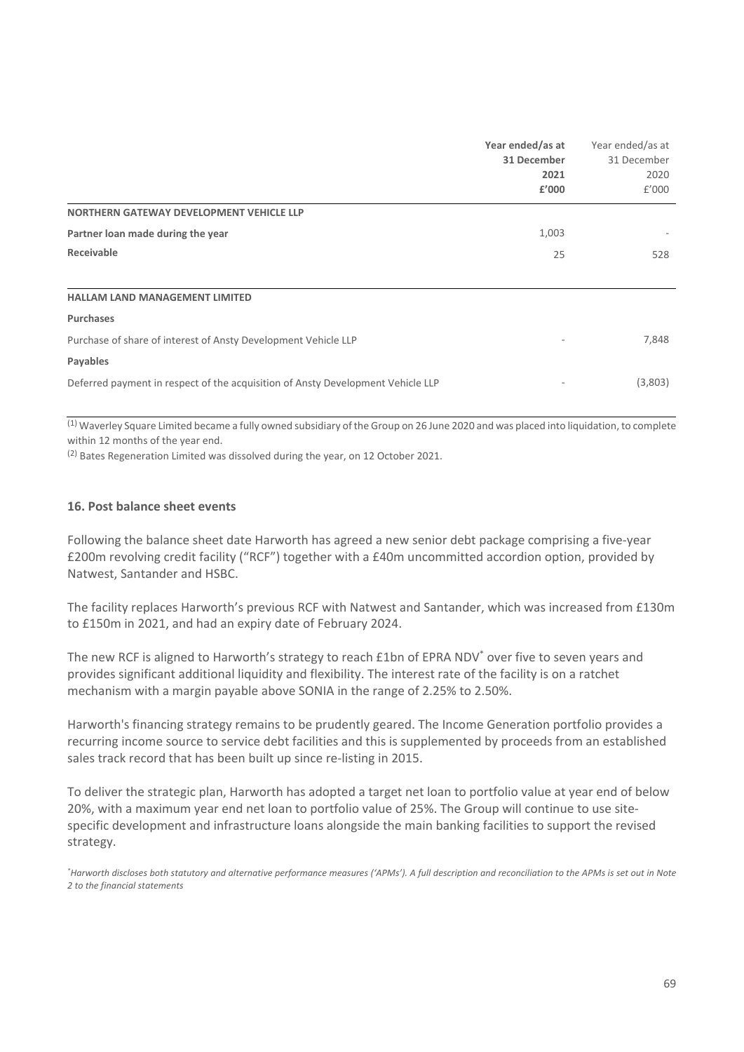| | Year ended/as at 31 December 2021 £'000 | Year ended/as at 31 December 2020 £'000 |
|---|---|---|
| **NORTHERN GATEWAY DEVELOPMENT VEHICLE LLP** | | |
| **Partner loan made during the year** | 1,003 | - |
| **Receivable** | 25 | 528 |
| **HALLAM LAND MANAGEMENT LIMITED** | | |
| **Purchases** | | |
| Purchase of share of interest of Ansty Development Vehicle LLP | - | 7,848 |
| **Payables** | | |
| Deferred payment in respect of the acquisition of Ansty Development Vehicle LLP | - | (3,803) |

(1) Waverley Square Limited became a fully owned subsidiary of the Group on 26 June 2020 and was placed into liquidation, to complete within 12 months of the year end.

(2) Bates Regeneration Limited was dissolved during the year, on 12 October 2021.

## 16. Post balance sheet events

Following the balance sheet date Harworth has agreed a new senior debt package comprising a five-year £200m revolving credit facility ("RCF") together with a £40m uncommitted accordion option, provided by Natwest, Santander and HSBC.

The facility replaces Harworth's previous RCF with Natwest and Santander, which was increased from £130m to £150m in 2021, and had an expiry date of February 2024.

The new RCF is aligned to Harworth's strategy to reach £1bn of EPRA NDV* over five to seven years and provides significant additional liquidity and flexibility. The interest rate of the facility is on a ratchet mechanism with a margin payable above SONIA in the range of 2.25% to 2.50%.

Harworth's financing strategy remains to be prudently geared. The Income Generation portfolio provides a recurring income source to service debt facilities and this is supplemented by proceeds from an established sales track record that has been built up since re-listing in 2015.

To deliver the strategic plan, Harworth has adopted a target net loan to portfolio value at year end of below 20%, with a maximum year end net loan to portfolio value of 25%. The Group will continue to use site-specific development and infrastructure loans alongside the main banking facilities to support the revised strategy.

*\*Harworth discloses both statutory and alternative performance measures ('APMs'). A full description and reconciliation to the APMs is set out in Note 2 to the financial statements*